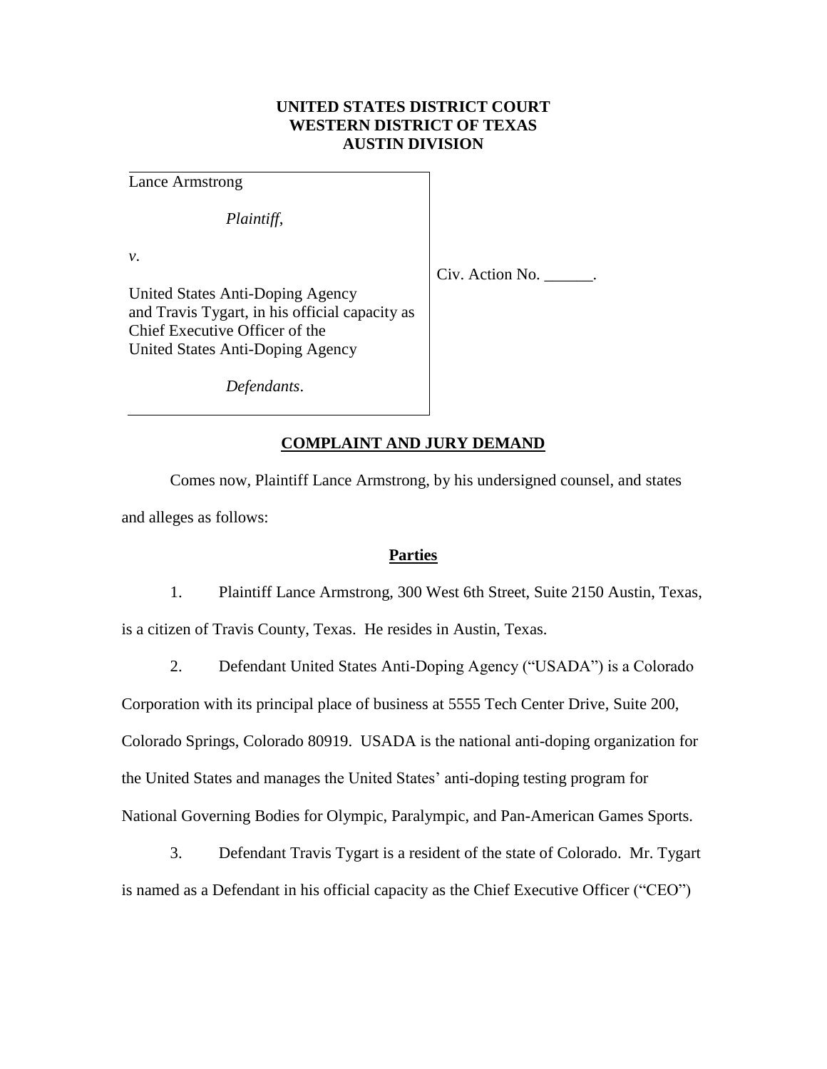**UNITED STATES DISTRICT COURT**
**WESTERN DISTRICT OF TEXAS**
**AUSTIN DIVISION**

| | |
|---|---|
| Lance Armstrong<br><br>*Plaintiff*,<br><br>*v*.<br><br>United States Anti-Doping Agency and Travis Tygart, in his official capacity as Chief Executive Officer of the United States Anti-Doping Agency<br><br>*Defendants*. | Civ. Action No. ______. |

## COMPLAINT AND JURY DEMAND

Comes now, Plaintiff Lance Armstrong, by his undersigned counsel, and states and alleges as follows:

### Parties

1. Plaintiff Lance Armstrong, 300 West 6th Street, Suite 2150 Austin, Texas, is a citizen of Travis County, Texas. He resides in Austin, Texas.

2. Defendant United States Anti-Doping Agency ("USADA") is a Colorado Corporation with its principal place of business at 5555 Tech Center Drive, Suite 200, Colorado Springs, Colorado 80919. USADA is the national anti-doping organization for the United States and manages the United States' anti-doping testing program for National Governing Bodies for Olympic, Paralympic, and Pan-American Games Sports.

3. Defendant Travis Tygart is a resident of the state of Colorado. Mr. Tygart is named as a Defendant in his official capacity as the Chief Executive Officer ("CEO")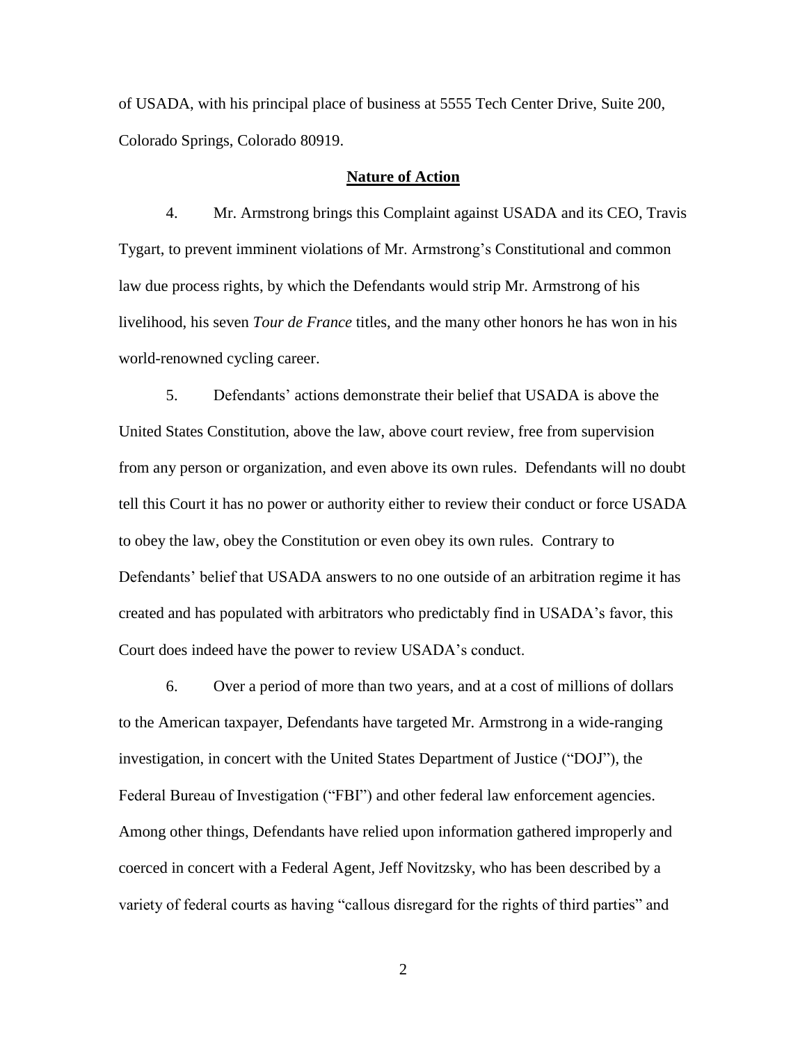of USADA, with his principal place of business at 5555 Tech Center Drive, Suite 200, Colorado Springs, Colorado 80919.

## Nature of Action

4. Mr. Armstrong brings this Complaint against USADA and its CEO, Travis Tygart, to prevent imminent violations of Mr. Armstrong's Constitutional and common law due process rights, by which the Defendants would strip Mr. Armstrong of his livelihood, his seven *Tour de France* titles, and the many other honors he has won in his world-renowned cycling career.

5. Defendants' actions demonstrate their belief that USADA is above the United States Constitution, above the law, above court review, free from supervision from any person or organization, and even above its own rules. Defendants will no doubt tell this Court it has no power or authority either to review their conduct or force USADA to obey the law, obey the Constitution or even obey its own rules. Contrary to Defendants' belief that USADA answers to no one outside of an arbitration regime it has created and has populated with arbitrators who predictably find in USADA's favor, this Court does indeed have the power to review USADA's conduct.

6. Over a period of more than two years, and at a cost of millions of dollars to the American taxpayer, Defendants have targeted Mr. Armstrong in a wide-ranging investigation, in concert with the United States Department of Justice ("DOJ"), the Federal Bureau of Investigation ("FBI") and other federal law enforcement agencies. Among other things, Defendants have relied upon information gathered improperly and coerced in concert with a Federal Agent, Jeff Novitzsky, who has been described by a variety of federal courts as having "callous disregard for the rights of third parties" and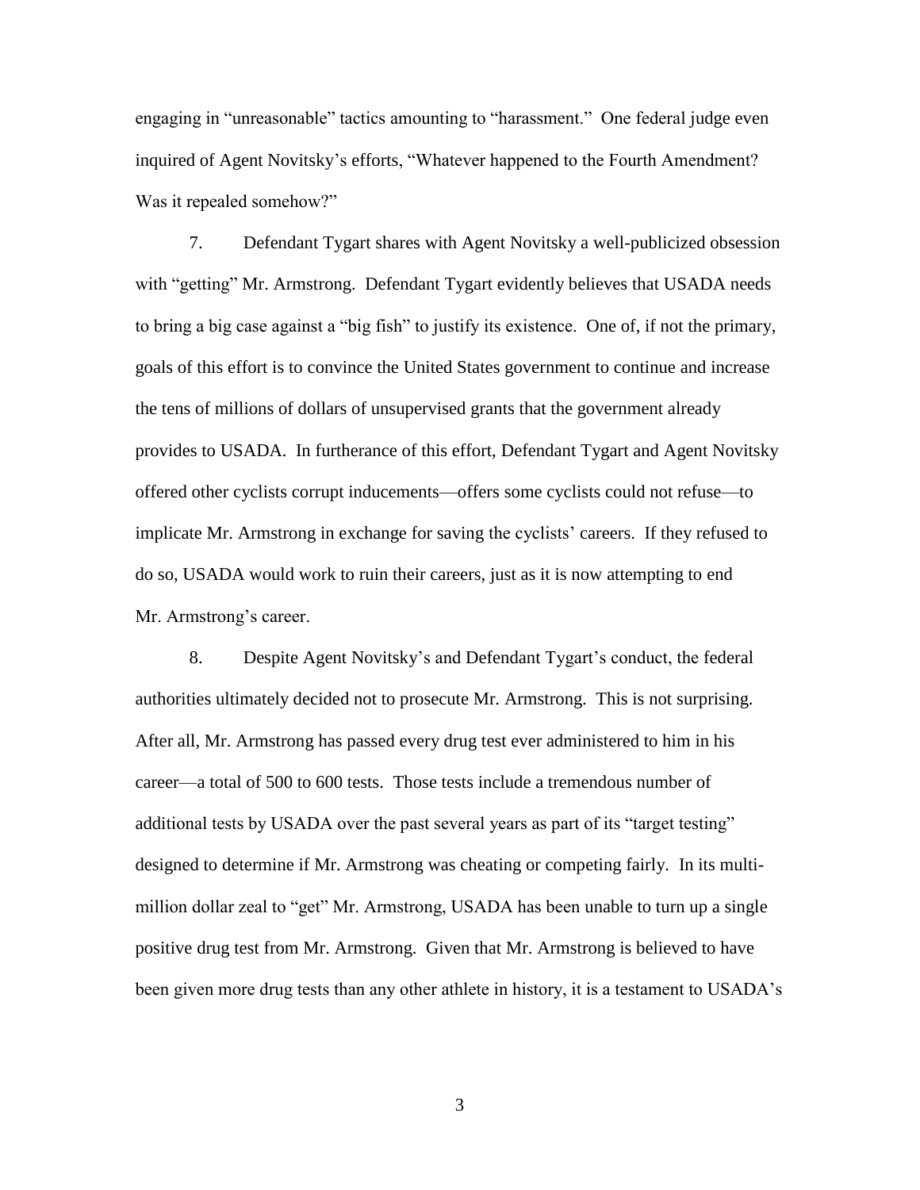engaging in "unreasonable" tactics amounting to "harassment." One federal judge even inquired of Agent Novitsky's efforts, "Whatever happened to the Fourth Amendment? Was it repealed somehow?"

7. Defendant Tygart shares with Agent Novitsky a well-publicized obsession with "getting" Mr. Armstrong. Defendant Tygart evidently believes that USADA needs to bring a big case against a "big fish" to justify its existence. One of, if not the primary, goals of this effort is to convince the United States government to continue and increase the tens of millions of dollars of unsupervised grants that the government already provides to USADA. In furtherance of this effort, Defendant Tygart and Agent Novitsky offered other cyclists corrupt inducements—offers some cyclists could not refuse—to implicate Mr. Armstrong in exchange for saving the cyclists' careers. If they refused to do so, USADA would work to ruin their careers, just as it is now attempting to end Mr. Armstrong's career.

8. Despite Agent Novitsky's and Defendant Tygart's conduct, the federal authorities ultimately decided not to prosecute Mr. Armstrong. This is not surprising. After all, Mr. Armstrong has passed every drug test ever administered to him in his career—a total of 500 to 600 tests. Those tests include a tremendous number of additional tests by USADA over the past several years as part of its "target testing" designed to determine if Mr. Armstrong was cheating or competing fairly. In its multi-million dollar zeal to "get" Mr. Armstrong, USADA has been unable to turn up a single positive drug test from Mr. Armstrong. Given that Mr. Armstrong is believed to have been given more drug tests than any other athlete in history, it is a testament to USADA's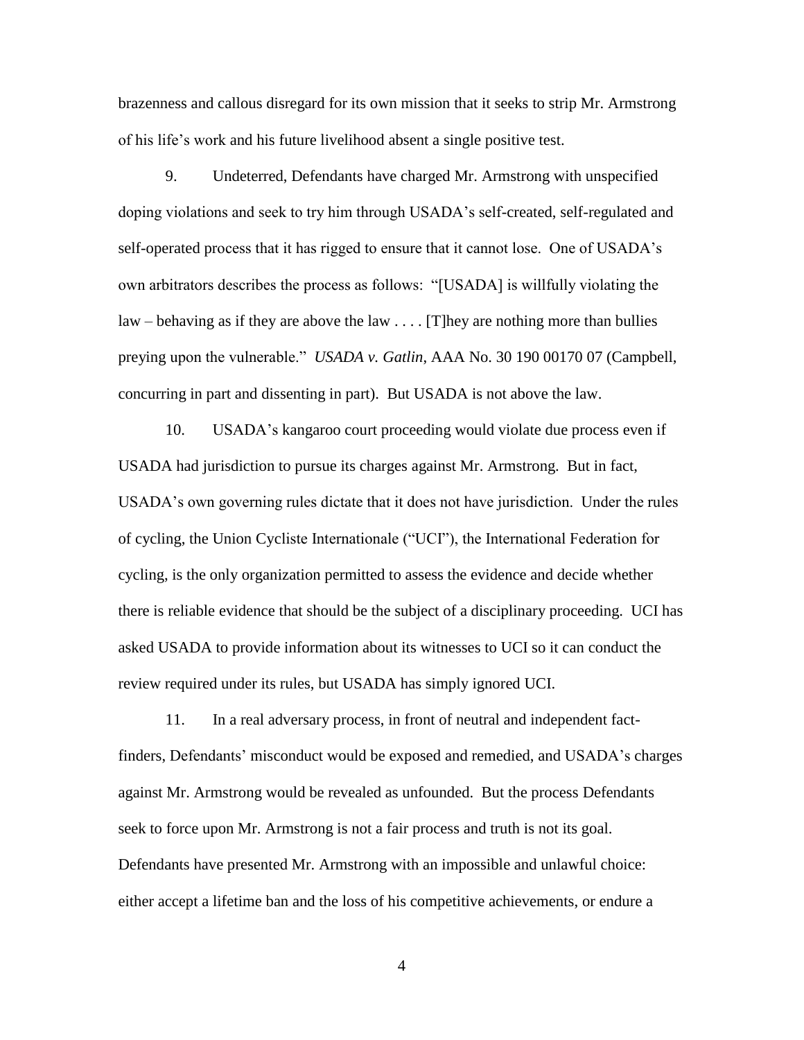brazenness and callous disregard for its own mission that it seeks to strip Mr. Armstrong of his life's work and his future livelihood absent a single positive test.

9. Undeterred, Defendants have charged Mr. Armstrong with unspecified doping violations and seek to try him through USADA's self-created, self-regulated and self-operated process that it has rigged to ensure that it cannot lose. One of USADA's own arbitrators describes the process as follows: "[USADA] is willfully violating the law – behaving as if they are above the law . . . . [T]hey are nothing more than bullies preying upon the vulnerable." *USADA v. Gatlin*, AAA No. 30 190 00170 07 (Campbell, concurring in part and dissenting in part). But USADA is not above the law.

10. USADA's kangaroo court proceeding would violate due process even if USADA had jurisdiction to pursue its charges against Mr. Armstrong. But in fact, USADA's own governing rules dictate that it does not have jurisdiction. Under the rules of cycling, the Union Cycliste Internationale ("UCI"), the International Federation for cycling, is the only organization permitted to assess the evidence and decide whether there is reliable evidence that should be the subject of a disciplinary proceeding. UCI has asked USADA to provide information about its witnesses to UCI so it can conduct the review required under its rules, but USADA has simply ignored UCI.

11. In a real adversary process, in front of neutral and independent fact-finders, Defendants' misconduct would be exposed and remedied, and USADA's charges against Mr. Armstrong would be revealed as unfounded. But the process Defendants seek to force upon Mr. Armstrong is not a fair process and truth is not its goal. Defendants have presented Mr. Armstrong with an impossible and unlawful choice: either accept a lifetime ban and the loss of his competitive achievements, or endure a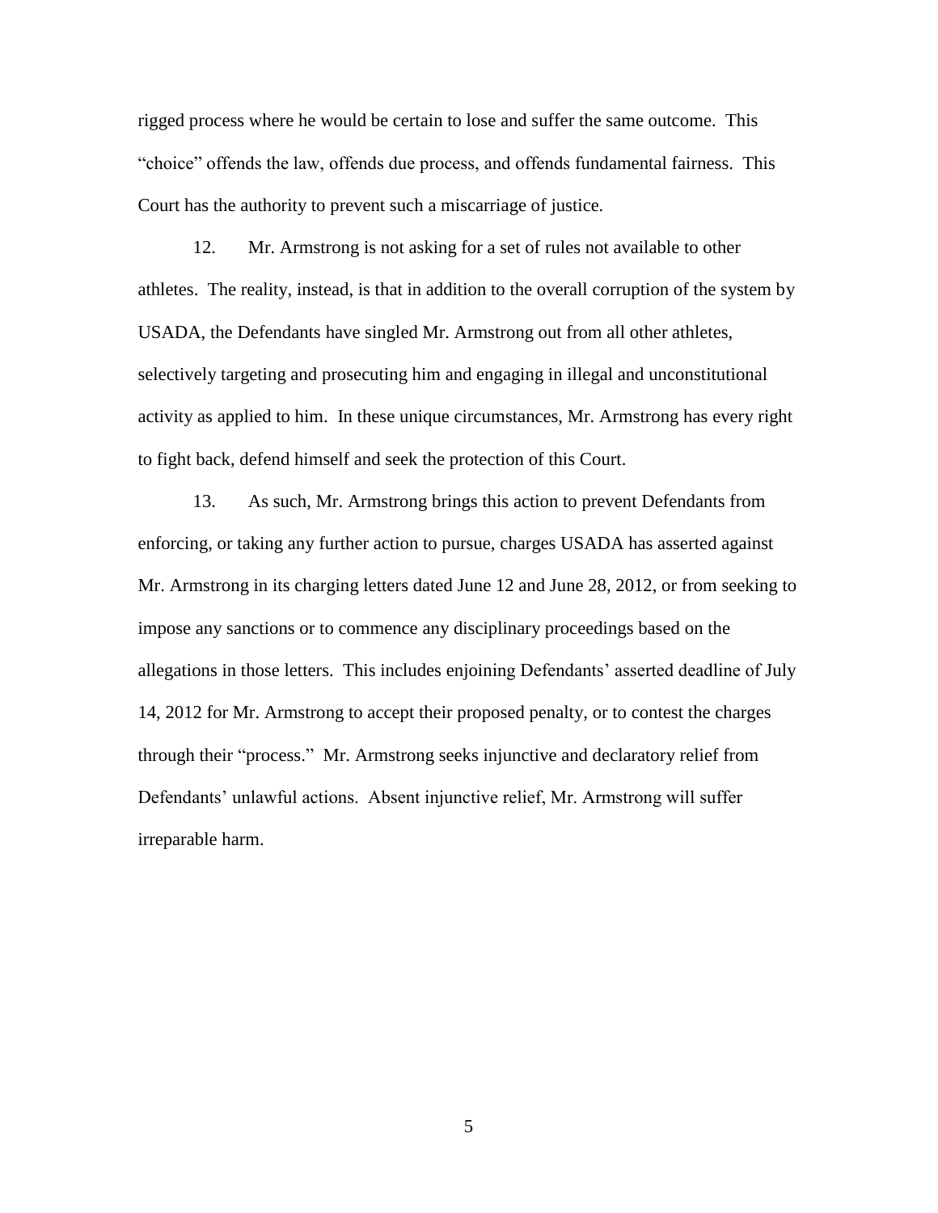rigged process where he would be certain to lose and suffer the same outcome. This "choice" offends the law, offends due process, and offends fundamental fairness. This Court has the authority to prevent such a miscarriage of justice.

12. Mr. Armstrong is not asking for a set of rules not available to other athletes. The reality, instead, is that in addition to the overall corruption of the system by USADA, the Defendants have singled Mr. Armstrong out from all other athletes, selectively targeting and prosecuting him and engaging in illegal and unconstitutional activity as applied to him. In these unique circumstances, Mr. Armstrong has every right to fight back, defend himself and seek the protection of this Court.

13. As such, Mr. Armstrong brings this action to prevent Defendants from enforcing, or taking any further action to pursue, charges USADA has asserted against Mr. Armstrong in its charging letters dated June 12 and June 28, 2012, or from seeking to impose any sanctions or to commence any disciplinary proceedings based on the allegations in those letters. This includes enjoining Defendants' asserted deadline of July 14, 2012 for Mr. Armstrong to accept their proposed penalty, or to contest the charges through their "process." Mr. Armstrong seeks injunctive and declaratory relief from Defendants' unlawful actions. Absent injunctive relief, Mr. Armstrong will suffer irreparable harm.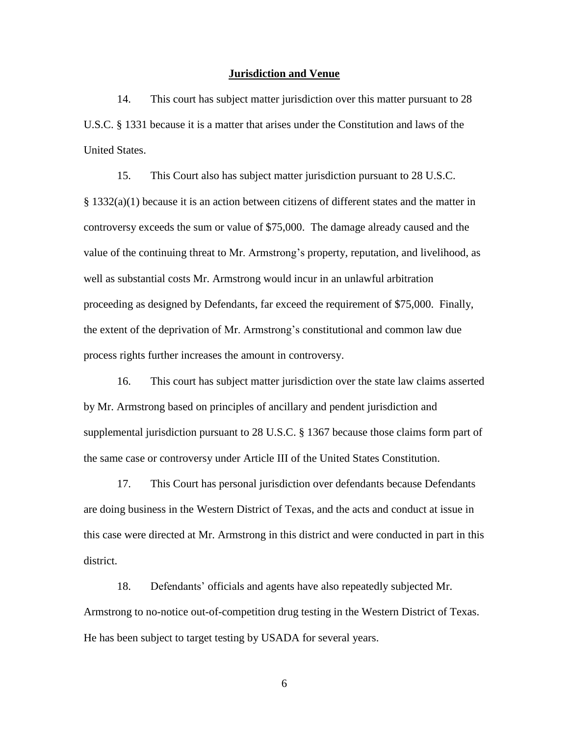## Jurisdiction and Venue

14. This court has subject matter jurisdiction over this matter pursuant to 28 U.S.C. § 1331 because it is a matter that arises under the Constitution and laws of the United States.

15. This Court also has subject matter jurisdiction pursuant to 28 U.S.C. § 1332(a)(1) because it is an action between citizens of different states and the matter in controversy exceeds the sum or value of $75,000. The damage already caused and the value of the continuing threat to Mr. Armstrong's property, reputation, and livelihood, as well as substantial costs Mr. Armstrong would incur in an unlawful arbitration proceeding as designed by Defendants, far exceed the requirement of $75,000. Finally, the extent of the deprivation of Mr. Armstrong's constitutional and common law due process rights further increases the amount in controversy.

16. This court has subject matter jurisdiction over the state law claims asserted by Mr. Armstrong based on principles of ancillary and pendent jurisdiction and supplemental jurisdiction pursuant to 28 U.S.C. § 1367 because those claims form part of the same case or controversy under Article III of the United States Constitution.

17. This Court has personal jurisdiction over defendants because Defendants are doing business in the Western District of Texas, and the acts and conduct at issue in this case were directed at Mr. Armstrong in this district and were conducted in part in this district.

18. Defendants' officials and agents have also repeatedly subjected Mr. Armstrong to no-notice out-of-competition drug testing in the Western District of Texas. He has been subject to target testing by USADA for several years.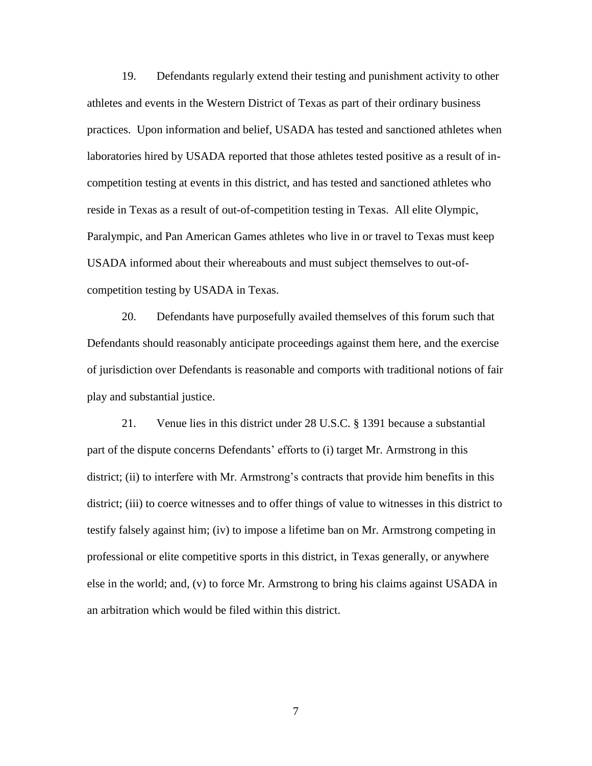19. Defendants regularly extend their testing and punishment activity to other athletes and events in the Western District of Texas as part of their ordinary business practices. Upon information and belief, USADA has tested and sanctioned athletes when laboratories hired by USADA reported that those athletes tested positive as a result of in-competition testing at events in this district, and has tested and sanctioned athletes who reside in Texas as a result of out-of-competition testing in Texas. All elite Olympic, Paralympic, and Pan American Games athletes who live in or travel to Texas must keep USADA informed about their whereabouts and must subject themselves to out-of-competition testing by USADA in Texas.

20. Defendants have purposefully availed themselves of this forum such that Defendants should reasonably anticipate proceedings against them here, and the exercise of jurisdiction over Defendants is reasonable and comports with traditional notions of fair play and substantial justice.

21. Venue lies in this district under 28 U.S.C. § 1391 because a substantial part of the dispute concerns Defendants' efforts to (i) target Mr. Armstrong in this district; (ii) to interfere with Mr. Armstrong's contracts that provide him benefits in this district; (iii) to coerce witnesses and to offer things of value to witnesses in this district to testify falsely against him; (iv) to impose a lifetime ban on Mr. Armstrong competing in professional or elite competitive sports in this district, in Texas generally, or anywhere else in the world; and, (v) to force Mr. Armstrong to bring his claims against USADA in an arbitration which would be filed within this district.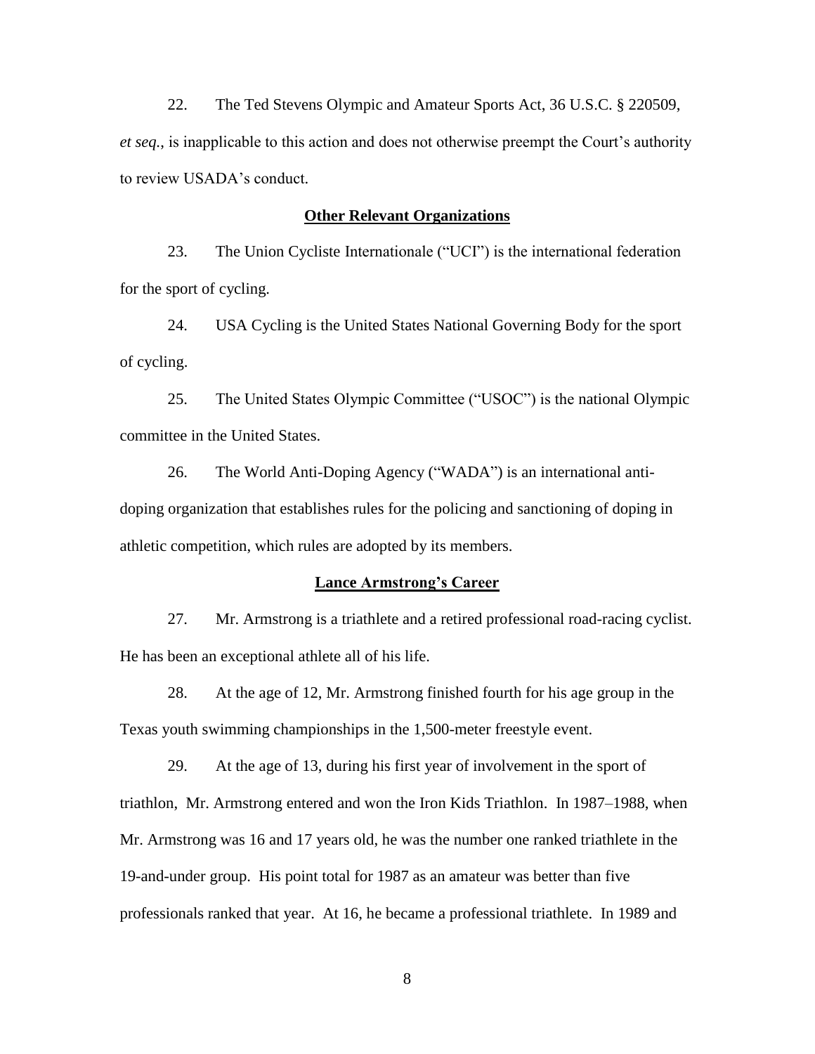22. The Ted Stevens Olympic and Amateur Sports Act, 36 U.S.C. § 220509, *et seq.*, is inapplicable to this action and does not otherwise preempt the Court's authority to review USADA's conduct.

**Other Relevant Organizations**

23. The Union Cycliste Internationale ("UCI") is the international federation for the sport of cycling.

24. USA Cycling is the United States National Governing Body for the sport of cycling.

25. The United States Olympic Committee ("USOC") is the national Olympic committee in the United States.

26. The World Anti-Doping Agency ("WADA") is an international anti-doping organization that establishes rules for the policing and sanctioning of doping in athletic competition, which rules are adopted by its members.

**Lance Armstrong's Career**

27. Mr. Armstrong is a triathlete and a retired professional road-racing cyclist. He has been an exceptional athlete all of his life.

28. At the age of 12, Mr. Armstrong finished fourth for his age group in the Texas youth swimming championships in the 1,500-meter freestyle event.

29. At the age of 13, during his first year of involvement in the sport of triathlon, Mr. Armstrong entered and won the Iron Kids Triathlon. In 1987–1988, when Mr. Armstrong was 16 and 17 years old, he was the number one ranked triathlete in the 19-and-under group. His point total for 1987 as an amateur was better than five professionals ranked that year. At 16, he became a professional triathlete. In 1989 and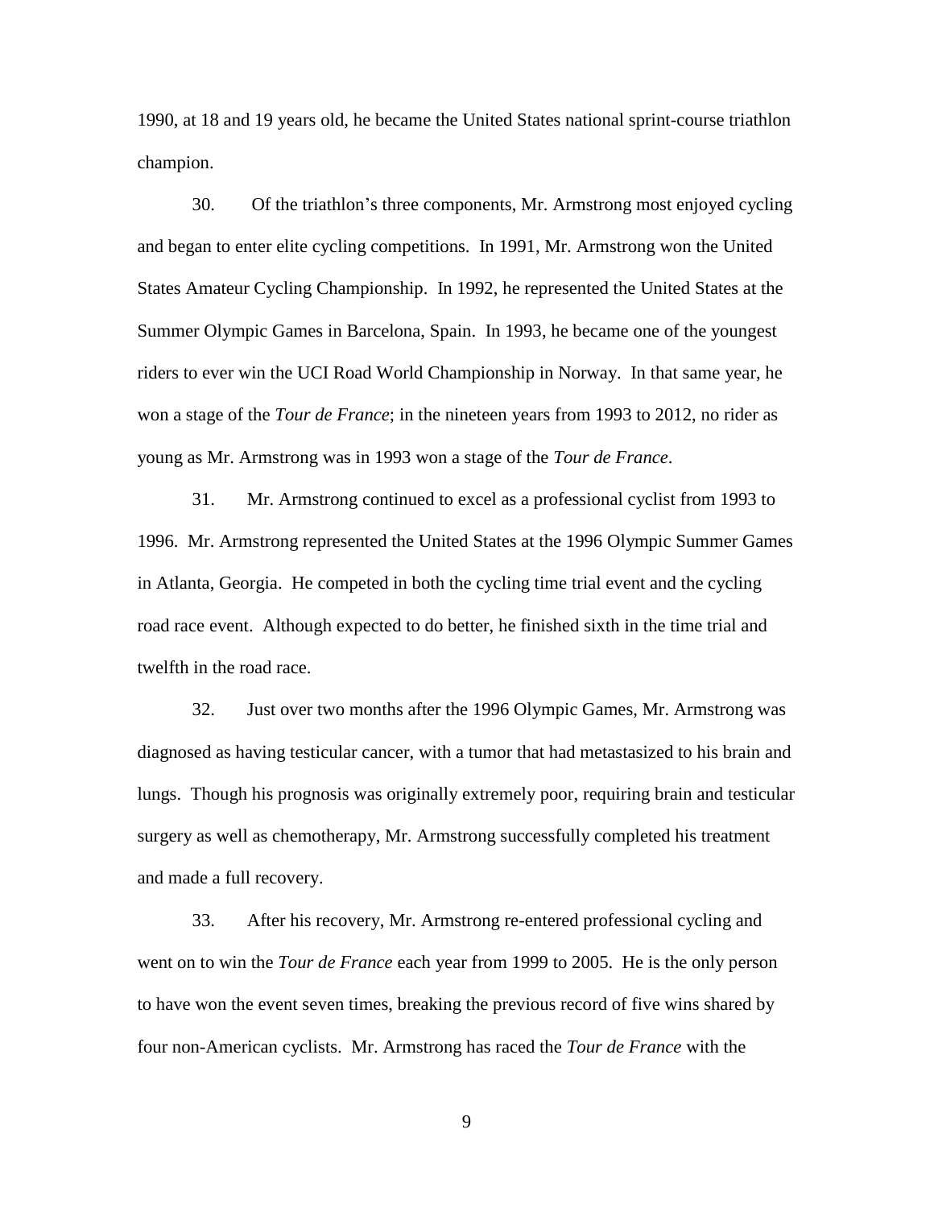1990, at 18 and 19 years old, he became the United States national sprint-course triathlon champion.

30. Of the triathlon's three components, Mr. Armstrong most enjoyed cycling and began to enter elite cycling competitions. In 1991, Mr. Armstrong won the United States Amateur Cycling Championship. In 1992, he represented the United States at the Summer Olympic Games in Barcelona, Spain. In 1993, he became one of the youngest riders to ever win the UCI Road World Championship in Norway. In that same year, he won a stage of the *Tour de France*; in the nineteen years from 1993 to 2012, no rider as young as Mr. Armstrong was in 1993 won a stage of the *Tour de France*.

31. Mr. Armstrong continued to excel as a professional cyclist from 1993 to 1996. Mr. Armstrong represented the United States at the 1996 Olympic Summer Games in Atlanta, Georgia. He competed in both the cycling time trial event and the cycling road race event. Although expected to do better, he finished sixth in the time trial and twelfth in the road race.

32. Just over two months after the 1996 Olympic Games, Mr. Armstrong was diagnosed as having testicular cancer, with a tumor that had metastasized to his brain and lungs. Though his prognosis was originally extremely poor, requiring brain and testicular surgery as well as chemotherapy, Mr. Armstrong successfully completed his treatment and made a full recovery.

33. After his recovery, Mr. Armstrong re-entered professional cycling and went on to win the *Tour de France* each year from 1999 to 2005. He is the only person to have won the event seven times, breaking the previous record of five wins shared by four non-American cyclists. Mr. Armstrong has raced the *Tour de France* with the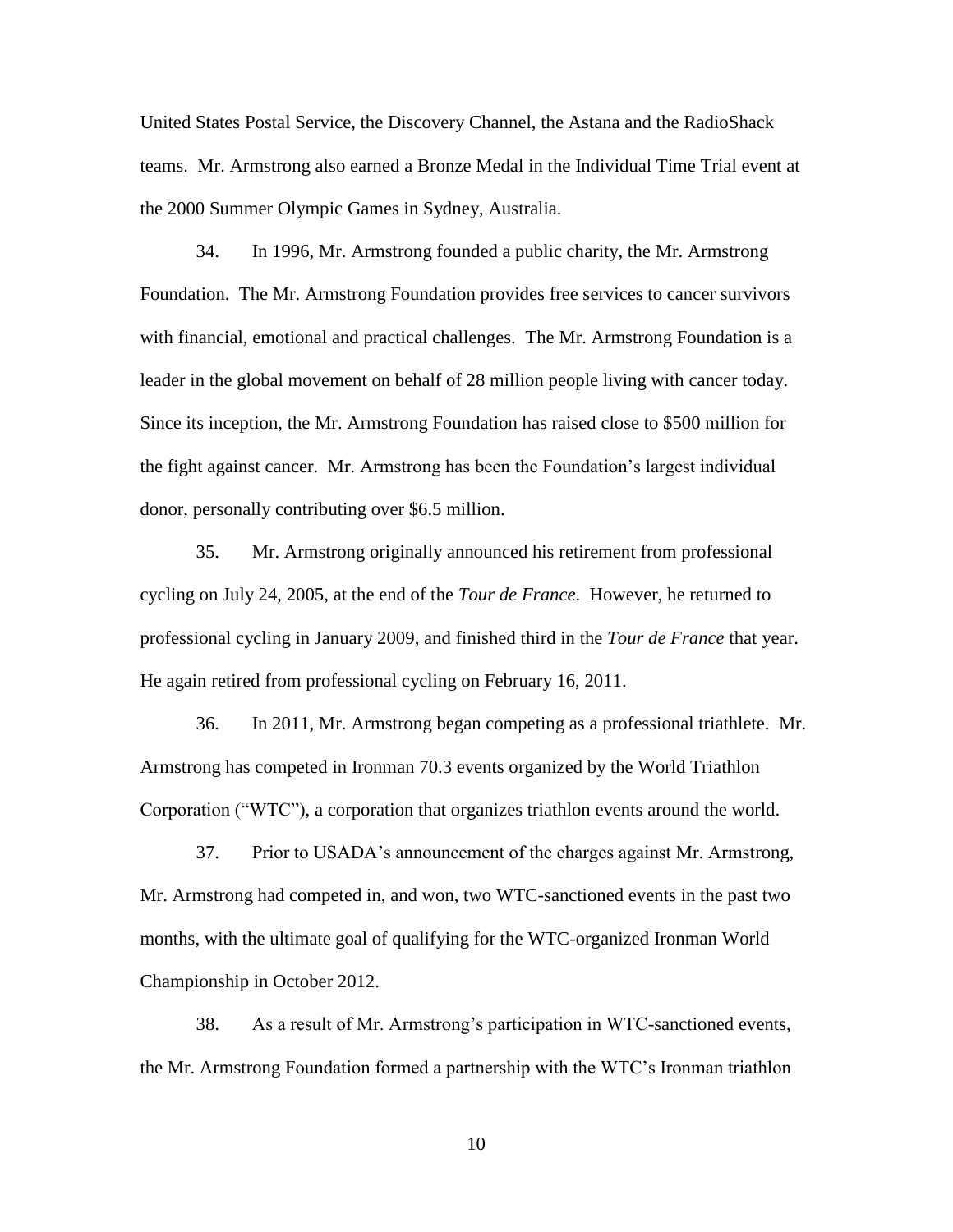United States Postal Service, the Discovery Channel, the Astana and the RadioShack teams. Mr. Armstrong also earned a Bronze Medal in the Individual Time Trial event at the 2000 Summer Olympic Games in Sydney, Australia.

34. In 1996, Mr. Armstrong founded a public charity, the Mr. Armstrong Foundation. The Mr. Armstrong Foundation provides free services to cancer survivors with financial, emotional and practical challenges. The Mr. Armstrong Foundation is a leader in the global movement on behalf of 28 million people living with cancer today. Since its inception, the Mr. Armstrong Foundation has raised close to $500 million for the fight against cancer. Mr. Armstrong has been the Foundation's largest individual donor, personally contributing over $6.5 million.

35. Mr. Armstrong originally announced his retirement from professional cycling on July 24, 2005, at the end of the *Tour de France*. However, he returned to professional cycling in January 2009, and finished third in the *Tour de France* that year. He again retired from professional cycling on February 16, 2011.

36. In 2011, Mr. Armstrong began competing as a professional triathlete. Mr. Armstrong has competed in Ironman 70.3 events organized by the World Triathlon Corporation ("WTC"), a corporation that organizes triathlon events around the world.

37. Prior to USADA's announcement of the charges against Mr. Armstrong, Mr. Armstrong had competed in, and won, two WTC-sanctioned events in the past two months, with the ultimate goal of qualifying for the WTC-organized Ironman World Championship in October 2012.

38. As a result of Mr. Armstrong's participation in WTC-sanctioned events, the Mr. Armstrong Foundation formed a partnership with the WTC's Ironman triathlon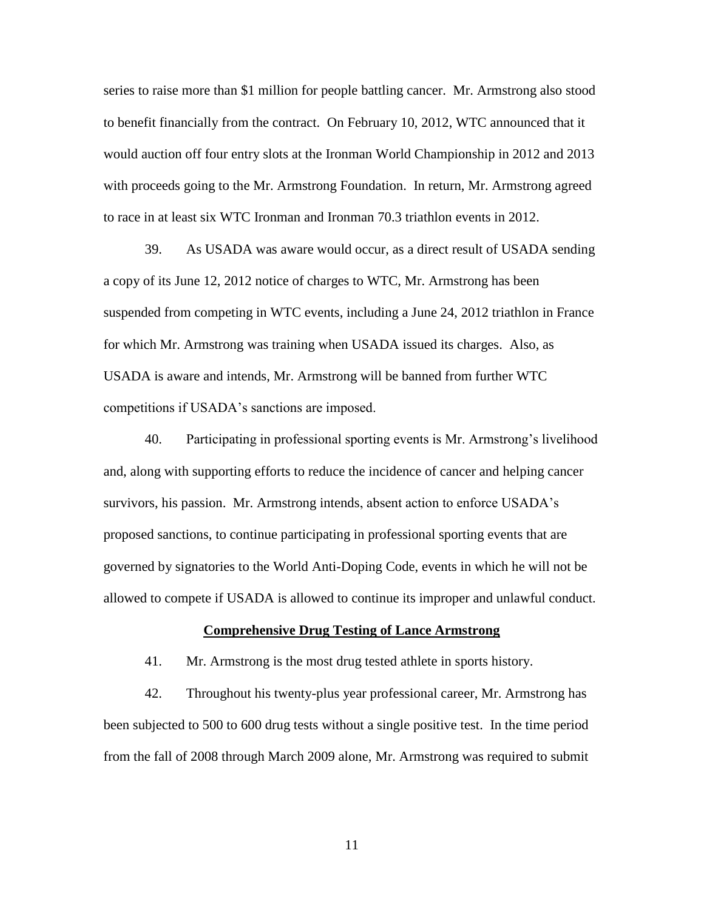series to raise more than $1 million for people battling cancer. Mr. Armstrong also stood to benefit financially from the contract. On February 10, 2012, WTC announced that it would auction off four entry slots at the Ironman World Championship in 2012 and 2013 with proceeds going to the Mr. Armstrong Foundation. In return, Mr. Armstrong agreed to race in at least six WTC Ironman and Ironman 70.3 triathlon events in 2012.

39. As USADA was aware would occur, as a direct result of USADA sending a copy of its June 12, 2012 notice of charges to WTC, Mr. Armstrong has been suspended from competing in WTC events, including a June 24, 2012 triathlon in France for which Mr. Armstrong was training when USADA issued its charges. Also, as USADA is aware and intends, Mr. Armstrong will be banned from further WTC competitions if USADA's sanctions are imposed.

40. Participating in professional sporting events is Mr. Armstrong's livelihood and, along with supporting efforts to reduce the incidence of cancer and helping cancer survivors, his passion. Mr. Armstrong intends, absent action to enforce USADA's proposed sanctions, to continue participating in professional sporting events that are governed by signatories to the World Anti-Doping Code, events in which he will not be allowed to compete if USADA is allowed to continue its improper and unlawful conduct.

**Comprehensive Drug Testing of Lance Armstrong**

41. Mr. Armstrong is the most drug tested athlete in sports history.

42. Throughout his twenty-plus year professional career, Mr. Armstrong has been subjected to 500 to 600 drug tests without a single positive test. In the time period from the fall of 2008 through March 2009 alone, Mr. Armstrong was required to submit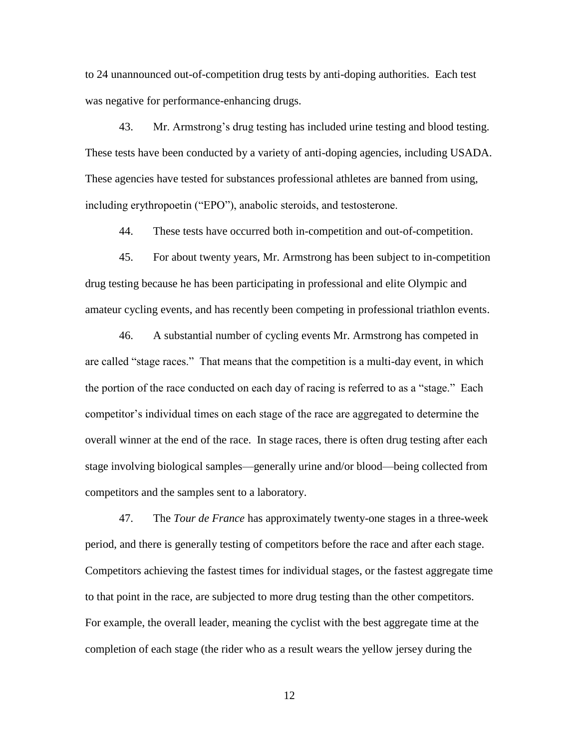to 24 unannounced out-of-competition drug tests by anti-doping authorities. Each test was negative for performance-enhancing drugs.

43. Mr. Armstrong's drug testing has included urine testing and blood testing. These tests have been conducted by a variety of anti-doping agencies, including USADA. These agencies have tested for substances professional athletes are banned from using, including erythropoetin ("EPO"), anabolic steroids, and testosterone.

44. These tests have occurred both in-competition and out-of-competition.

45. For about twenty years, Mr. Armstrong has been subject to in-competition drug testing because he has been participating in professional and elite Olympic and amateur cycling events, and has recently been competing in professional triathlon events.

46. A substantial number of cycling events Mr. Armstrong has competed in are called "stage races." That means that the competition is a multi-day event, in which the portion of the race conducted on each day of racing is referred to as a "stage." Each competitor's individual times on each stage of the race are aggregated to determine the overall winner at the end of the race. In stage races, there is often drug testing after each stage involving biological samples—generally urine and/or blood—being collected from competitors and the samples sent to a laboratory.

47. The *Tour de France* has approximately twenty-one stages in a three-week period, and there is generally testing of competitors before the race and after each stage. Competitors achieving the fastest times for individual stages, or the fastest aggregate time to that point in the race, are subjected to more drug testing than the other competitors. For example, the overall leader, meaning the cyclist with the best aggregate time at the completion of each stage (the rider who as a result wears the yellow jersey during the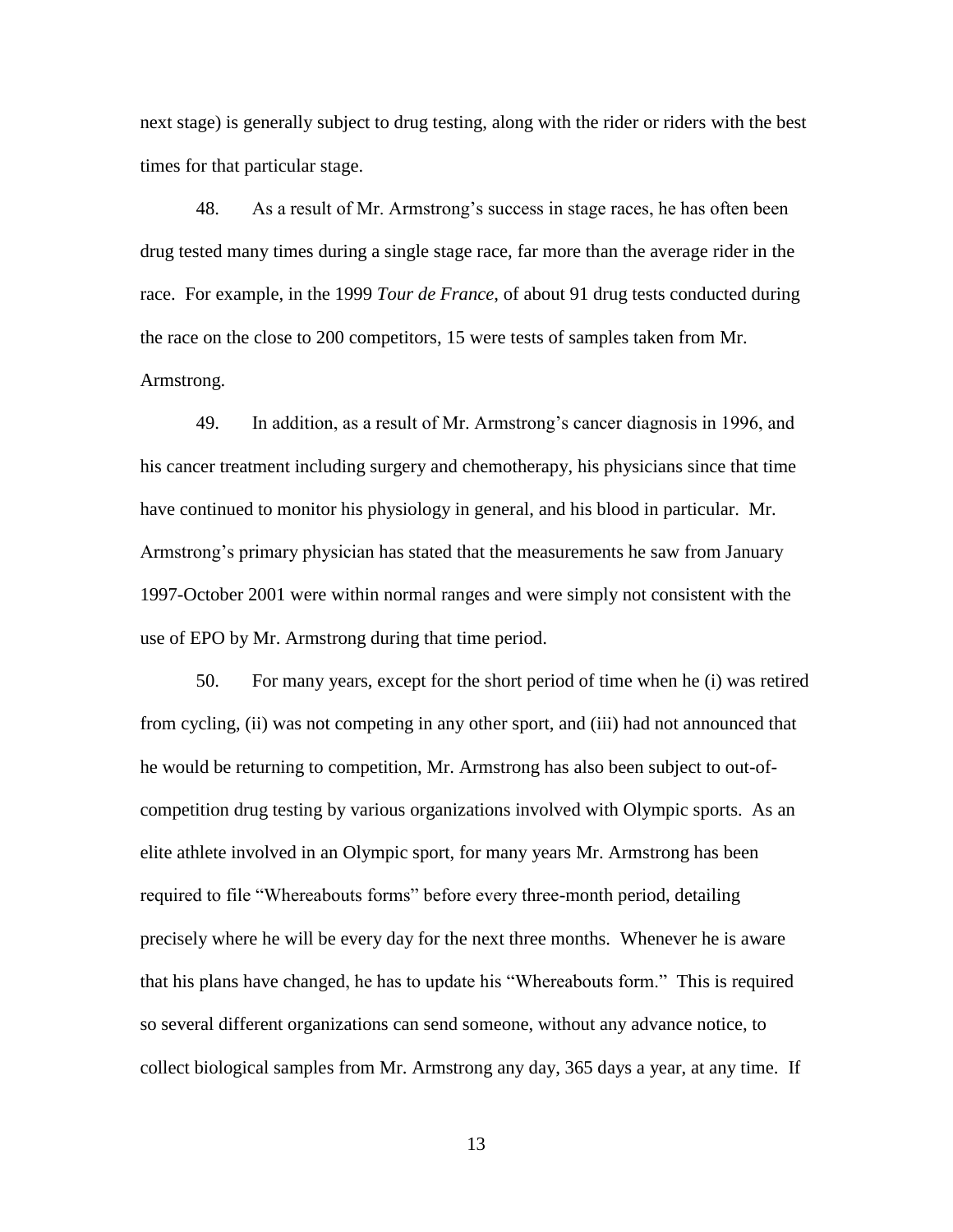next stage) is generally subject to drug testing, along with the rider or riders with the best times for that particular stage.

48. As a result of Mr. Armstrong's success in stage races, he has often been drug tested many times during a single stage race, far more than the average rider in the race. For example, in the 1999 *Tour de France*, of about 91 drug tests conducted during the race on the close to 200 competitors, 15 were tests of samples taken from Mr. Armstrong.

49. In addition, as a result of Mr. Armstrong's cancer diagnosis in 1996, and his cancer treatment including surgery and chemotherapy, his physicians since that time have continued to monitor his physiology in general, and his blood in particular. Mr. Armstrong's primary physician has stated that the measurements he saw from January 1997-October 2001 were within normal ranges and were simply not consistent with the use of EPO by Mr. Armstrong during that time period.

50. For many years, except for the short period of time when he (i) was retired from cycling, (ii) was not competing in any other sport, and (iii) had not announced that he would be returning to competition, Mr. Armstrong has also been subject to out-of-competition drug testing by various organizations involved with Olympic sports. As an elite athlete involved in an Olympic sport, for many years Mr. Armstrong has been required to file "Whereabouts forms" before every three-month period, detailing precisely where he will be every day for the next three months. Whenever he is aware that his plans have changed, he has to update his "Whereabouts form." This is required so several different organizations can send someone, without any advance notice, to collect biological samples from Mr. Armstrong any day, 365 days a year, at any time. If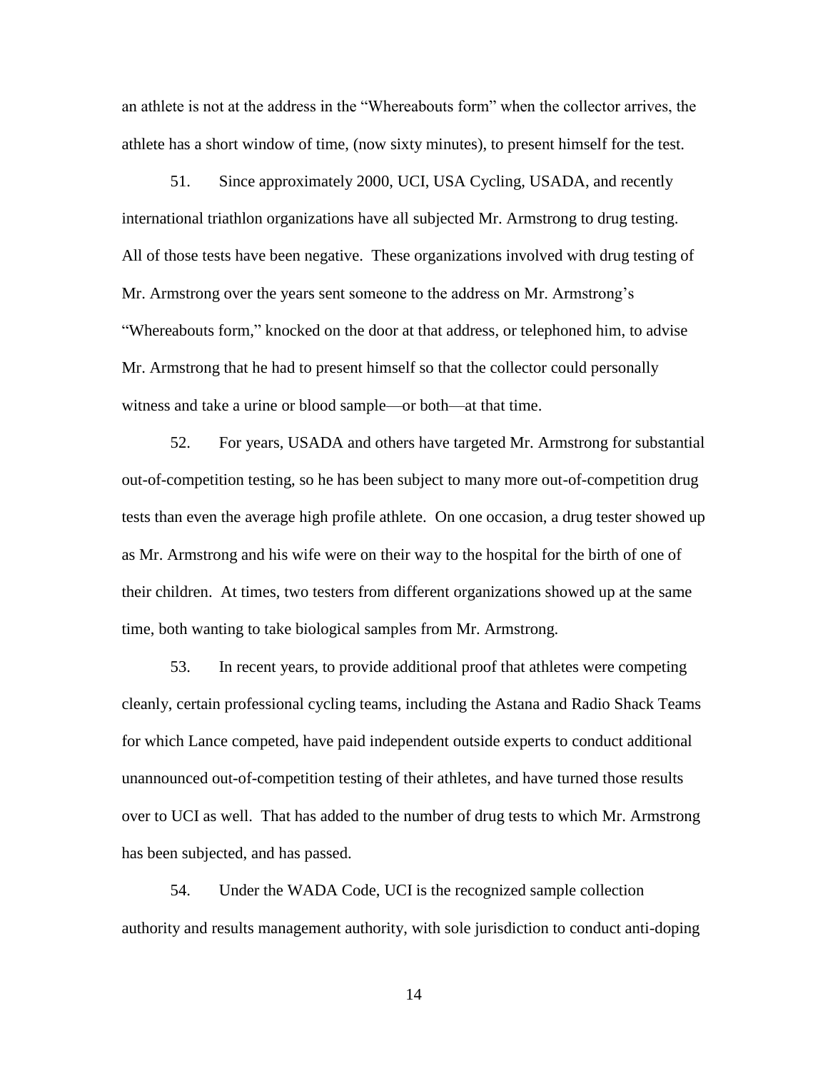an athlete is not at the address in the "Whereabouts form" when the collector arrives, the athlete has a short window of time, (now sixty minutes), to present himself for the test.

51. Since approximately 2000, UCI, USA Cycling, USADA, and recently international triathlon organizations have all subjected Mr. Armstrong to drug testing. All of those tests have been negative. These organizations involved with drug testing of Mr. Armstrong over the years sent someone to the address on Mr. Armstrong's "Whereabouts form," knocked on the door at that address, or telephoned him, to advise Mr. Armstrong that he had to present himself so that the collector could personally witness and take a urine or blood sample—or both—at that time.

52. For years, USADA and others have targeted Mr. Armstrong for substantial out-of-competition testing, so he has been subject to many more out-of-competition drug tests than even the average high profile athlete. On one occasion, a drug tester showed up as Mr. Armstrong and his wife were on their way to the hospital for the birth of one of their children. At times, two testers from different organizations showed up at the same time, both wanting to take biological samples from Mr. Armstrong.

53. In recent years, to provide additional proof that athletes were competing cleanly, certain professional cycling teams, including the Astana and Radio Shack Teams for which Lance competed, have paid independent outside experts to conduct additional unannounced out-of-competition testing of their athletes, and have turned those results over to UCI as well. That has added to the number of drug tests to which Mr. Armstrong has been subjected, and has passed.

54. Under the WADA Code, UCI is the recognized sample collection authority and results management authority, with sole jurisdiction to conduct anti-doping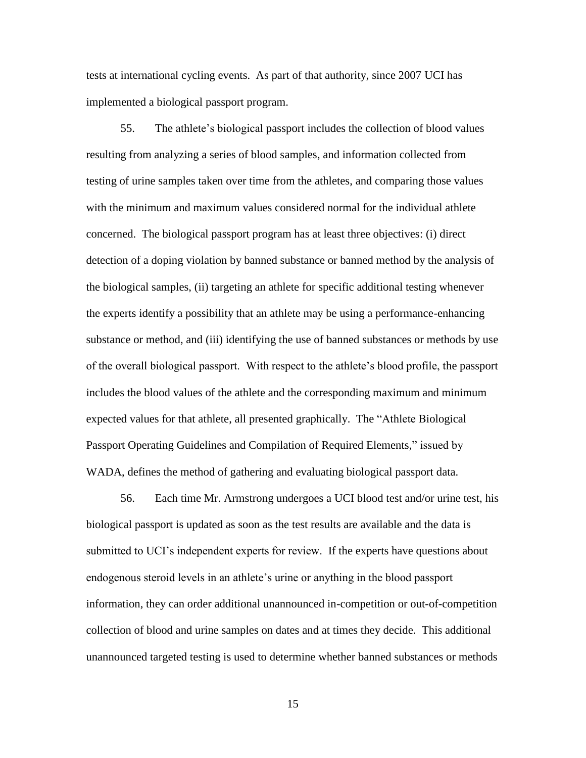tests at international cycling events. As part of that authority, since 2007 UCI has implemented a biological passport program.

55. The athlete's biological passport includes the collection of blood values resulting from analyzing a series of blood samples, and information collected from testing of urine samples taken over time from the athletes, and comparing those values with the minimum and maximum values considered normal for the individual athlete concerned. The biological passport program has at least three objectives: (i) direct detection of a doping violation by banned substance or banned method by the analysis of the biological samples, (ii) targeting an athlete for specific additional testing whenever the experts identify a possibility that an athlete may be using a performance-enhancing substance or method, and (iii) identifying the use of banned substances or methods by use of the overall biological passport. With respect to the athlete's blood profile, the passport includes the blood values of the athlete and the corresponding maximum and minimum expected values for that athlete, all presented graphically. The "Athlete Biological Passport Operating Guidelines and Compilation of Required Elements," issued by WADA, defines the method of gathering and evaluating biological passport data.

56. Each time Mr. Armstrong undergoes a UCI blood test and/or urine test, his biological passport is updated as soon as the test results are available and the data is submitted to UCI's independent experts for review. If the experts have questions about endogenous steroid levels in an athlete's urine or anything in the blood passport information, they can order additional unannounced in-competition or out-of-competition collection of blood and urine samples on dates and at times they decide. This additional unannounced targeted testing is used to determine whether banned substances or methods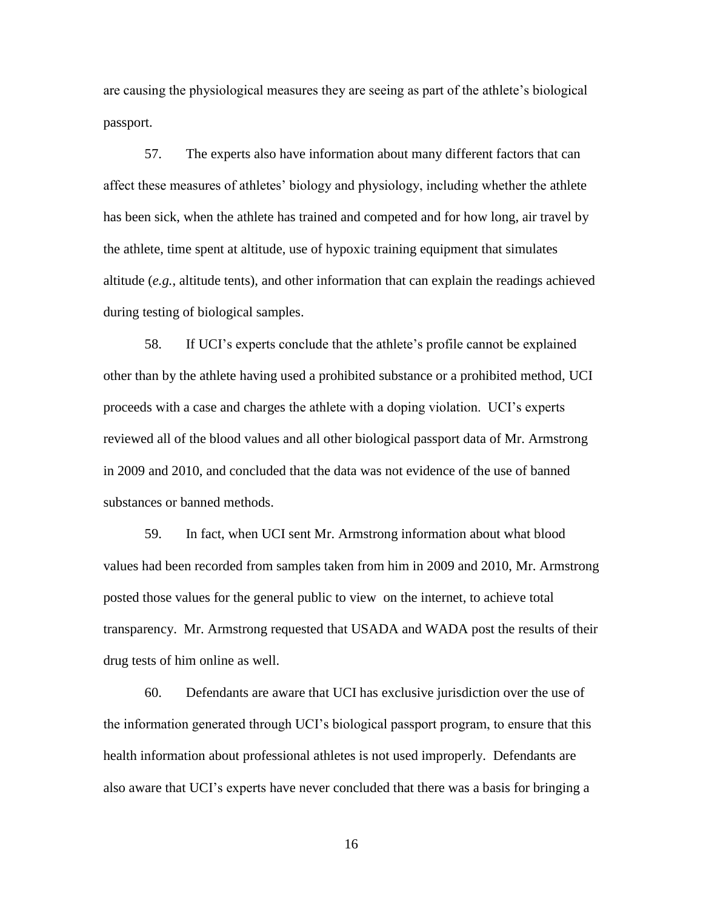are causing the physiological measures they are seeing as part of the athlete's biological passport.

57. The experts also have information about many different factors that can affect these measures of athletes' biology and physiology, including whether the athlete has been sick, when the athlete has trained and competed and for how long, air travel by the athlete, time spent at altitude, use of hypoxic training equipment that simulates altitude (*e.g.*, altitude tents), and other information that can explain the readings achieved during testing of biological samples.

58. If UCI's experts conclude that the athlete's profile cannot be explained other than by the athlete having used a prohibited substance or a prohibited method, UCI proceeds with a case and charges the athlete with a doping violation. UCI's experts reviewed all of the blood values and all other biological passport data of Mr. Armstrong in 2009 and 2010, and concluded that the data was not evidence of the use of banned substances or banned methods.

59. In fact, when UCI sent Mr. Armstrong information about what blood values had been recorded from samples taken from him in 2009 and 2010, Mr. Armstrong posted those values for the general public to view on the internet, to achieve total transparency. Mr. Armstrong requested that USADA and WADA post the results of their drug tests of him online as well.

60. Defendants are aware that UCI has exclusive jurisdiction over the use of the information generated through UCI's biological passport program, to ensure that this health information about professional athletes is not used improperly. Defendants are also aware that UCI's experts have never concluded that there was a basis for bringing a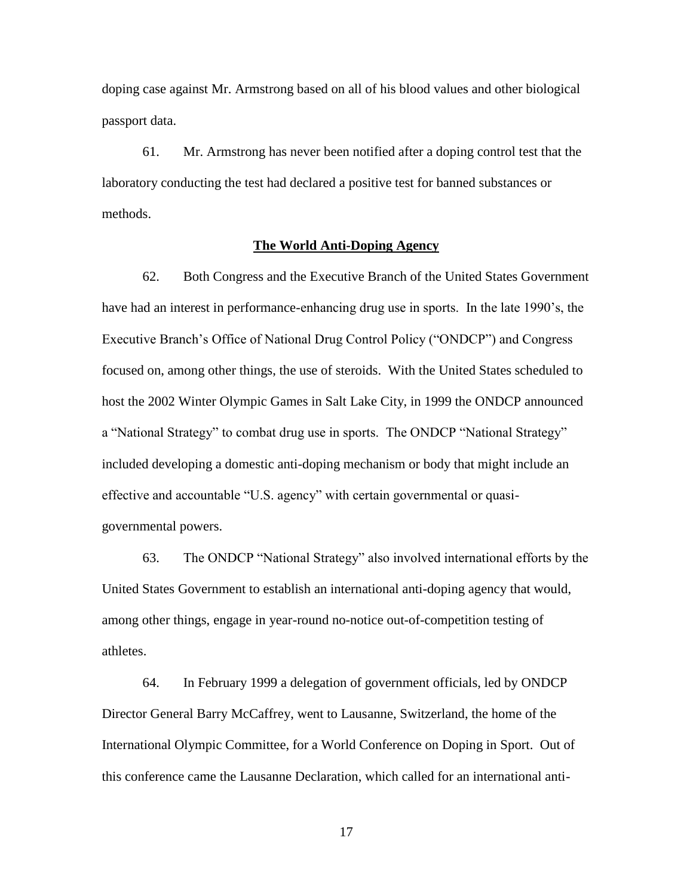doping case against Mr. Armstrong based on all of his blood values and other biological passport data.

61. Mr. Armstrong has never been notified after a doping control test that the laboratory conducting the test had declared a positive test for banned substances or methods.

**The World Anti-Doping Agency**

62. Both Congress and the Executive Branch of the United States Government have had an interest in performance-enhancing drug use in sports. In the late 1990's, the Executive Branch's Office of National Drug Control Policy ("ONDCP") and Congress focused on, among other things, the use of steroids. With the United States scheduled to host the 2002 Winter Olympic Games in Salt Lake City, in 1999 the ONDCP announced a "National Strategy" to combat drug use in sports. The ONDCP "National Strategy" included developing a domestic anti-doping mechanism or body that might include an effective and accountable "U.S. agency" with certain governmental or quasi-governmental powers.

63. The ONDCP "National Strategy" also involved international efforts by the United States Government to establish an international anti-doping agency that would, among other things, engage in year-round no-notice out-of-competition testing of athletes.

64. In February 1999 a delegation of government officials, led by ONDCP Director General Barry McCaffrey, went to Lausanne, Switzerland, the home of the International Olympic Committee, for a World Conference on Doping in Sport. Out of this conference came the Lausanne Declaration, which called for an international anti-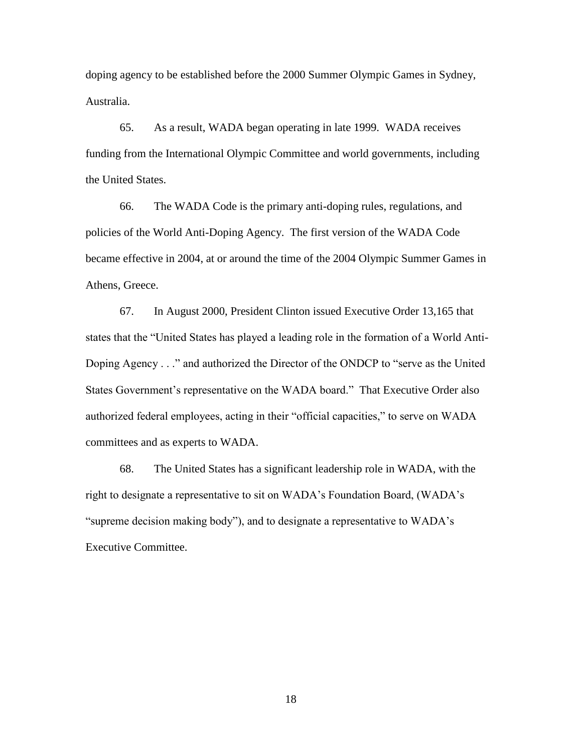doping agency to be established before the 2000 Summer Olympic Games in Sydney, Australia.

65. As a result, WADA began operating in late 1999. WADA receives funding from the International Olympic Committee and world governments, including the United States.

66. The WADA Code is the primary anti-doping rules, regulations, and policies of the World Anti-Doping Agency. The first version of the WADA Code became effective in 2004, at or around the time of the 2004 Olympic Summer Games in Athens, Greece.

67. In August 2000, President Clinton issued Executive Order 13,165 that states that the "United States has played a leading role in the formation of a World Anti-Doping Agency . . ." and authorized the Director of the ONDCP to "serve as the United States Government's representative on the WADA board." That Executive Order also authorized federal employees, acting in their "official capacities," to serve on WADA committees and as experts to WADA.

68. The United States has a significant leadership role in WADA, with the right to designate a representative to sit on WADA's Foundation Board, (WADA's "supreme decision making body"), and to designate a representative to WADA's Executive Committee.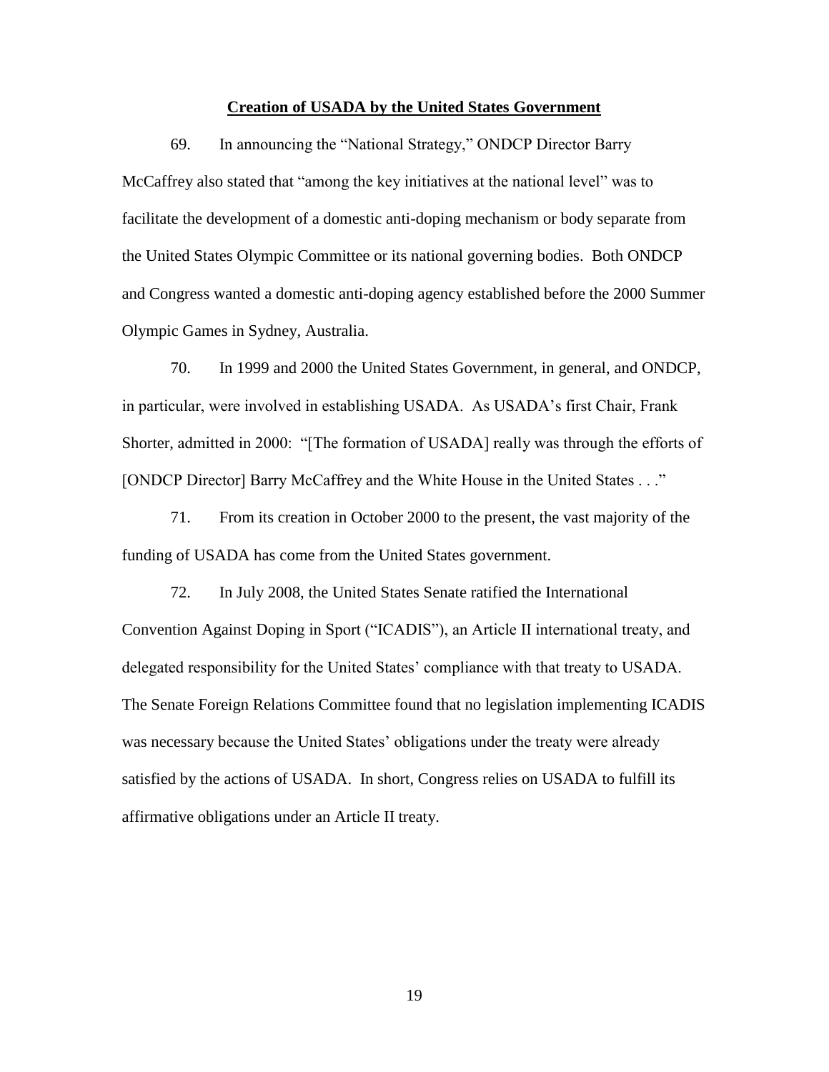## **Creation of USADA by the United States Government**

69. In announcing the "National Strategy," ONDCP Director Barry McCaffrey also stated that "among the key initiatives at the national level" was to facilitate the development of a domestic anti-doping mechanism or body separate from the United States Olympic Committee or its national governing bodies. Both ONDCP and Congress wanted a domestic anti-doping agency established before the 2000 Summer Olympic Games in Sydney, Australia.

70. In 1999 and 2000 the United States Government, in general, and ONDCP, in particular, were involved in establishing USADA. As USADA's first Chair, Frank Shorter, admitted in 2000: "[The formation of USADA] really was through the efforts of [ONDCP Director] Barry McCaffrey and the White House in the United States . . ."

71. From its creation in October 2000 to the present, the vast majority of the funding of USADA has come from the United States government.

72. In July 2008, the United States Senate ratified the International Convention Against Doping in Sport ("ICADIS"), an Article II international treaty, and delegated responsibility for the United States' compliance with that treaty to USADA. The Senate Foreign Relations Committee found that no legislation implementing ICADIS was necessary because the United States' obligations under the treaty were already satisfied by the actions of USADA. In short, Congress relies on USADA to fulfill its affirmative obligations under an Article II treaty.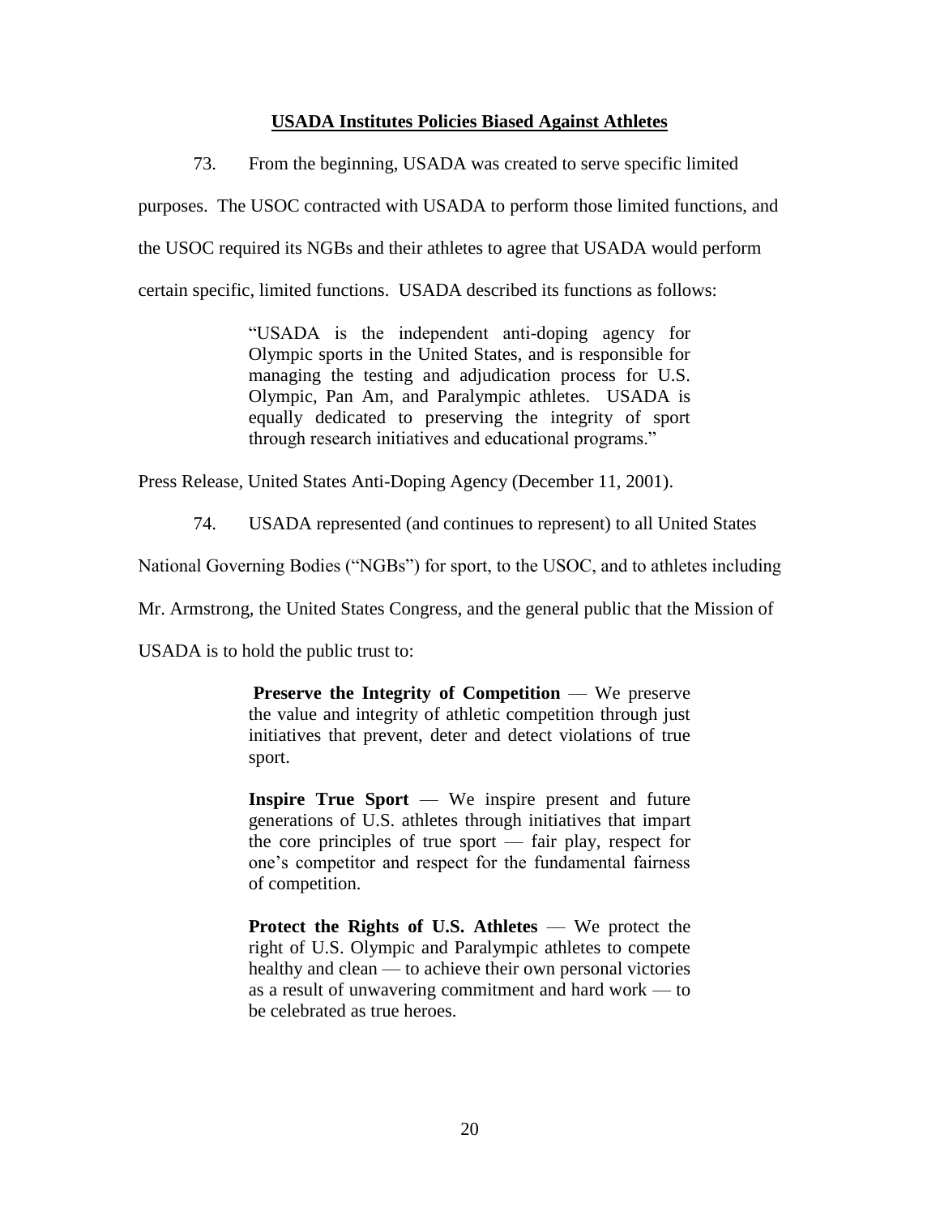**USADA Institutes Policies Biased Against Athletes**

73. From the beginning, USADA was created to serve specific limited purposes. The USOC contracted with USADA to perform those limited functions, and the USOC required its NGBs and their athletes to agree that USADA would perform certain specific, limited functions. USADA described its functions as follows:

> "USADA is the independent anti-doping agency for Olympic sports in the United States, and is responsible for managing the testing and adjudication process for U.S. Olympic, Pan Am, and Paralympic athletes. USADA is equally dedicated to preserving the integrity of sport through research initiatives and educational programs."

Press Release, United States Anti-Doping Agency (December 11, 2001).

74. USADA represented (and continues to represent) to all United States National Governing Bodies ("NGBs") for sport, to the USOC, and to athletes including Mr. Armstrong, the United States Congress, and the general public that the Mission of USADA is to hold the public trust to:

> **Preserve the Integrity of Competition** — We preserve the value and integrity of athletic competition through just initiatives that prevent, deter and detect violations of true sport.
>
> **Inspire True Sport** — We inspire present and future generations of U.S. athletes through initiatives that impart the core principles of true sport — fair play, respect for one's competitor and respect for the fundamental fairness of competition.
>
> **Protect the Rights of U.S. Athletes** — We protect the right of U.S. Olympic and Paralympic athletes to compete healthy and clean — to achieve their own personal victories as a result of unwavering commitment and hard work — to be celebrated as true heroes.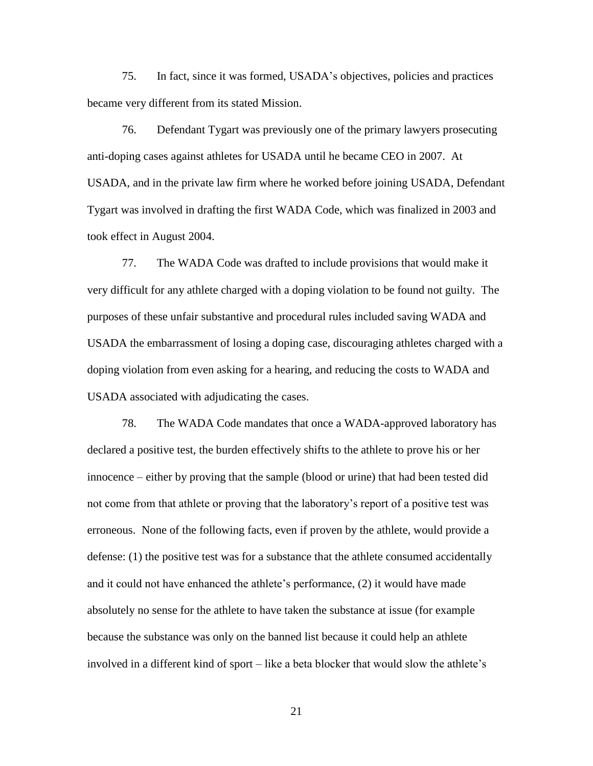75. In fact, since it was formed, USADA's objectives, policies and practices became very different from its stated Mission.

76. Defendant Tygart was previously one of the primary lawyers prosecuting anti-doping cases against athletes for USADA until he became CEO in 2007. At USADA, and in the private law firm where he worked before joining USADA, Defendant Tygart was involved in drafting the first WADA Code, which was finalized in 2003 and took effect in August 2004.

77. The WADA Code was drafted to include provisions that would make it very difficult for any athlete charged with a doping violation to be found not guilty. The purposes of these unfair substantive and procedural rules included saving WADA and USADA the embarrassment of losing a doping case, discouraging athletes charged with a doping violation from even asking for a hearing, and reducing the costs to WADA and USADA associated with adjudicating the cases.

78. The WADA Code mandates that once a WADA-approved laboratory has declared a positive test, the burden effectively shifts to the athlete to prove his or her innocence – either by proving that the sample (blood or urine) that had been tested did not come from that athlete or proving that the laboratory's report of a positive test was erroneous. None of the following facts, even if proven by the athlete, would provide a defense: (1) the positive test was for a substance that the athlete consumed accidentally and it could not have enhanced the athlete's performance, (2) it would have made absolutely no sense for the athlete to have taken the substance at issue (for example because the substance was only on the banned list because it could help an athlete involved in a different kind of sport – like a beta blocker that would slow the athlete's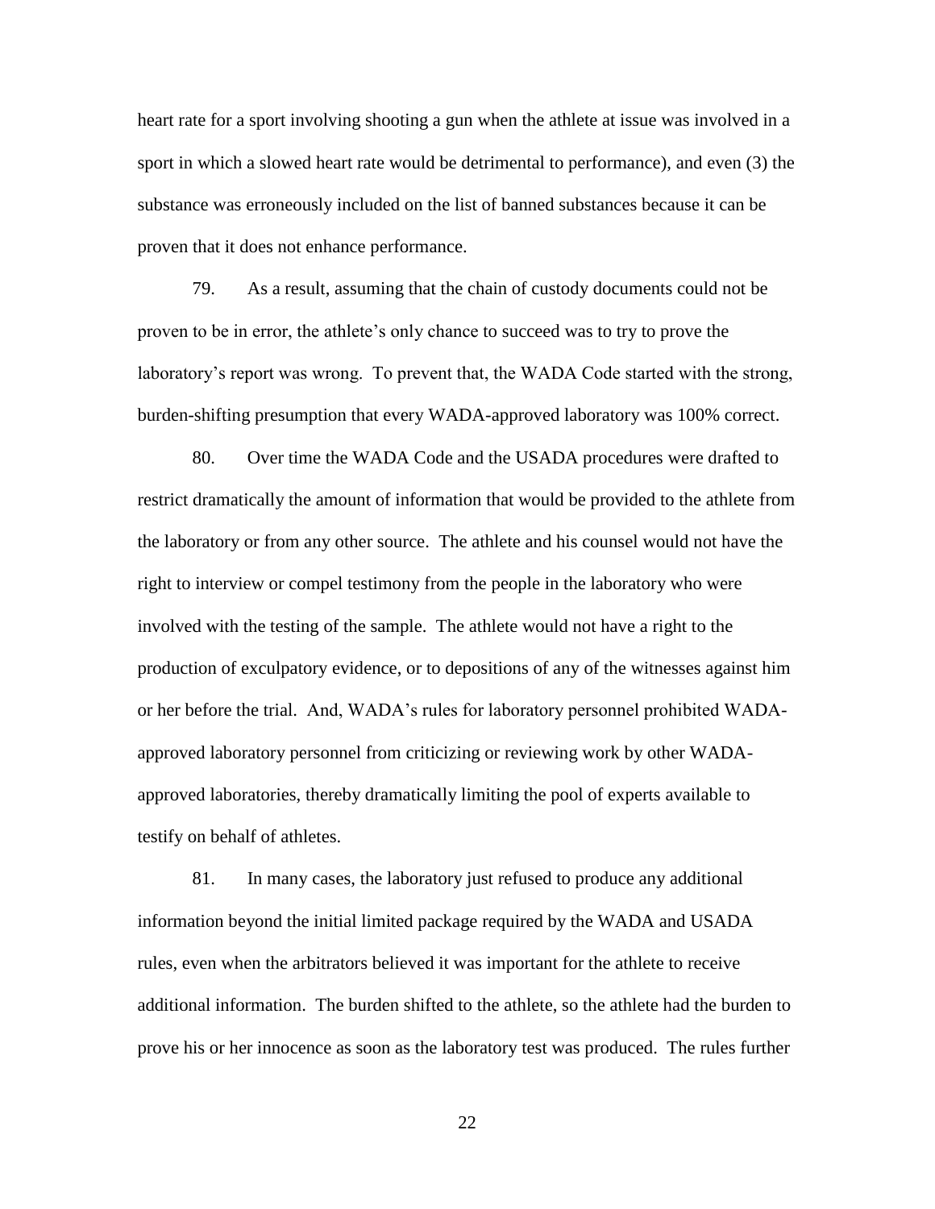heart rate for a sport involving shooting a gun when the athlete at issue was involved in a sport in which a slowed heart rate would be detrimental to performance), and even (3) the substance was erroneously included on the list of banned substances because it can be proven that it does not enhance performance.

79. As a result, assuming that the chain of custody documents could not be proven to be in error, the athlete's only chance to succeed was to try to prove the laboratory's report was wrong. To prevent that, the WADA Code started with the strong, burden-shifting presumption that every WADA-approved laboratory was 100% correct.

80. Over time the WADA Code and the USADA procedures were drafted to restrict dramatically the amount of information that would be provided to the athlete from the laboratory or from any other source. The athlete and his counsel would not have the right to interview or compel testimony from the people in the laboratory who were involved with the testing of the sample. The athlete would not have a right to the production of exculpatory evidence, or to depositions of any of the witnesses against him or her before the trial. And, WADA's rules for laboratory personnel prohibited WADA-approved laboratory personnel from criticizing or reviewing work by other WADA-approved laboratories, thereby dramatically limiting the pool of experts available to testify on behalf of athletes.

81. In many cases, the laboratory just refused to produce any additional information beyond the initial limited package required by the WADA and USADA rules, even when the arbitrators believed it was important for the athlete to receive additional information. The burden shifted to the athlete, so the athlete had the burden to prove his or her innocence as soon as the laboratory test was produced. The rules further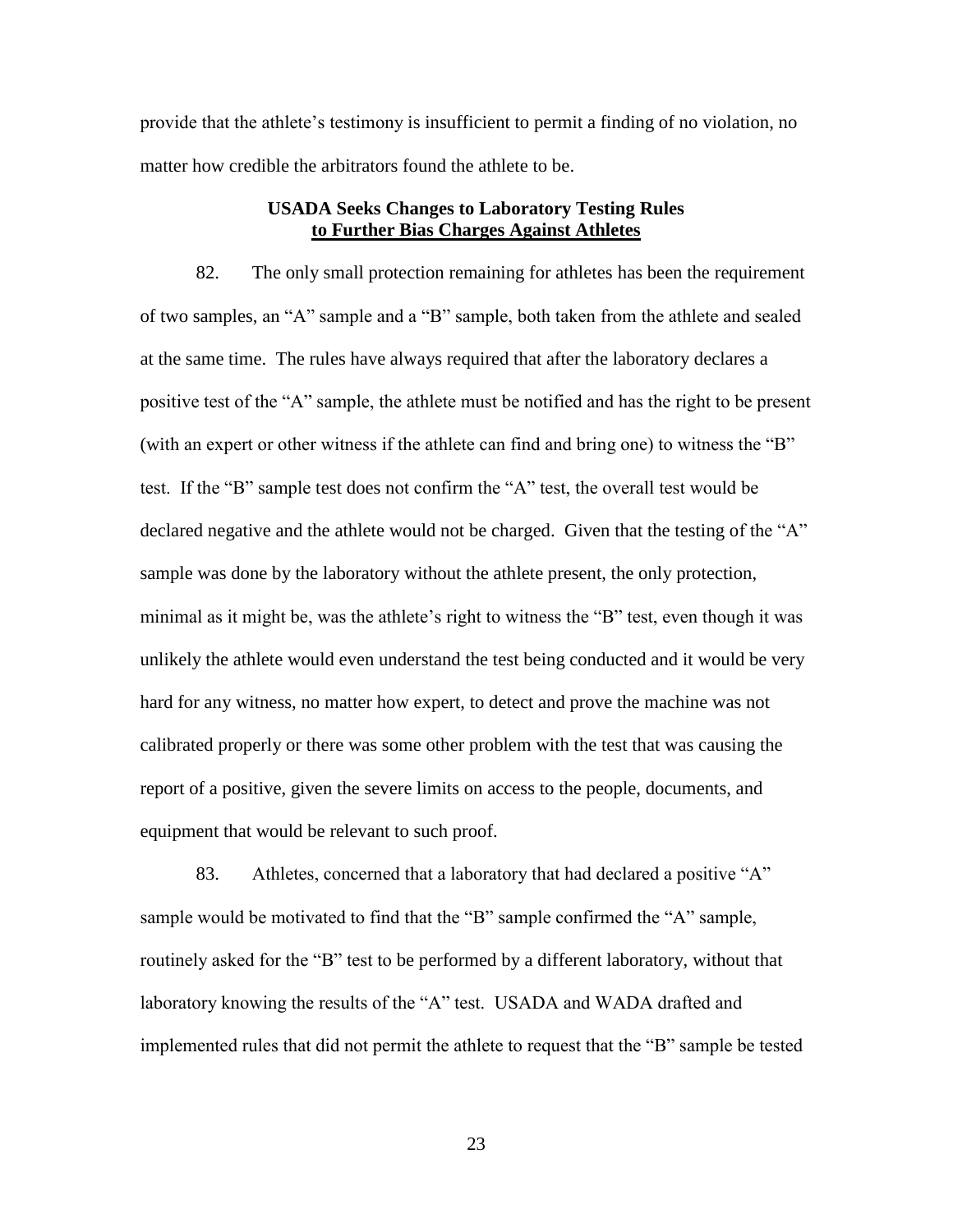provide that the athlete's testimony is insufficient to permit a finding of no violation, no matter how credible the arbitrators found the athlete to be.

**USADA Seeks Changes to Laboratory Testing Rules**
**<u>to Further Bias Charges Against Athletes</u>**

82. The only small protection remaining for athletes has been the requirement of two samples, an "A" sample and a "B" sample, both taken from the athlete and sealed at the same time. The rules have always required that after the laboratory declares a positive test of the "A" sample, the athlete must be notified and has the right to be present (with an expert or other witness if the athlete can find and bring one) to witness the "B" test. If the "B" sample test does not confirm the "A" test, the overall test would be declared negative and the athlete would not be charged. Given that the testing of the "A" sample was done by the laboratory without the athlete present, the only protection, minimal as it might be, was the athlete's right to witness the "B" test, even though it was unlikely the athlete would even understand the test being conducted and it would be very hard for any witness, no matter how expert, to detect and prove the machine was not calibrated properly or there was some other problem with the test that was causing the report of a positive, given the severe limits on access to the people, documents, and equipment that would be relevant to such proof.

83. Athletes, concerned that a laboratory that had declared a positive "A" sample would be motivated to find that the "B" sample confirmed the "A" sample, routinely asked for the "B" test to be performed by a different laboratory, without that laboratory knowing the results of the "A" test. USADA and WADA drafted and implemented rules that did not permit the athlete to request that the "B" sample be tested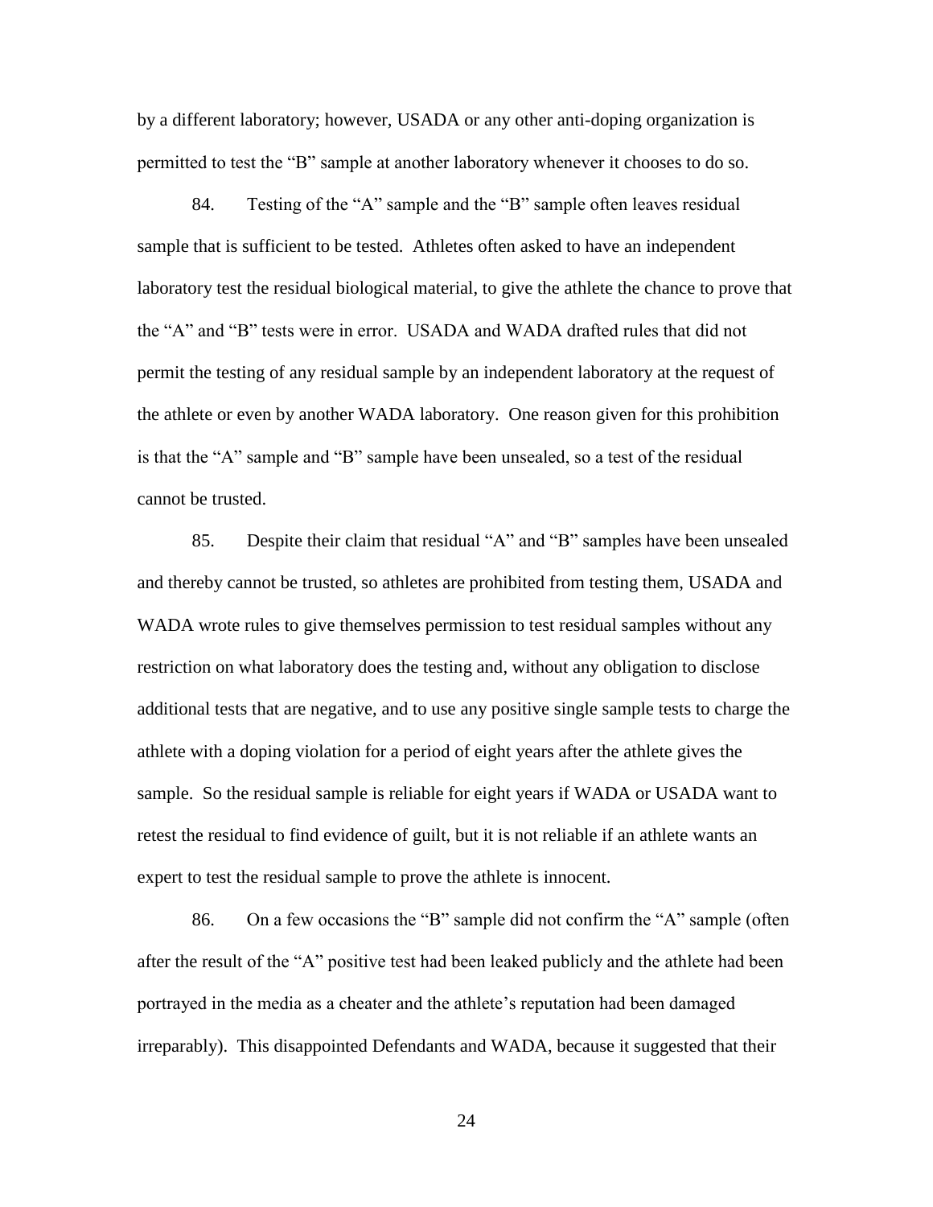by a different laboratory; however, USADA or any other anti-doping organization is permitted to test the "B" sample at another laboratory whenever it chooses to do so.

84. Testing of the "A" sample and the "B" sample often leaves residual sample that is sufficient to be tested. Athletes often asked to have an independent laboratory test the residual biological material, to give the athlete the chance to prove that the "A" and "B" tests were in error. USADA and WADA drafted rules that did not permit the testing of any residual sample by an independent laboratory at the request of the athlete or even by another WADA laboratory. One reason given for this prohibition is that the "A" sample and "B" sample have been unsealed, so a test of the residual cannot be trusted.

85. Despite their claim that residual "A" and "B" samples have been unsealed and thereby cannot be trusted, so athletes are prohibited from testing them, USADA and WADA wrote rules to give themselves permission to test residual samples without any restriction on what laboratory does the testing and, without any obligation to disclose additional tests that are negative, and to use any positive single sample tests to charge the athlete with a doping violation for a period of eight years after the athlete gives the sample. So the residual sample is reliable for eight years if WADA or USADA want to retest the residual to find evidence of guilt, but it is not reliable if an athlete wants an expert to test the residual sample to prove the athlete is innocent.

86. On a few occasions the "B" sample did not confirm the "A" sample (often after the result of the "A" positive test had been leaked publicly and the athlete had been portrayed in the media as a cheater and the athlete's reputation had been damaged irreparably). This disappointed Defendants and WADA, because it suggested that their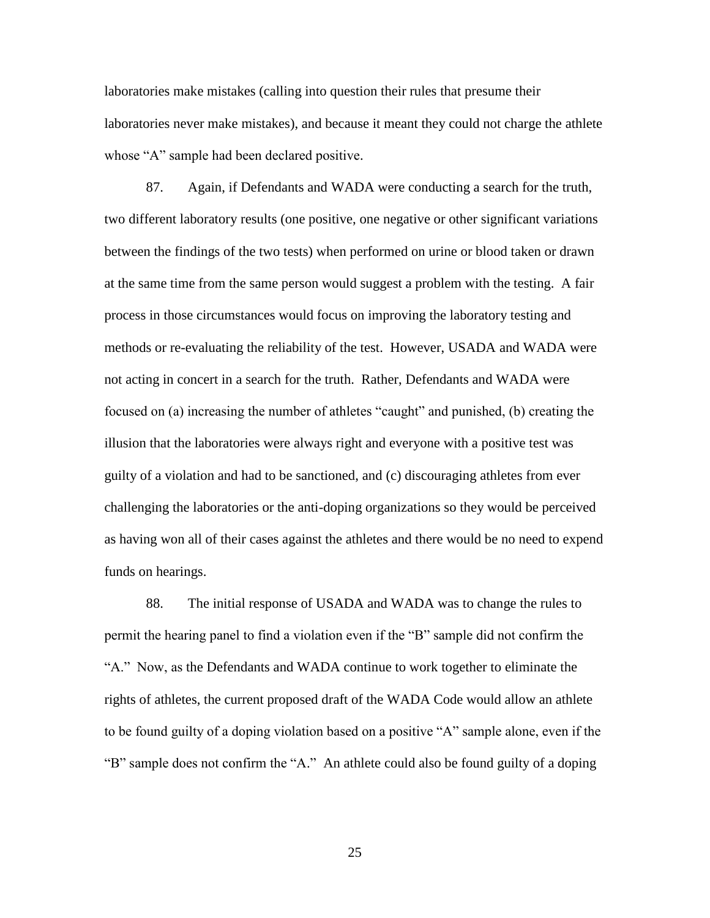laboratories make mistakes (calling into question their rules that presume their laboratories never make mistakes), and because it meant they could not charge the athlete whose "A" sample had been declared positive.

87. Again, if Defendants and WADA were conducting a search for the truth, two different laboratory results (one positive, one negative or other significant variations between the findings of the two tests) when performed on urine or blood taken or drawn at the same time from the same person would suggest a problem with the testing. A fair process in those circumstances would focus on improving the laboratory testing and methods or re-evaluating the reliability of the test. However, USADA and WADA were not acting in concert in a search for the truth. Rather, Defendants and WADA were focused on (a) increasing the number of athletes "caught" and punished, (b) creating the illusion that the laboratories were always right and everyone with a positive test was guilty of a violation and had to be sanctioned, and (c) discouraging athletes from ever challenging the laboratories or the anti-doping organizations so they would be perceived as having won all of their cases against the athletes and there would be no need to expend funds on hearings.

88. The initial response of USADA and WADA was to change the rules to permit the hearing panel to find a violation even if the "B" sample did not confirm the "A." Now, as the Defendants and WADA continue to work together to eliminate the rights of athletes, the current proposed draft of the WADA Code would allow an athlete to be found guilty of a doping violation based on a positive "A" sample alone, even if the "B" sample does not confirm the "A." An athlete could also be found guilty of a doping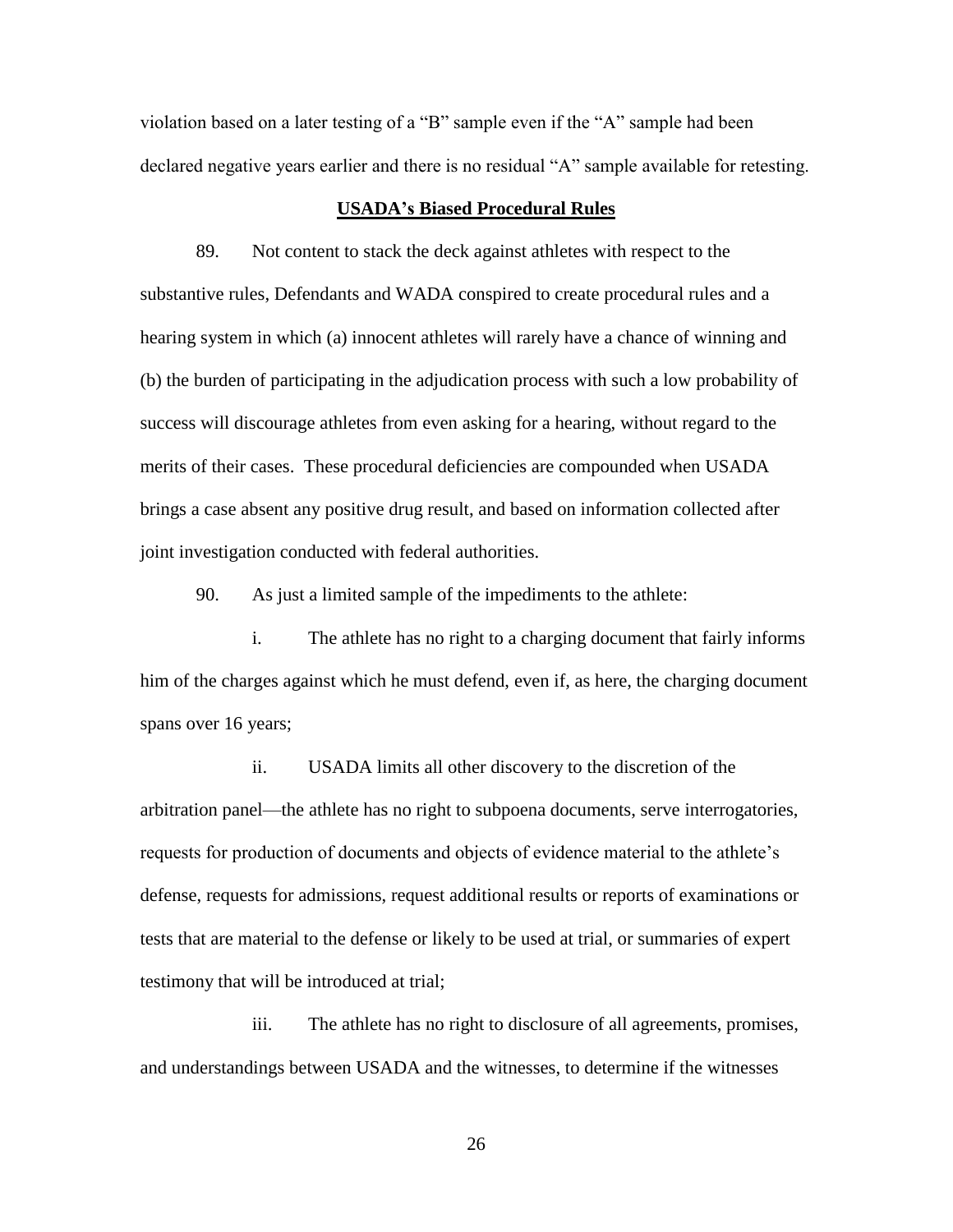violation based on a later testing of a "B" sample even if the "A" sample had been declared negative years earlier and there is no residual "A" sample available for retesting.

**USADA's Biased Procedural Rules**

89. Not content to stack the deck against athletes with respect to the substantive rules, Defendants and WADA conspired to create procedural rules and a hearing system in which (a) innocent athletes will rarely have a chance of winning and (b) the burden of participating in the adjudication process with such a low probability of success will discourage athletes from even asking for a hearing, without regard to the merits of their cases. These procedural deficiencies are compounded when USADA brings a case absent any positive drug result, and based on information collected after joint investigation conducted with federal authorities.

90. As just a limited sample of the impediments to the athlete:

i. The athlete has no right to a charging document that fairly informs him of the charges against which he must defend, even if, as here, the charging document spans over 16 years;

ii. USADA limits all other discovery to the discretion of the arbitration panel—the athlete has no right to subpoena documents, serve interrogatories, requests for production of documents and objects of evidence material to the athlete's defense, requests for admissions, request additional results or reports of examinations or tests that are material to the defense or likely to be used at trial, or summaries of expert testimony that will be introduced at trial;

iii. The athlete has no right to disclosure of all agreements, promises, and understandings between USADA and the witnesses, to determine if the witnesses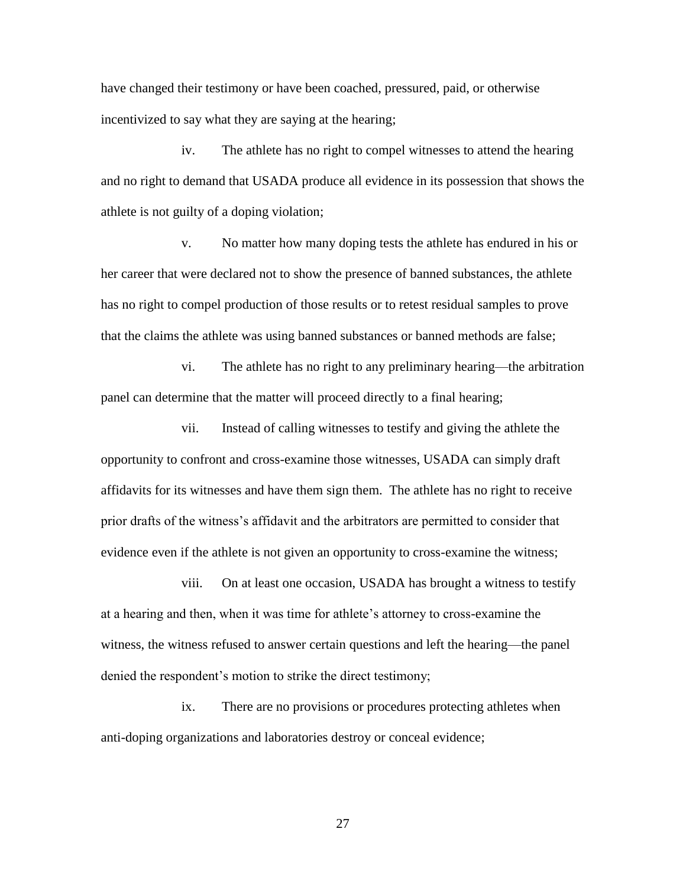have changed their testimony or have been coached, pressured, paid, or otherwise incentivized to say what they are saying at the hearing;

iv. The athlete has no right to compel witnesses to attend the hearing and no right to demand that USADA produce all evidence in its possession that shows the athlete is not guilty of a doping violation;

v. No matter how many doping tests the athlete has endured in his or her career that were declared not to show the presence of banned substances, the athlete has no right to compel production of those results or to retest residual samples to prove that the claims the athlete was using banned substances or banned methods are false;

vi. The athlete has no right to any preliminary hearing—the arbitration panel can determine that the matter will proceed directly to a final hearing;

vii. Instead of calling witnesses to testify and giving the athlete the opportunity to confront and cross-examine those witnesses, USADA can simply draft affidavits for its witnesses and have them sign them. The athlete has no right to receive prior drafts of the witness's affidavit and the arbitrators are permitted to consider that evidence even if the athlete is not given an opportunity to cross-examine the witness;

viii. On at least one occasion, USADA has brought a witness to testify at a hearing and then, when it was time for athlete's attorney to cross-examine the witness, the witness refused to answer certain questions and left the hearing—the panel denied the respondent's motion to strike the direct testimony;

ix. There are no provisions or procedures protecting athletes when anti-doping organizations and laboratories destroy or conceal evidence;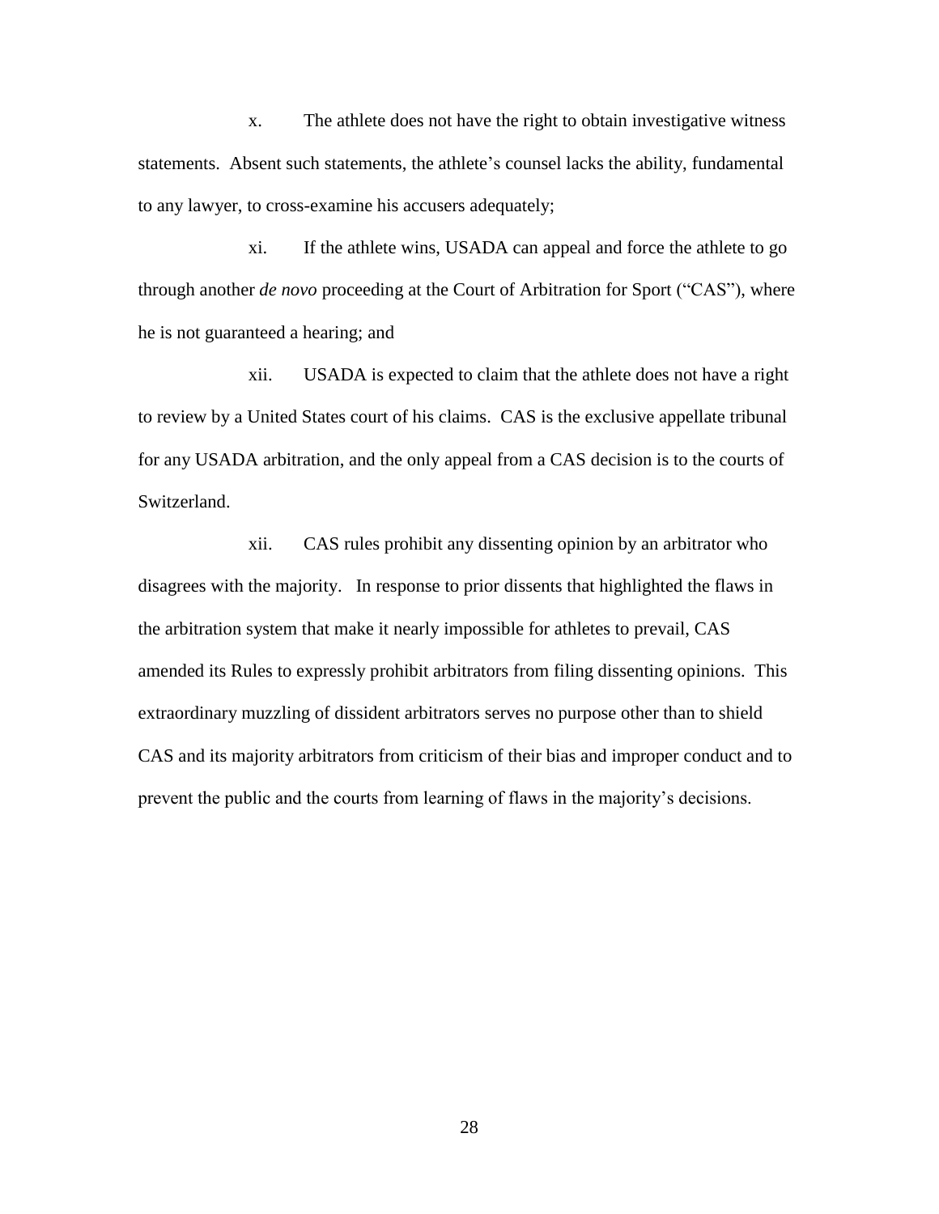x. The athlete does not have the right to obtain investigative witness statements. Absent such statements, the athlete's counsel lacks the ability, fundamental to any lawyer, to cross-examine his accusers adequately;

xi. If the athlete wins, USADA can appeal and force the athlete to go through another *de novo* proceeding at the Court of Arbitration for Sport ("CAS"), where he is not guaranteed a hearing; and

xii. USADA is expected to claim that the athlete does not have a right to review by a United States court of his claims. CAS is the exclusive appellate tribunal for any USADA arbitration, and the only appeal from a CAS decision is to the courts of Switzerland.

xii. CAS rules prohibit any dissenting opinion by an arbitrator who disagrees with the majority. In response to prior dissents that highlighted the flaws in the arbitration system that make it nearly impossible for athletes to prevail, CAS amended its Rules to expressly prohibit arbitrators from filing dissenting opinions. This extraordinary muzzling of dissident arbitrators serves no purpose other than to shield CAS and its majority arbitrators from criticism of their bias and improper conduct and to prevent the public and the courts from learning of flaws in the majority's decisions.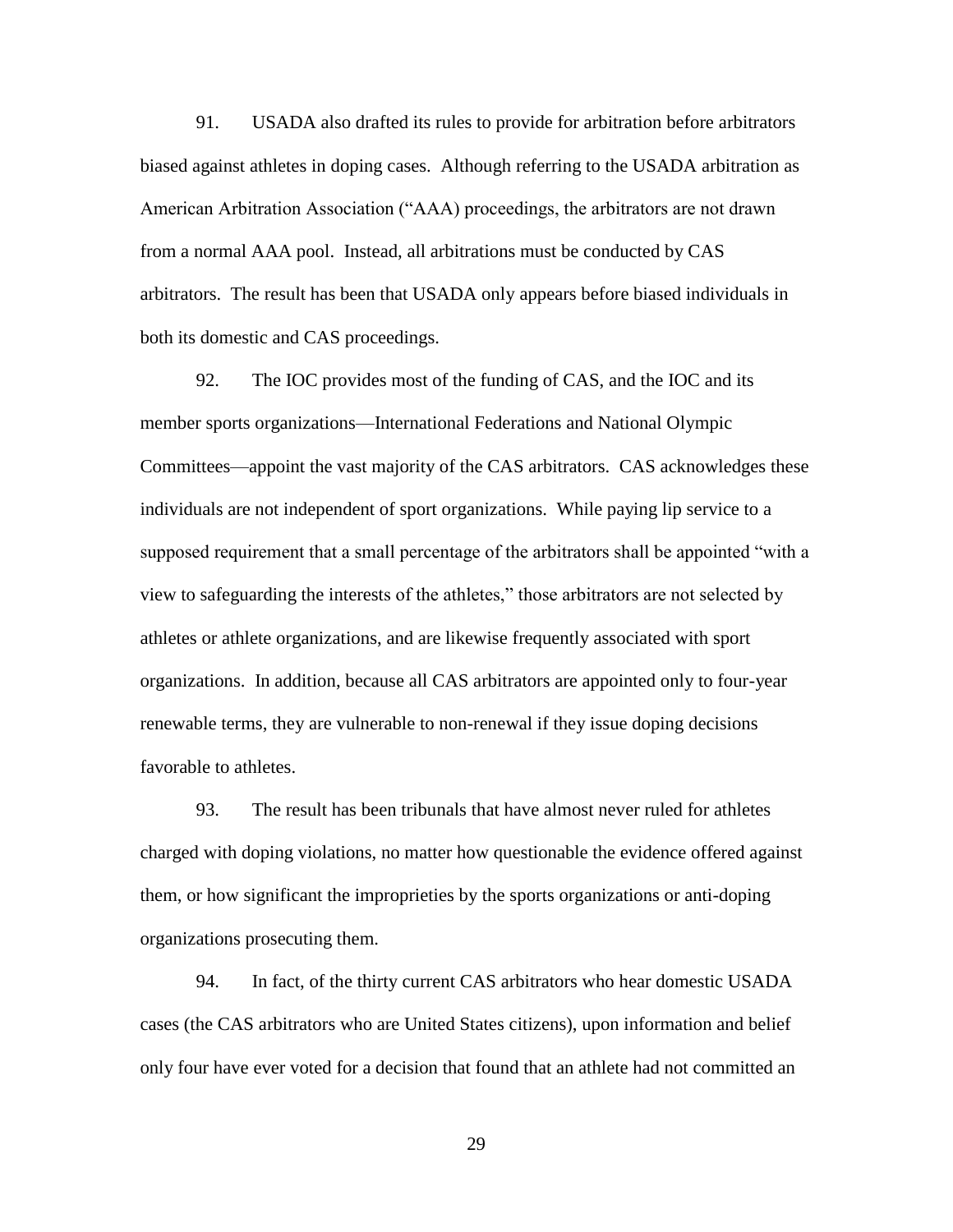91. USADA also drafted its rules to provide for arbitration before arbitrators biased against athletes in doping cases. Although referring to the USADA arbitration as American Arbitration Association ("AAA) proceedings, the arbitrators are not drawn from a normal AAA pool. Instead, all arbitrations must be conducted by CAS arbitrators. The result has been that USADA only appears before biased individuals in both its domestic and CAS proceedings.

92. The IOC provides most of the funding of CAS, and the IOC and its member sports organizations—International Federations and National Olympic Committees—appoint the vast majority of the CAS arbitrators. CAS acknowledges these individuals are not independent of sport organizations. While paying lip service to a supposed requirement that a small percentage of the arbitrators shall be appointed "with a view to safeguarding the interests of the athletes," those arbitrators are not selected by athletes or athlete organizations, and are likewise frequently associated with sport organizations. In addition, because all CAS arbitrators are appointed only to four-year renewable terms, they are vulnerable to non-renewal if they issue doping decisions favorable to athletes.

93. The result has been tribunals that have almost never ruled for athletes charged with doping violations, no matter how questionable the evidence offered against them, or how significant the improprieties by the sports organizations or anti-doping organizations prosecuting them.

94. In fact, of the thirty current CAS arbitrators who hear domestic USADA cases (the CAS arbitrators who are United States citizens), upon information and belief only four have ever voted for a decision that found that an athlete had not committed an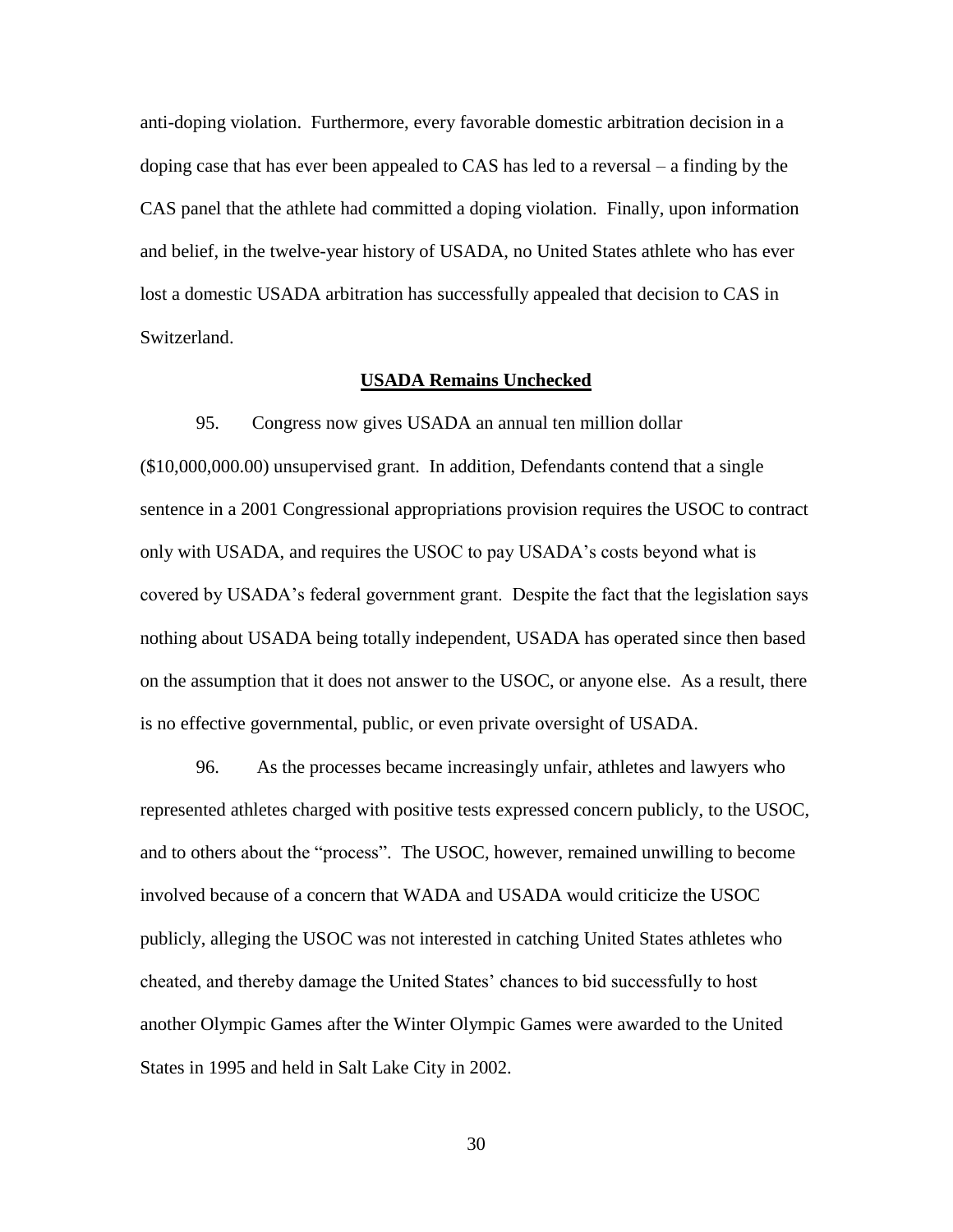anti-doping violation. Furthermore, every favorable domestic arbitration decision in a doping case that has ever been appealed to CAS has led to a reversal – a finding by the CAS panel that the athlete had committed a doping violation. Finally, upon information and belief, in the twelve-year history of USADA, no United States athlete who has ever lost a domestic USADA arbitration has successfully appealed that decision to CAS in Switzerland.

**USADA Remains Unchecked**

95. Congress now gives USADA an annual ten million dollar ($10,000,000.00) unsupervised grant. In addition, Defendants contend that a single sentence in a 2001 Congressional appropriations provision requires the USOC to contract only with USADA, and requires the USOC to pay USADA's costs beyond what is covered by USADA's federal government grant. Despite the fact that the legislation says nothing about USADA being totally independent, USADA has operated since then based on the assumption that it does not answer to the USOC, or anyone else. As a result, there is no effective governmental, public, or even private oversight of USADA.

96. As the processes became increasingly unfair, athletes and lawyers who represented athletes charged with positive tests expressed concern publicly, to the USOC, and to others about the "process". The USOC, however, remained unwilling to become involved because of a concern that WADA and USADA would criticize the USOC publicly, alleging the USOC was not interested in catching United States athletes who cheated, and thereby damage the United States' chances to bid successfully to host another Olympic Games after the Winter Olympic Games were awarded to the United States in 1995 and held in Salt Lake City in 2002.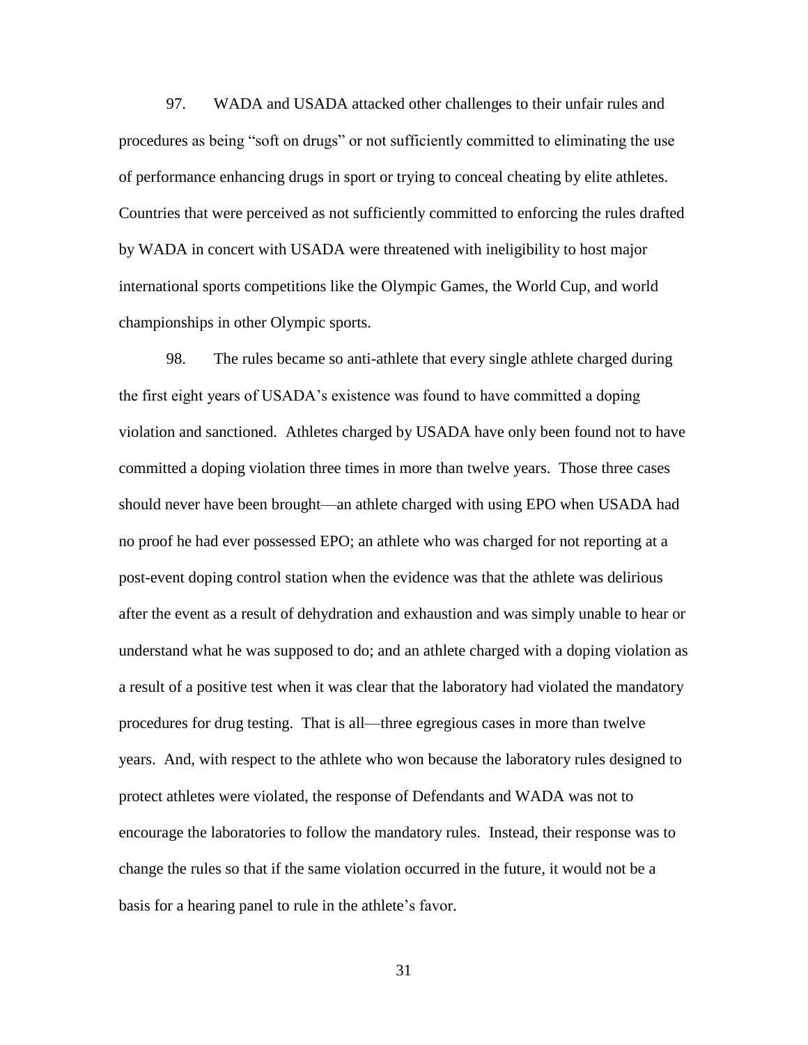97. WADA and USADA attacked other challenges to their unfair rules and procedures as being "soft on drugs" or not sufficiently committed to eliminating the use of performance enhancing drugs in sport or trying to conceal cheating by elite athletes. Countries that were perceived as not sufficiently committed to enforcing the rules drafted by WADA in concert with USADA were threatened with ineligibility to host major international sports competitions like the Olympic Games, the World Cup, and world championships in other Olympic sports.

98. The rules became so anti-athlete that every single athlete charged during the first eight years of USADA's existence was found to have committed a doping violation and sanctioned. Athletes charged by USADA have only been found not to have committed a doping violation three times in more than twelve years. Those three cases should never have been brought—an athlete charged with using EPO when USADA had no proof he had ever possessed EPO; an athlete who was charged for not reporting at a post-event doping control station when the evidence was that the athlete was delirious after the event as a result of dehydration and exhaustion and was simply unable to hear or understand what he was supposed to do; and an athlete charged with a doping violation as a result of a positive test when it was clear that the laboratory had violated the mandatory procedures for drug testing. That is all—three egregious cases in more than twelve years. And, with respect to the athlete who won because the laboratory rules designed to protect athletes were violated, the response of Defendants and WADA was not to encourage the laboratories to follow the mandatory rules. Instead, their response was to change the rules so that if the same violation occurred in the future, it would not be a basis for a hearing panel to rule in the athlete's favor.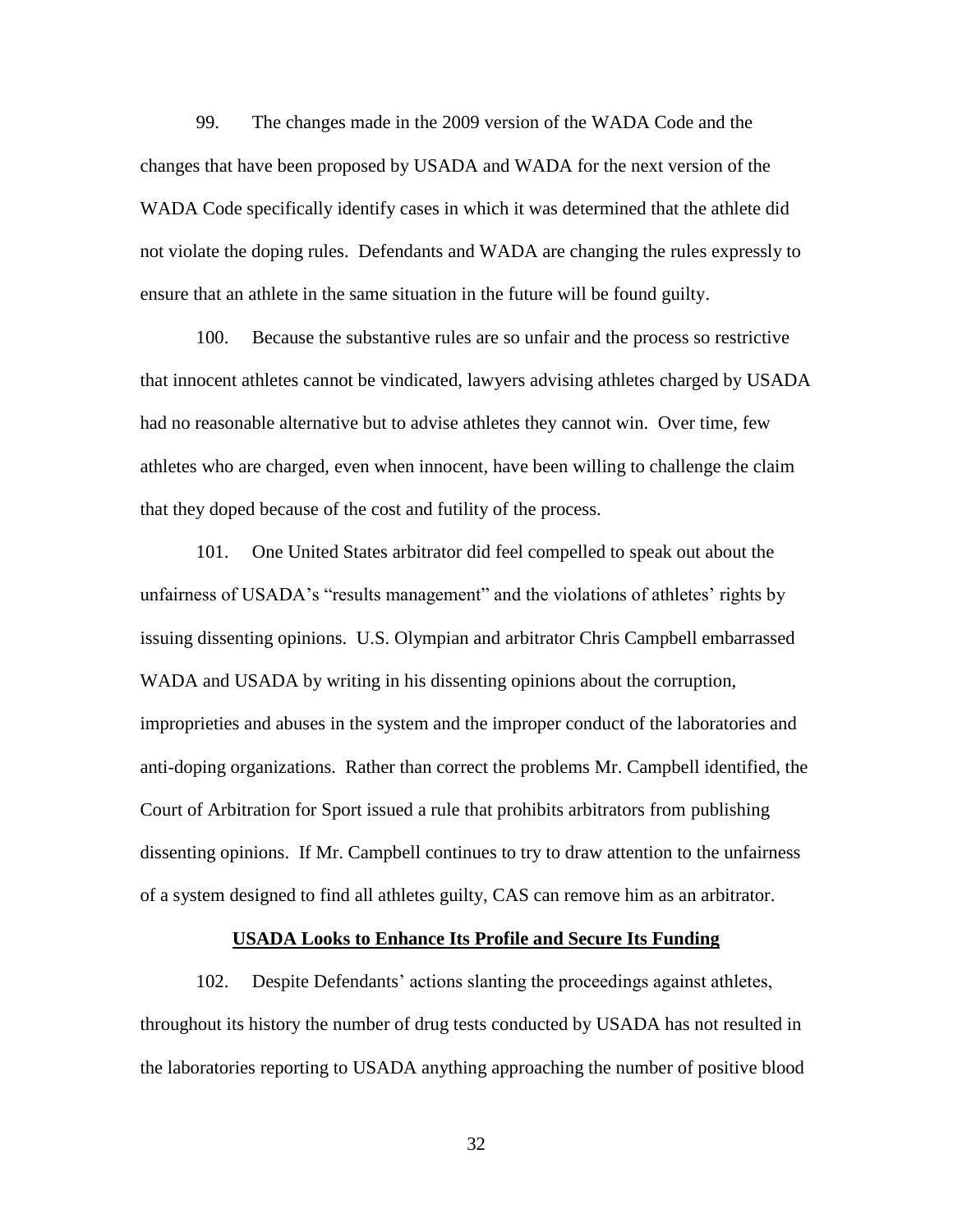99. The changes made in the 2009 version of the WADA Code and the changes that have been proposed by USADA and WADA for the next version of the WADA Code specifically identify cases in which it was determined that the athlete did not violate the doping rules. Defendants and WADA are changing the rules expressly to ensure that an athlete in the same situation in the future will be found guilty.

100. Because the substantive rules are so unfair and the process so restrictive that innocent athletes cannot be vindicated, lawyers advising athletes charged by USADA had no reasonable alternative but to advise athletes they cannot win. Over time, few athletes who are charged, even when innocent, have been willing to challenge the claim that they doped because of the cost and futility of the process.

101. One United States arbitrator did feel compelled to speak out about the unfairness of USADA's "results management" and the violations of athletes' rights by issuing dissenting opinions. U.S. Olympian and arbitrator Chris Campbell embarrassed WADA and USADA by writing in his dissenting opinions about the corruption, improprieties and abuses in the system and the improper conduct of the laboratories and anti-doping organizations. Rather than correct the problems Mr. Campbell identified, the Court of Arbitration for Sport issued a rule that prohibits arbitrators from publishing dissenting opinions. If Mr. Campbell continues to try to draw attention to the unfairness of a system designed to find all athletes guilty, CAS can remove him as an arbitrator.

**USADA Looks to Enhance Its Profile and Secure Its Funding**

102. Despite Defendants' actions slanting the proceedings against athletes, throughout its history the number of drug tests conducted by USADA has not resulted in the laboratories reporting to USADA anything approaching the number of positive blood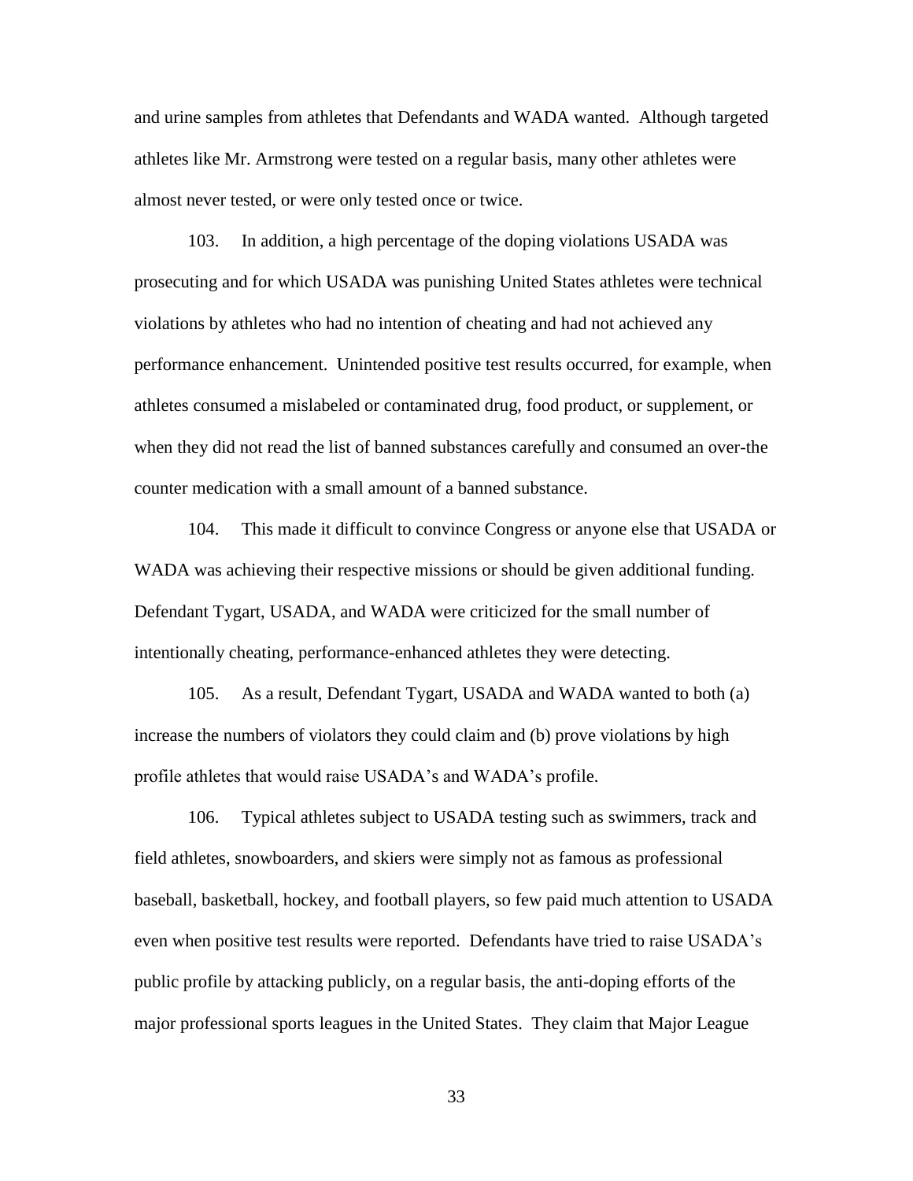and urine samples from athletes that Defendants and WADA wanted. Although targeted athletes like Mr. Armstrong were tested on a regular basis, many other athletes were almost never tested, or were only tested once or twice.

103. In addition, a high percentage of the doping violations USADA was prosecuting and for which USADA was punishing United States athletes were technical violations by athletes who had no intention of cheating and had not achieved any performance enhancement. Unintended positive test results occurred, for example, when athletes consumed a mislabeled or contaminated drug, food product, or supplement, or when they did not read the list of banned substances carefully and consumed an over-the counter medication with a small amount of a banned substance.

104. This made it difficult to convince Congress or anyone else that USADA or WADA was achieving their respective missions or should be given additional funding. Defendant Tygart, USADA, and WADA were criticized for the small number of intentionally cheating, performance-enhanced athletes they were detecting.

105. As a result, Defendant Tygart, USADA and WADA wanted to both (a) increase the numbers of violators they could claim and (b) prove violations by high profile athletes that would raise USADA's and WADA's profile.

106. Typical athletes subject to USADA testing such as swimmers, track and field athletes, snowboarders, and skiers were simply not as famous as professional baseball, basketball, hockey, and football players, so few paid much attention to USADA even when positive test results were reported. Defendants have tried to raise USADA's public profile by attacking publicly, on a regular basis, the anti-doping efforts of the major professional sports leagues in the United States. They claim that Major League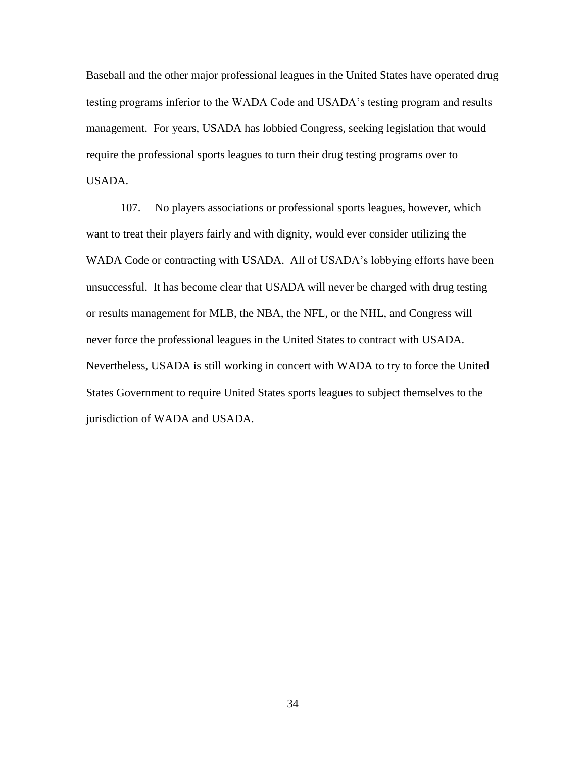Baseball and the other major professional leagues in the United States have operated drug testing programs inferior to the WADA Code and USADA's testing program and results management. For years, USADA has lobbied Congress, seeking legislation that would require the professional sports leagues to turn their drug testing programs over to USADA.

107. No players associations or professional sports leagues, however, which want to treat their players fairly and with dignity, would ever consider utilizing the WADA Code or contracting with USADA. All of USADA's lobbying efforts have been unsuccessful. It has become clear that USADA will never be charged with drug testing or results management for MLB, the NBA, the NFL, or the NHL, and Congress will never force the professional leagues in the United States to contract with USADA. Nevertheless, USADA is still working in concert with WADA to try to force the United States Government to require United States sports leagues to subject themselves to the jurisdiction of WADA and USADA.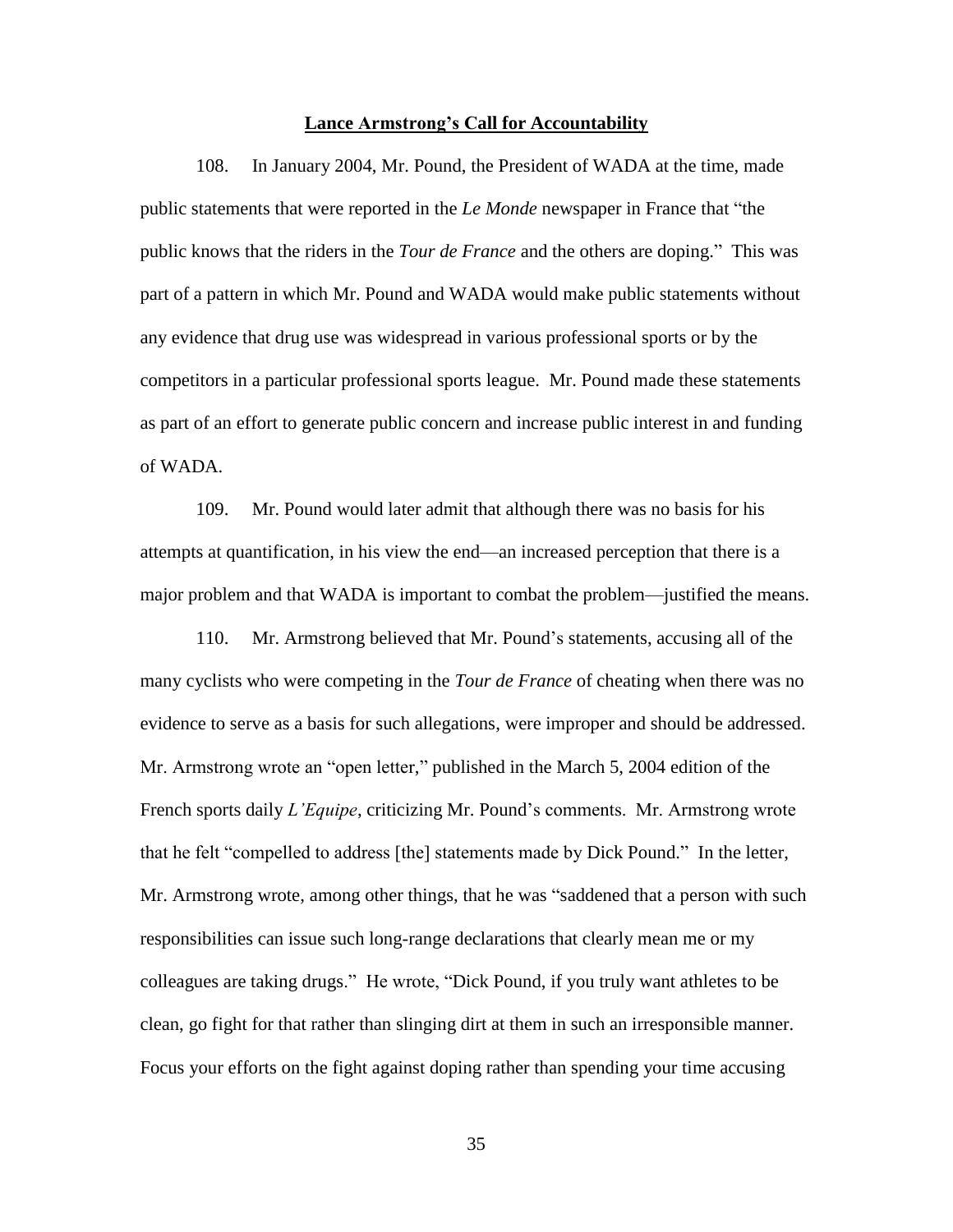**Lance Armstrong's Call for Accountability**

108. In January 2004, Mr. Pound, the President of WADA at the time, made public statements that were reported in the *Le Monde* newspaper in France that "the public knows that the riders in the *Tour de France* and the others are doping." This was part of a pattern in which Mr. Pound and WADA would make public statements without any evidence that drug use was widespread in various professional sports or by the competitors in a particular professional sports league. Mr. Pound made these statements as part of an effort to generate public concern and increase public interest in and funding of WADA.

109. Mr. Pound would later admit that although there was no basis for his attempts at quantification, in his view the end—an increased perception that there is a major problem and that WADA is important to combat the problem—justified the means.

110. Mr. Armstrong believed that Mr. Pound's statements, accusing all of the many cyclists who were competing in the *Tour de France* of cheating when there was no evidence to serve as a basis for such allegations, were improper and should be addressed. Mr. Armstrong wrote an "open letter," published in the March 5, 2004 edition of the French sports daily *L'Equipe*, criticizing Mr. Pound's comments. Mr. Armstrong wrote that he felt "compelled to address [the] statements made by Dick Pound." In the letter, Mr. Armstrong wrote, among other things, that he was "saddened that a person with such responsibilities can issue such long-range declarations that clearly mean me or my colleagues are taking drugs." He wrote, "Dick Pound, if you truly want athletes to be clean, go fight for that rather than slinging dirt at them in such an irresponsible manner. Focus your efforts on the fight against doping rather than spending your time accusing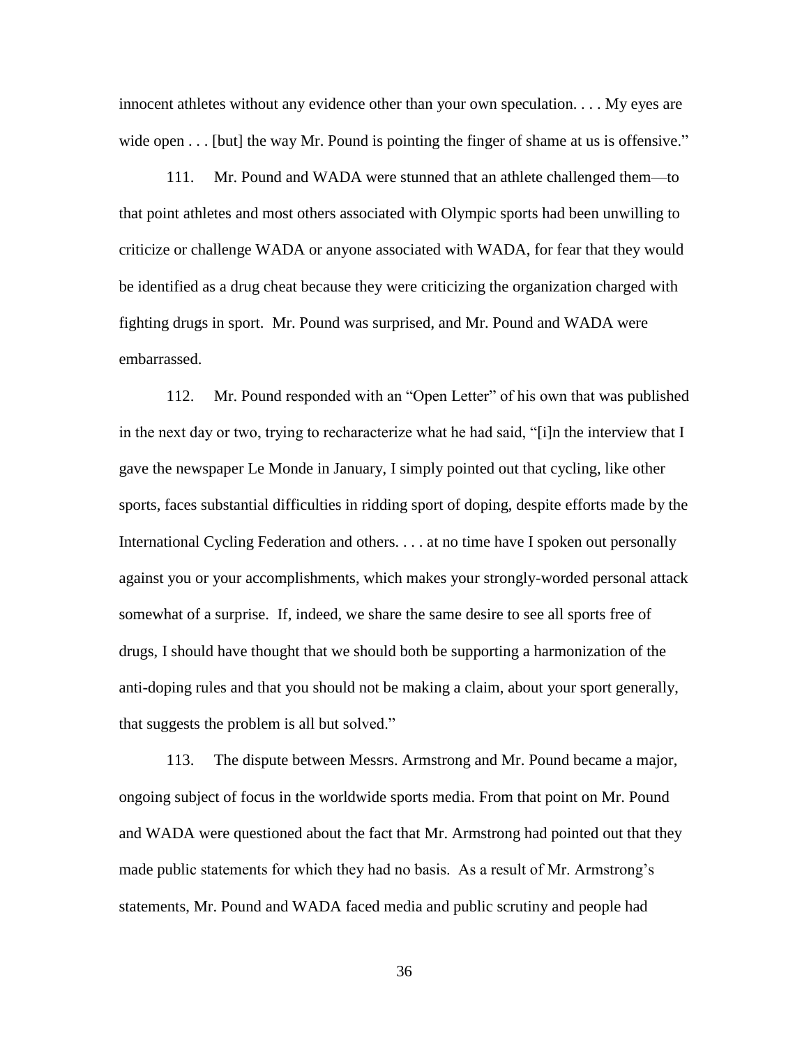innocent athletes without any evidence other than your own speculation. . . . My eyes are wide open . . . [but] the way Mr. Pound is pointing the finger of shame at us is offensive."

111. Mr. Pound and WADA were stunned that an athlete challenged them—to that point athletes and most others associated with Olympic sports had been unwilling to criticize or challenge WADA or anyone associated with WADA, for fear that they would be identified as a drug cheat because they were criticizing the organization charged with fighting drugs in sport. Mr. Pound was surprised, and Mr. Pound and WADA were embarrassed.

112. Mr. Pound responded with an "Open Letter" of his own that was published in the next day or two, trying to recharacterize what he had said, "[i]n the interview that I gave the newspaper Le Monde in January, I simply pointed out that cycling, like other sports, faces substantial difficulties in ridding sport of doping, despite efforts made by the International Cycling Federation and others. . . . at no time have I spoken out personally against you or your accomplishments, which makes your strongly-worded personal attack somewhat of a surprise. If, indeed, we share the same desire to see all sports free of drugs, I should have thought that we should both be supporting a harmonization of the anti-doping rules and that you should not be making a claim, about your sport generally, that suggests the problem is all but solved."

113. The dispute between Messrs. Armstrong and Mr. Pound became a major, ongoing subject of focus in the worldwide sports media. From that point on Mr. Pound and WADA were questioned about the fact that Mr. Armstrong had pointed out that they made public statements for which they had no basis. As a result of Mr. Armstrong's statements, Mr. Pound and WADA faced media and public scrutiny and people had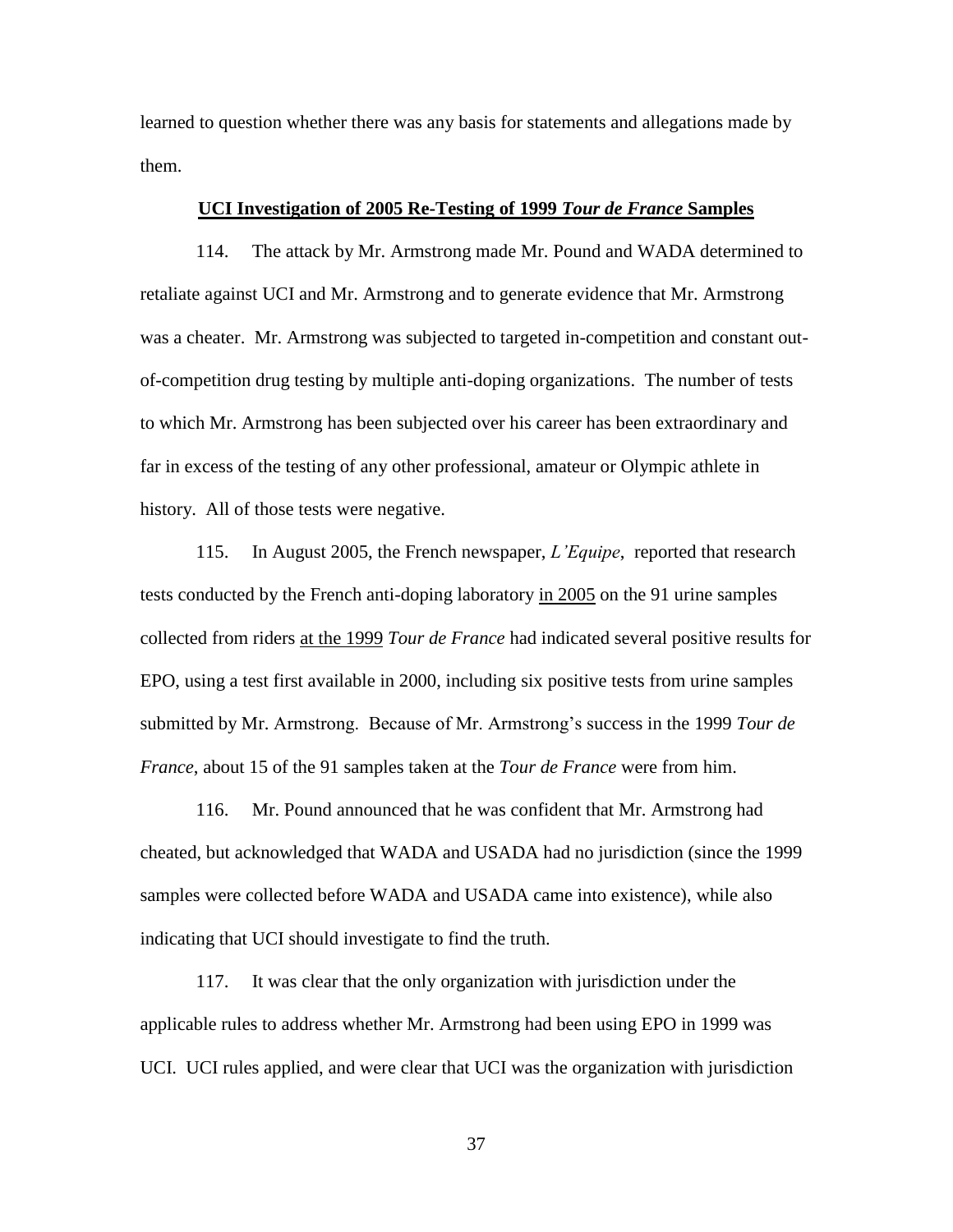learned to question whether there was any basis for statements and allegations made by them.

**UCI Investigation of 2005 Re-Testing of 1999 *Tour de France* Samples**

114. The attack by Mr. Armstrong made Mr. Pound and WADA determined to retaliate against UCI and Mr. Armstrong and to generate evidence that Mr. Armstrong was a cheater. Mr. Armstrong was subjected to targeted in-competition and constant out-of-competition drug testing by multiple anti-doping organizations. The number of tests to which Mr. Armstrong has been subjected over his career has been extraordinary and far in excess of the testing of any other professional, amateur or Olympic athlete in history. All of those tests were negative.

115. In August 2005, the French newspaper, *L'Equipe*, reported that research tests conducted by the French anti-doping laboratory <u>in 2005</u> on the 91 urine samples collected from riders <u>at the 1999</u> *Tour de France* had indicated several positive results for EPO, using a test first available in 2000, including six positive tests from urine samples submitted by Mr. Armstrong. Because of Mr. Armstrong's success in the 1999 *Tour de France*, about 15 of the 91 samples taken at the *Tour de France* were from him.

116. Mr. Pound announced that he was confident that Mr. Armstrong had cheated, but acknowledged that WADA and USADA had no jurisdiction (since the 1999 samples were collected before WADA and USADA came into existence), while also indicating that UCI should investigate to find the truth.

117. It was clear that the only organization with jurisdiction under the applicable rules to address whether Mr. Armstrong had been using EPO in 1999 was UCI. UCI rules applied, and were clear that UCI was the organization with jurisdiction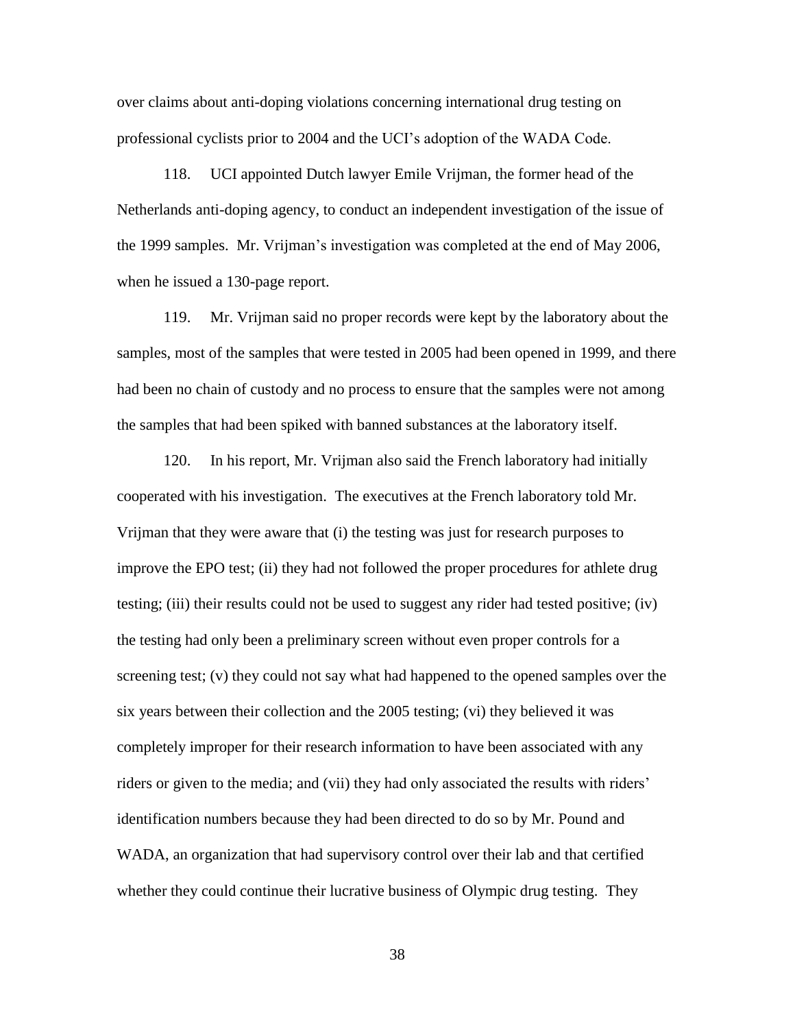over claims about anti-doping violations concerning international drug testing on professional cyclists prior to 2004 and the UCI's adoption of the WADA Code.

118. UCI appointed Dutch lawyer Emile Vrijman, the former head of the Netherlands anti-doping agency, to conduct an independent investigation of the issue of the 1999 samples. Mr. Vrijman's investigation was completed at the end of May 2006, when he issued a 130-page report.

119. Mr. Vrijman said no proper records were kept by the laboratory about the samples, most of the samples that were tested in 2005 had been opened in 1999, and there had been no chain of custody and no process to ensure that the samples were not among the samples that had been spiked with banned substances at the laboratory itself.

120. In his report, Mr. Vrijman also said the French laboratory had initially cooperated with his investigation. The executives at the French laboratory told Mr. Vrijman that they were aware that (i) the testing was just for research purposes to improve the EPO test; (ii) they had not followed the proper procedures for athlete drug testing; (iii) their results could not be used to suggest any rider had tested positive; (iv) the testing had only been a preliminary screen without even proper controls for a screening test; (v) they could not say what had happened to the opened samples over the six years between their collection and the 2005 testing; (vi) they believed it was completely improper for their research information to have been associated with any riders or given to the media; and (vii) they had only associated the results with riders' identification numbers because they had been directed to do so by Mr. Pound and WADA, an organization that had supervisory control over their lab and that certified whether they could continue their lucrative business of Olympic drug testing. They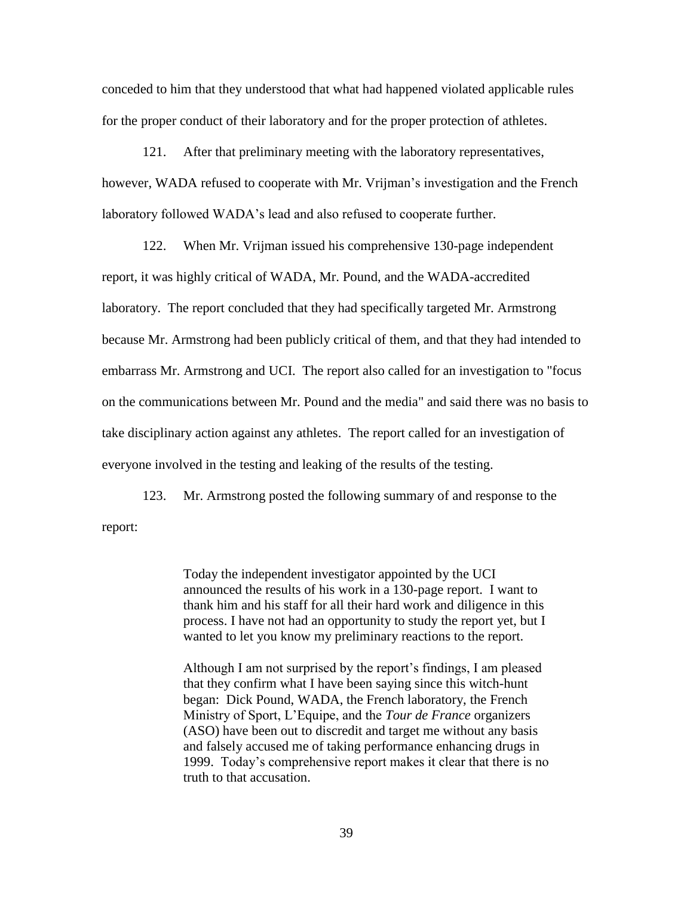conceded to him that they understood that what had happened violated applicable rules for the proper conduct of their laboratory and for the proper protection of athletes.

121. After that preliminary meeting with the laboratory representatives, however, WADA refused to cooperate with Mr. Vrijman's investigation and the French laboratory followed WADA's lead and also refused to cooperate further.

122. When Mr. Vrijman issued his comprehensive 130-page independent report, it was highly critical of WADA, Mr. Pound, and the WADA-accredited laboratory. The report concluded that they had specifically targeted Mr. Armstrong because Mr. Armstrong had been publicly critical of them, and that they had intended to embarrass Mr. Armstrong and UCI. The report also called for an investigation to "focus on the communications between Mr. Pound and the media" and said there was no basis to take disciplinary action against any athletes. The report called for an investigation of everyone involved in the testing and leaking of the results of the testing.

123. Mr. Armstrong posted the following summary of and response to the report:

> Today the independent investigator appointed by the UCI announced the results of his work in a 130-page report. I want to thank him and his staff for all their hard work and diligence in this process. I have not had an opportunity to study the report yet, but I wanted to let you know my preliminary reactions to the report.
>
> Although I am not surprised by the report's findings, I am pleased that they confirm what I have been saying since this witch-hunt began: Dick Pound, WADA, the French laboratory, the French Ministry of Sport, L'Equipe, and the *Tour de France* organizers (ASO) have been out to discredit and target me without any basis and falsely accused me of taking performance enhancing drugs in 1999. Today's comprehensive report makes it clear that there is no truth to that accusation.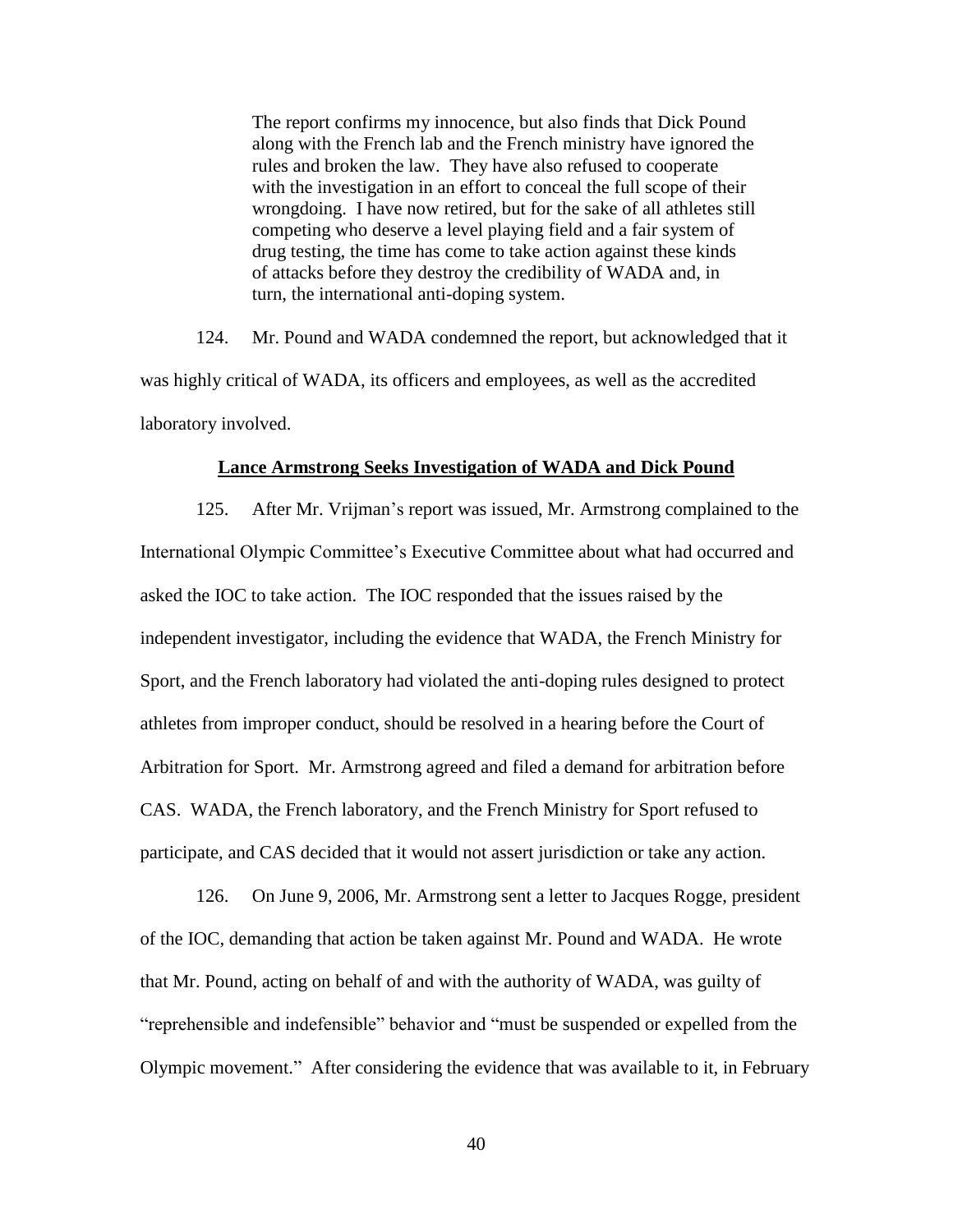> The report confirms my innocence, but also finds that Dick Pound along with the French lab and the French ministry have ignored the rules and broken the law. They have also refused to cooperate with the investigation in an effort to conceal the full scope of their wrongdoing. I have now retired, but for the sake of all athletes still competing who deserve a level playing field and a fair system of drug testing, the time has come to take action against these kinds of attacks before they destroy the credibility of WADA and, in turn, the international anti-doping system.

124. Mr. Pound and WADA condemned the report, but acknowledged that it was highly critical of WADA, its officers and employees, as well as the accredited laboratory involved.

**Lance Armstrong Seeks Investigation of WADA and Dick Pound**

125. After Mr. Vrijman's report was issued, Mr. Armstrong complained to the International Olympic Committee's Executive Committee about what had occurred and asked the IOC to take action. The IOC responded that the issues raised by the independent investigator, including the evidence that WADA, the French Ministry for Sport, and the French laboratory had violated the anti-doping rules designed to protect athletes from improper conduct, should be resolved in a hearing before the Court of Arbitration for Sport. Mr. Armstrong agreed and filed a demand for arbitration before CAS. WADA, the French laboratory, and the French Ministry for Sport refused to participate, and CAS decided that it would not assert jurisdiction or take any action.

126. On June 9, 2006, Mr. Armstrong sent a letter to Jacques Rogge, president of the IOC, demanding that action be taken against Mr. Pound and WADA. He wrote that Mr. Pound, acting on behalf of and with the authority of WADA, was guilty of "reprehensible and indefensible" behavior and "must be suspended or expelled from the Olympic movement." After considering the evidence that was available to it, in February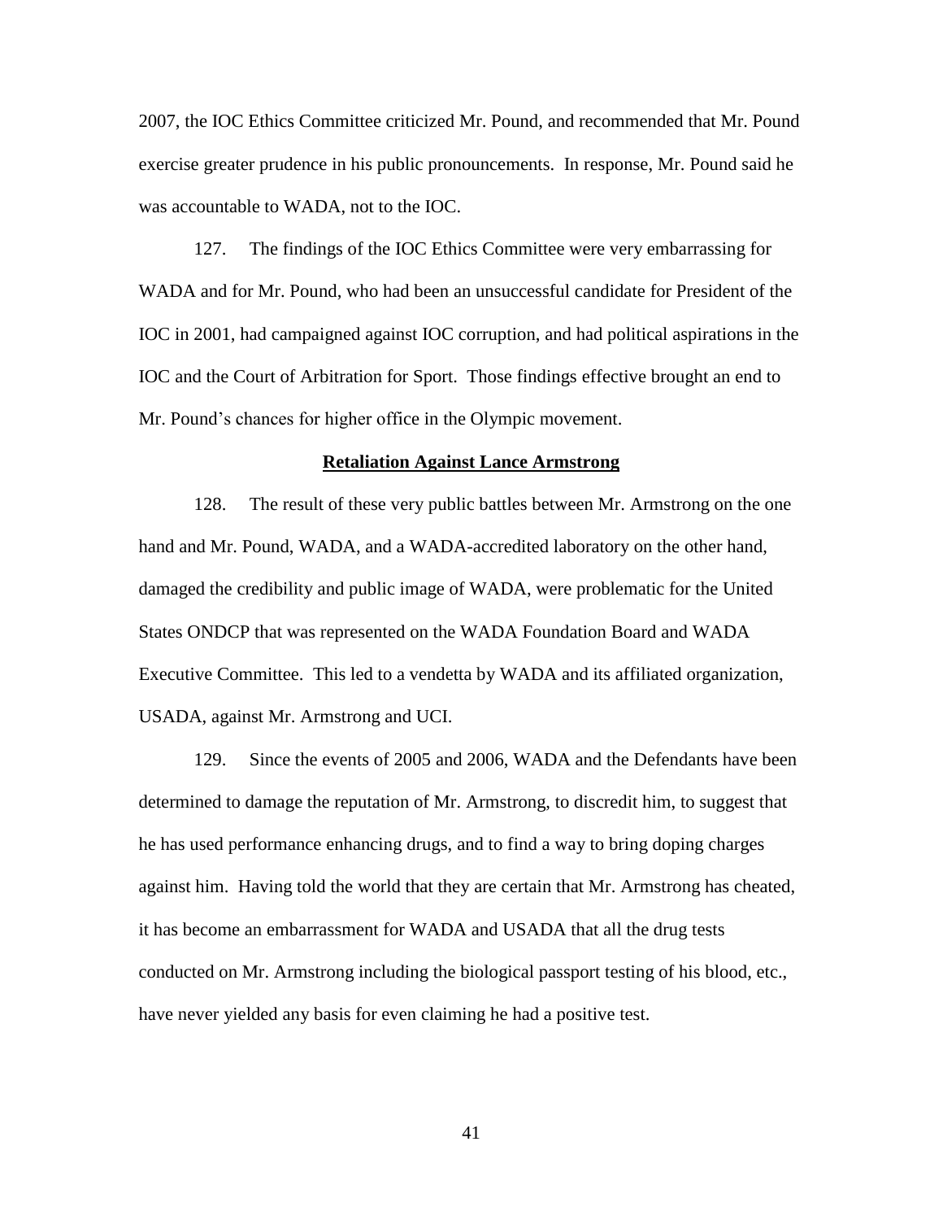2007, the IOC Ethics Committee criticized Mr. Pound, and recommended that Mr. Pound exercise greater prudence in his public pronouncements. In response, Mr. Pound said he was accountable to WADA, not to the IOC.

127. The findings of the IOC Ethics Committee were very embarrassing for WADA and for Mr. Pound, who had been an unsuccessful candidate for President of the IOC in 2001, had campaigned against IOC corruption, and had political aspirations in the IOC and the Court of Arbitration for Sport. Those findings effective brought an end to Mr. Pound's chances for higher office in the Olympic movement.

**Retaliation Against Lance Armstrong**

128. The result of these very public battles between Mr. Armstrong on the one hand and Mr. Pound, WADA, and a WADA-accredited laboratory on the other hand, damaged the credibility and public image of WADA, were problematic for the United States ONDCP that was represented on the WADA Foundation Board and WADA Executive Committee. This led to a vendetta by WADA and its affiliated organization, USADA, against Mr. Armstrong and UCI.

129. Since the events of 2005 and 2006, WADA and the Defendants have been determined to damage the reputation of Mr. Armstrong, to discredit him, to suggest that he has used performance enhancing drugs, and to find a way to bring doping charges against him. Having told the world that they are certain that Mr. Armstrong has cheated, it has become an embarrassment for WADA and USADA that all the drug tests conducted on Mr. Armstrong including the biological passport testing of his blood, etc., have never yielded any basis for even claiming he had a positive test.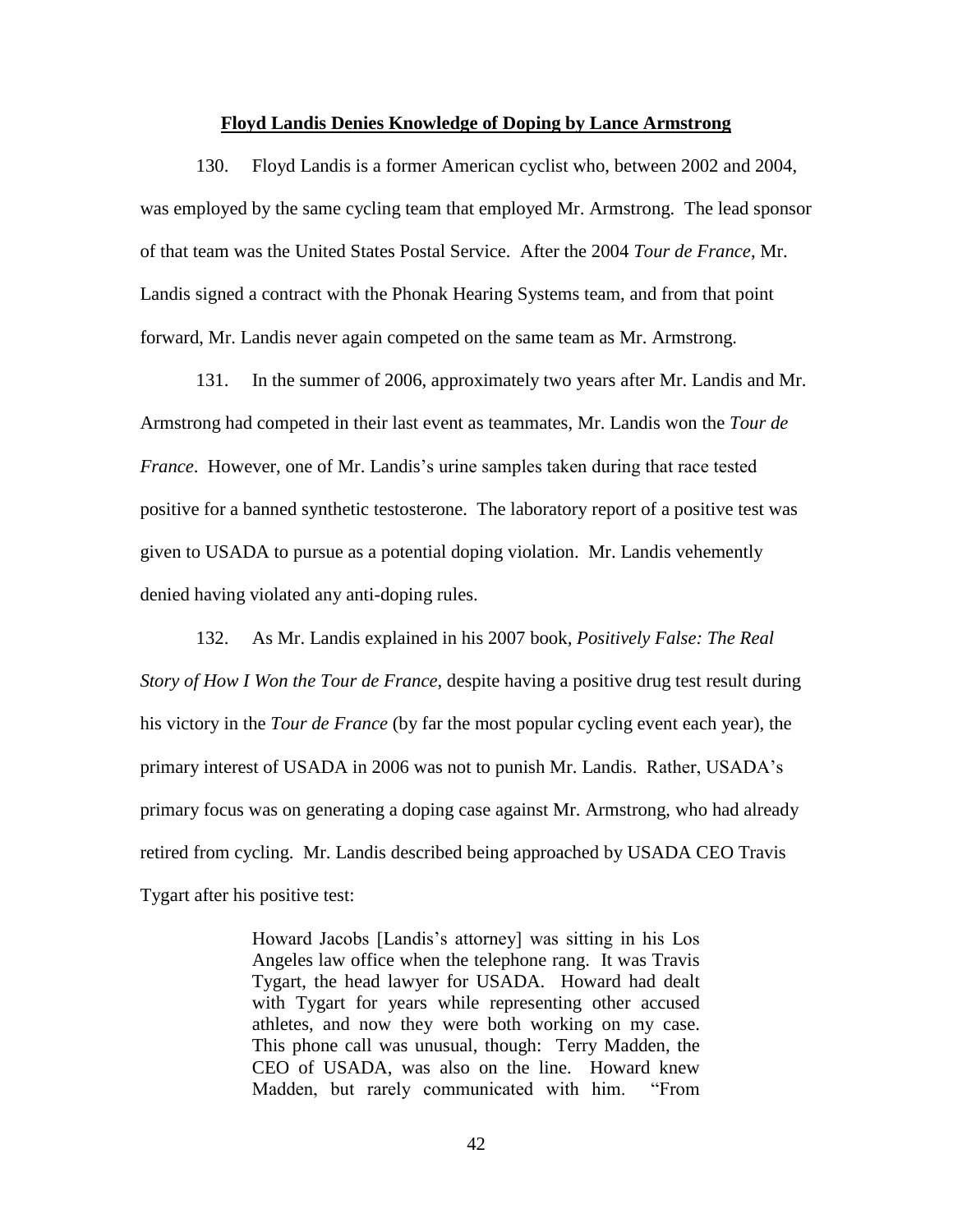**Floyd Landis Denies Knowledge of Doping by Lance Armstrong**

130. Floyd Landis is a former American cyclist who, between 2002 and 2004, was employed by the same cycling team that employed Mr. Armstrong. The lead sponsor of that team was the United States Postal Service. After the 2004 *Tour de France*, Mr. Landis signed a contract with the Phonak Hearing Systems team, and from that point forward, Mr. Landis never again competed on the same team as Mr. Armstrong.

131. In the summer of 2006, approximately two years after Mr. Landis and Mr. Armstrong had competed in their last event as teammates, Mr. Landis won the *Tour de France*. However, one of Mr. Landis's urine samples taken during that race tested positive for a banned synthetic testosterone. The laboratory report of a positive test was given to USADA to pursue as a potential doping violation. Mr. Landis vehemently denied having violated any anti-doping rules.

132. As Mr. Landis explained in his 2007 book, *Positively False: The Real Story of How I Won the Tour de France*, despite having a positive drug test result during his victory in the *Tour de France* (by far the most popular cycling event each year), the primary interest of USADA in 2006 was not to punish Mr. Landis. Rather, USADA's primary focus was on generating a doping case against Mr. Armstrong, who had already retired from cycling. Mr. Landis described being approached by USADA CEO Travis Tygart after his positive test:

> Howard Jacobs [Landis's attorney] was sitting in his Los Angeles law office when the telephone rang. It was Travis Tygart, the head lawyer for USADA. Howard had dealt with Tygart for years while representing other accused athletes, and now they were both working on my case. This phone call was unusual, though: Terry Madden, the CEO of USADA, was also on the line. Howard knew Madden, but rarely communicated with him. "From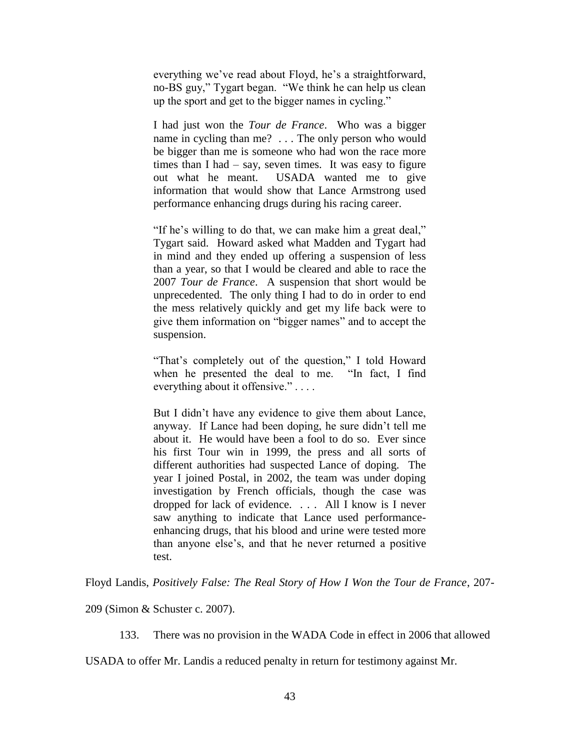> everything we've read about Floyd, he's a straightforward, no-BS guy," Tygart began. "We think he can help us clean up the sport and get to the bigger names in cycling."
>
> I had just won the *Tour de France*. Who was a bigger name in cycling than me? . . . The only person who would be bigger than me is someone who had won the race more times than I had – say, seven times. It was easy to figure out what he meant. USADA wanted me to give information that would show that Lance Armstrong used performance enhancing drugs during his racing career.
>
> "If he's willing to do that, we can make him a great deal," Tygart said. Howard asked what Madden and Tygart had in mind and they ended up offering a suspension of less than a year, so that I would be cleared and able to race the 2007 *Tour de France*. A suspension that short would be unprecedented. The only thing I had to do in order to end the mess relatively quickly and get my life back were to give them information on "bigger names" and to accept the suspension.
>
> "That's completely out of the question," I told Howard when he presented the deal to me. "In fact, I find everything about it offensive." . . . .
>
> But I didn't have any evidence to give them about Lance, anyway. If Lance had been doping, he sure didn't tell me about it. He would have been a fool to do so. Ever since his first Tour win in 1999, the press and all sorts of different authorities had suspected Lance of doping. The year I joined Postal, in 2002, the team was under doping investigation by French officials, though the case was dropped for lack of evidence. . . . All I know is I never saw anything to indicate that Lance used performance-enhancing drugs, that his blood and urine were tested more than anyone else's, and that he never returned a positive test.

Floyd Landis, *Positively False: The Real Story of How I Won the Tour de France*, 207-209 (Simon & Schuster c. 2007).

133. There was no provision in the WADA Code in effect in 2006 that allowed USADA to offer Mr. Landis a reduced penalty in return for testimony against Mr.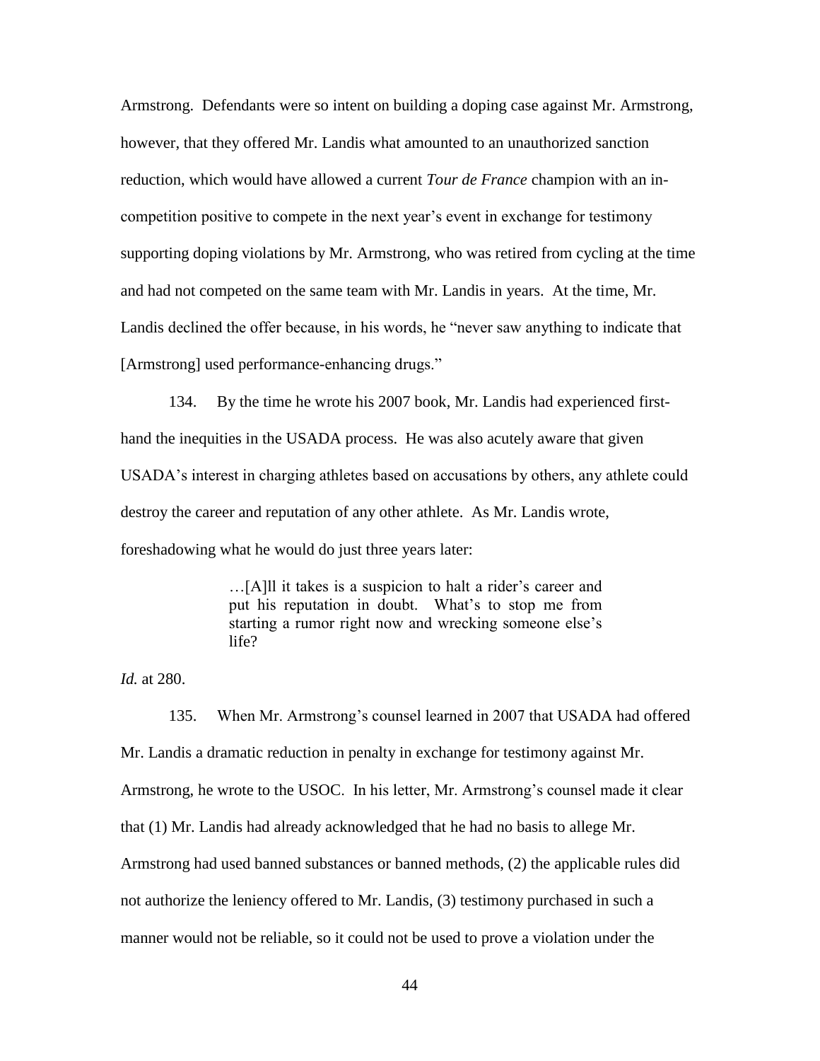Armstrong. Defendants were so intent on building a doping case against Mr. Armstrong, however, that they offered Mr. Landis what amounted to an unauthorized sanction reduction, which would have allowed a current *Tour de France* champion with an in-competition positive to compete in the next year's event in exchange for testimony supporting doping violations by Mr. Armstrong, who was retired from cycling at the time and had not competed on the same team with Mr. Landis in years. At the time, Mr. Landis declined the offer because, in his words, he "never saw anything to indicate that [Armstrong] used performance-enhancing drugs."

134. By the time he wrote his 2007 book, Mr. Landis had experienced first-hand the inequities in the USADA process. He was also acutely aware that given USADA's interest in charging athletes based on accusations by others, any athlete could destroy the career and reputation of any other athlete. As Mr. Landis wrote, foreshadowing what he would do just three years later:

> …[A]ll it takes is a suspicion to halt a rider's career and put his reputation in doubt. What's to stop me from starting a rumor right now and wrecking someone else's life?

*Id.* at 280.

135. When Mr. Armstrong's counsel learned in 2007 that USADA had offered Mr. Landis a dramatic reduction in penalty in exchange for testimony against Mr. Armstrong, he wrote to the USOC. In his letter, Mr. Armstrong's counsel made it clear that (1) Mr. Landis had already acknowledged that he had no basis to allege Mr. Armstrong had used banned substances or banned methods, (2) the applicable rules did not authorize the leniency offered to Mr. Landis, (3) testimony purchased in such a manner would not be reliable, so it could not be used to prove a violation under the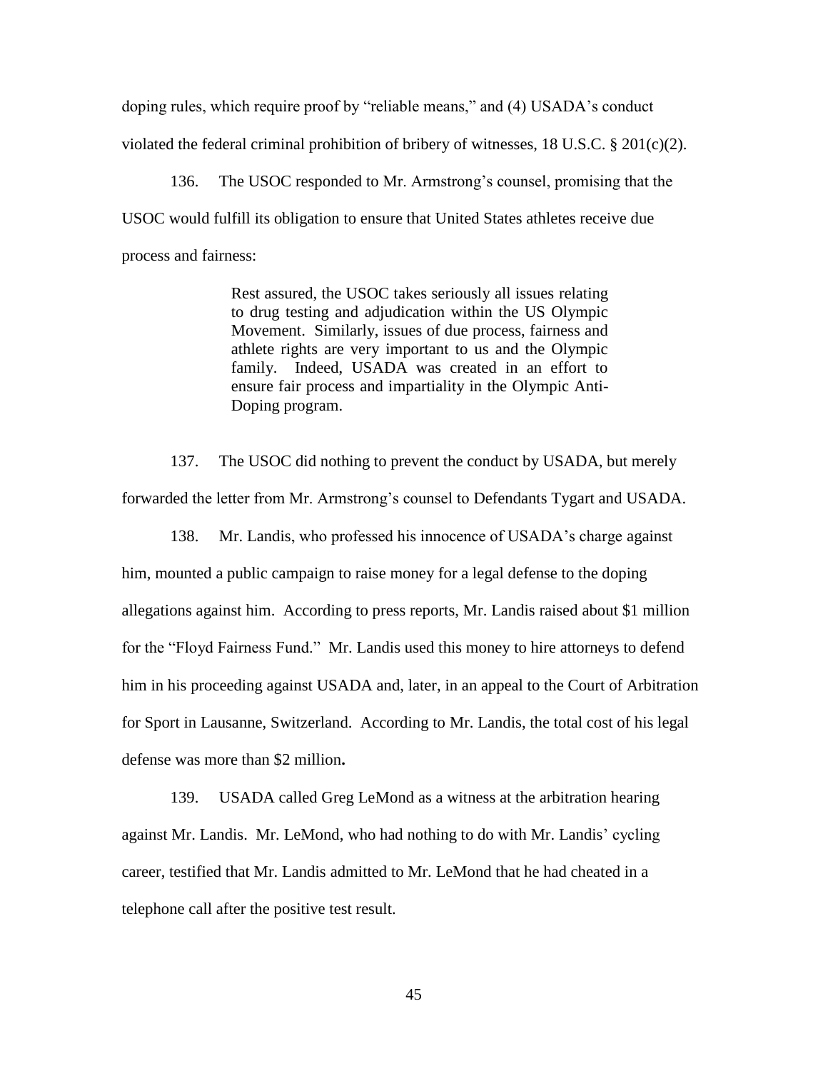doping rules, which require proof by "reliable means," and (4) USADA's conduct violated the federal criminal prohibition of bribery of witnesses, 18 U.S.C. § 201(c)(2).

136. The USOC responded to Mr. Armstrong's counsel, promising that the USOC would fulfill its obligation to ensure that United States athletes receive due process and fairness:

> Rest assured, the USOC takes seriously all issues relating to drug testing and adjudication within the US Olympic Movement. Similarly, issues of due process, fairness and athlete rights are very important to us and the Olympic family. Indeed, USADA was created in an effort to ensure fair process and impartiality in the Olympic Anti-Doping program.

137. The USOC did nothing to prevent the conduct by USADA, but merely forwarded the letter from Mr. Armstrong's counsel to Defendants Tygart and USADA.

138. Mr. Landis, who professed his innocence of USADA's charge against him, mounted a public campaign to raise money for a legal defense to the doping allegations against him. According to press reports, Mr. Landis raised about $1 million for the "Floyd Fairness Fund." Mr. Landis used this money to hire attorneys to defend him in his proceeding against USADA and, later, in an appeal to the Court of Arbitration for Sport in Lausanne, Switzerland. According to Mr. Landis, the total cost of his legal defense was more than $2 million.

139. USADA called Greg LeMond as a witness at the arbitration hearing against Mr. Landis. Mr. LeMond, who had nothing to do with Mr. Landis' cycling career, testified that Mr. Landis admitted to Mr. LeMond that he had cheated in a telephone call after the positive test result.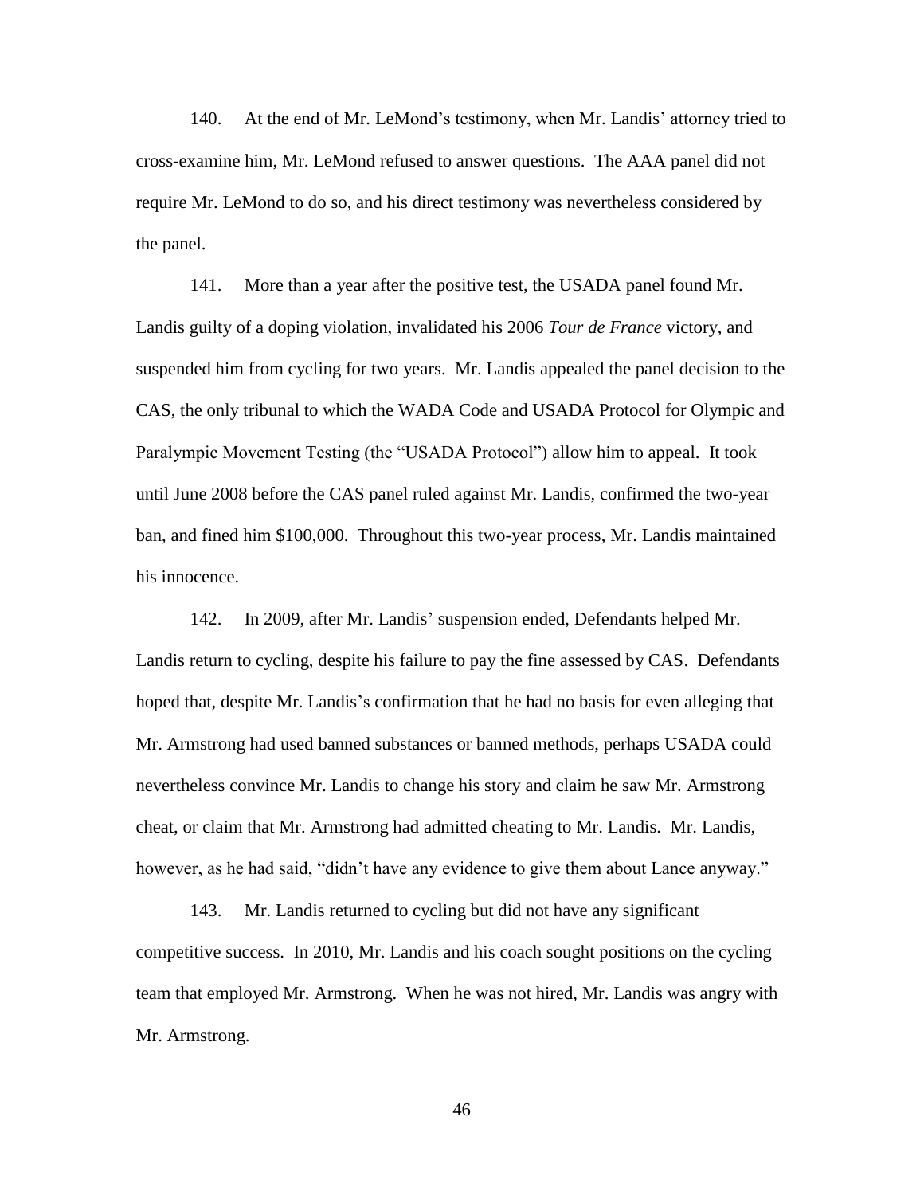140. At the end of Mr. LeMond's testimony, when Mr. Landis' attorney tried to cross-examine him, Mr. LeMond refused to answer questions. The AAA panel did not require Mr. LeMond to do so, and his direct testimony was nevertheless considered by the panel.

141. More than a year after the positive test, the USADA panel found Mr. Landis guilty of a doping violation, invalidated his 2006 *Tour de France* victory, and suspended him from cycling for two years. Mr. Landis appealed the panel decision to the CAS, the only tribunal to which the WADA Code and USADA Protocol for Olympic and Paralympic Movement Testing (the "USADA Protocol") allow him to appeal. It took until June 2008 before the CAS panel ruled against Mr. Landis, confirmed the two-year ban, and fined him $100,000. Throughout this two-year process, Mr. Landis maintained his innocence.

142. In 2009, after Mr. Landis' suspension ended, Defendants helped Mr. Landis return to cycling, despite his failure to pay the fine assessed by CAS. Defendants hoped that, despite Mr. Landis's confirmation that he had no basis for even alleging that Mr. Armstrong had used banned substances or banned methods, perhaps USADA could nevertheless convince Mr. Landis to change his story and claim he saw Mr. Armstrong cheat, or claim that Mr. Armstrong had admitted cheating to Mr. Landis. Mr. Landis, however, as he had said, "didn't have any evidence to give them about Lance anyway."

143. Mr. Landis returned to cycling but did not have any significant competitive success. In 2010, Mr. Landis and his coach sought positions on the cycling team that employed Mr. Armstrong. When he was not hired, Mr. Landis was angry with Mr. Armstrong.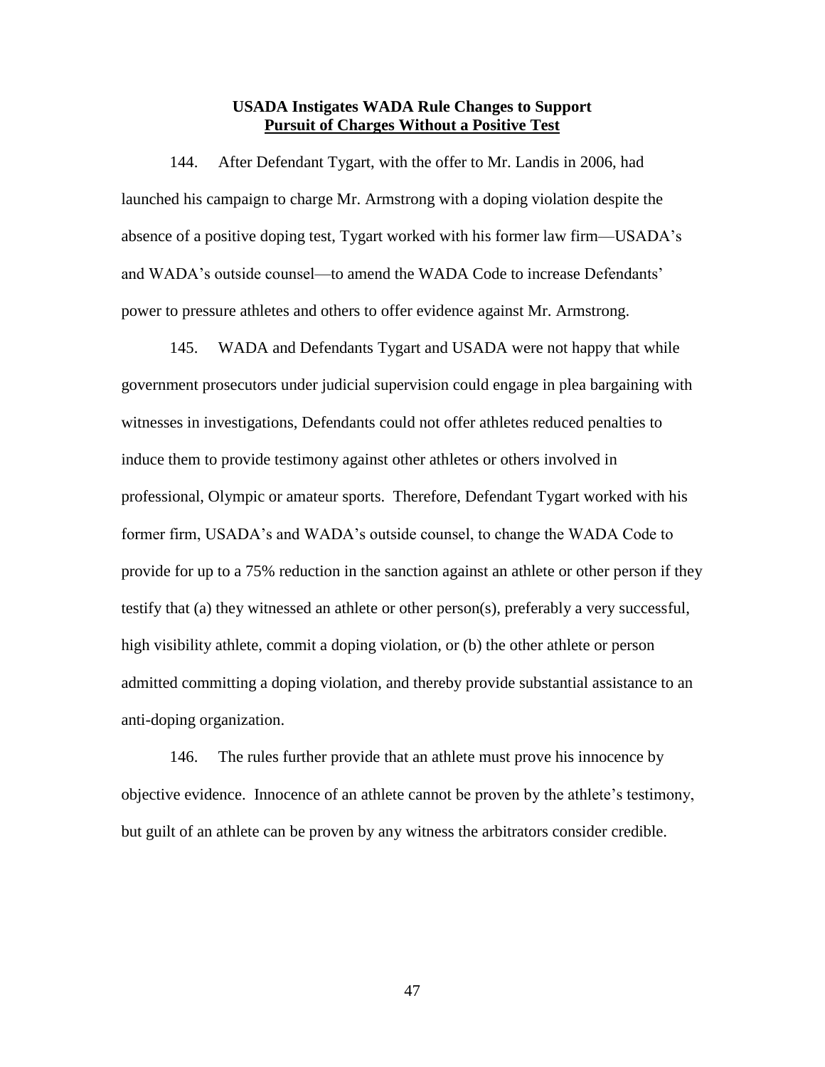**USADA Instigates WADA Rule Changes to Support**
**<u>Pursuit of Charges Without a Positive Test</u>**

144. After Defendant Tygart, with the offer to Mr. Landis in 2006, had launched his campaign to charge Mr. Armstrong with a doping violation despite the absence of a positive doping test, Tygart worked with his former law firm—USADA's and WADA's outside counsel—to amend the WADA Code to increase Defendants' power to pressure athletes and others to offer evidence against Mr. Armstrong.

145. WADA and Defendants Tygart and USADA were not happy that while government prosecutors under judicial supervision could engage in plea bargaining with witnesses in investigations, Defendants could not offer athletes reduced penalties to induce them to provide testimony against other athletes or others involved in professional, Olympic or amateur sports. Therefore, Defendant Tygart worked with his former firm, USADA's and WADA's outside counsel, to change the WADA Code to provide for up to a 75% reduction in the sanction against an athlete or other person if they testify that (a) they witnessed an athlete or other person(s), preferably a very successful, high visibility athlete, commit a doping violation, or (b) the other athlete or person admitted committing a doping violation, and thereby provide substantial assistance to an anti-doping organization.

146. The rules further provide that an athlete must prove his innocence by objective evidence. Innocence of an athlete cannot be proven by the athlete's testimony, but guilt of an athlete can be proven by any witness the arbitrators consider credible.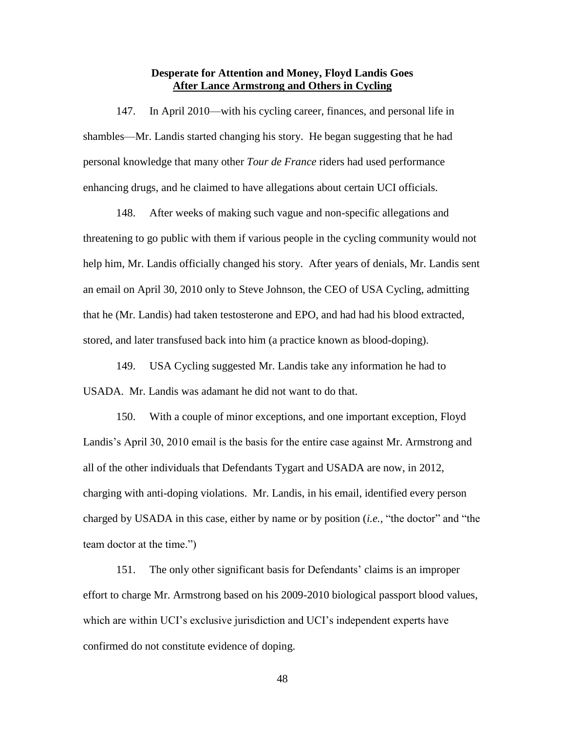**Desperate for Attention and Money, Floyd Landis Goes <u>After Lance Armstrong and Others in Cycling</u>**

147. In April 2010—with his cycling career, finances, and personal life in shambles—Mr. Landis started changing his story. He began suggesting that he had personal knowledge that many other *Tour de France* riders had used performance enhancing drugs, and he claimed to have allegations about certain UCI officials.

148. After weeks of making such vague and non-specific allegations and threatening to go public with them if various people in the cycling community would not help him, Mr. Landis officially changed his story. After years of denials, Mr. Landis sent an email on April 30, 2010 only to Steve Johnson, the CEO of USA Cycling, admitting that he (Mr. Landis) had taken testosterone and EPO, and had had his blood extracted, stored, and later transfused back into him (a practice known as blood-doping).

149. USA Cycling suggested Mr. Landis take any information he had to USADA. Mr. Landis was adamant he did not want to do that.

150. With a couple of minor exceptions, and one important exception, Floyd Landis's April 30, 2010 email is the basis for the entire case against Mr. Armstrong and all of the other individuals that Defendants Tygart and USADA are now, in 2012, charging with anti-doping violations. Mr. Landis, in his email, identified every person charged by USADA in this case, either by name or by position (*i.e.,* "the doctor" and "the team doctor at the time.")

151. The only other significant basis for Defendants' claims is an improper effort to charge Mr. Armstrong based on his 2009-2010 biological passport blood values, which are within UCI's exclusive jurisdiction and UCI's independent experts have confirmed do not constitute evidence of doping.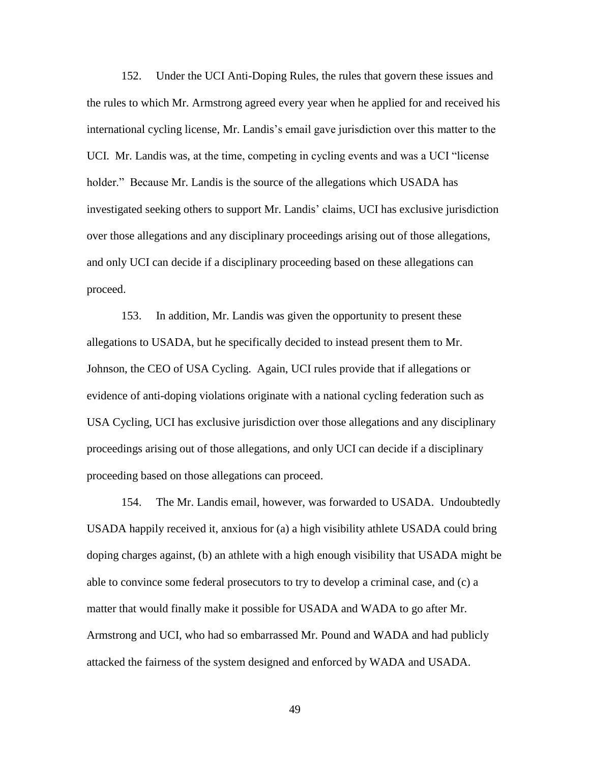152. Under the UCI Anti-Doping Rules, the rules that govern these issues and the rules to which Mr. Armstrong agreed every year when he applied for and received his international cycling license, Mr. Landis's email gave jurisdiction over this matter to the UCI. Mr. Landis was, at the time, competing in cycling events and was a UCI "license holder." Because Mr. Landis is the source of the allegations which USADA has investigated seeking others to support Mr. Landis' claims, UCI has exclusive jurisdiction over those allegations and any disciplinary proceedings arising out of those allegations, and only UCI can decide if a disciplinary proceeding based on these allegations can proceed.

153. In addition, Mr. Landis was given the opportunity to present these allegations to USADA, but he specifically decided to instead present them to Mr. Johnson, the CEO of USA Cycling. Again, UCI rules provide that if allegations or evidence of anti-doping violations originate with a national cycling federation such as USA Cycling, UCI has exclusive jurisdiction over those allegations and any disciplinary proceedings arising out of those allegations, and only UCI can decide if a disciplinary proceeding based on those allegations can proceed.

154. The Mr. Landis email, however, was forwarded to USADA. Undoubtedly USADA happily received it, anxious for (a) a high visibility athlete USADA could bring doping charges against, (b) an athlete with a high enough visibility that USADA might be able to convince some federal prosecutors to try to develop a criminal case, and (c) a matter that would finally make it possible for USADA and WADA to go after Mr. Armstrong and UCI, who had so embarrassed Mr. Pound and WADA and had publicly attacked the fairness of the system designed and enforced by WADA and USADA.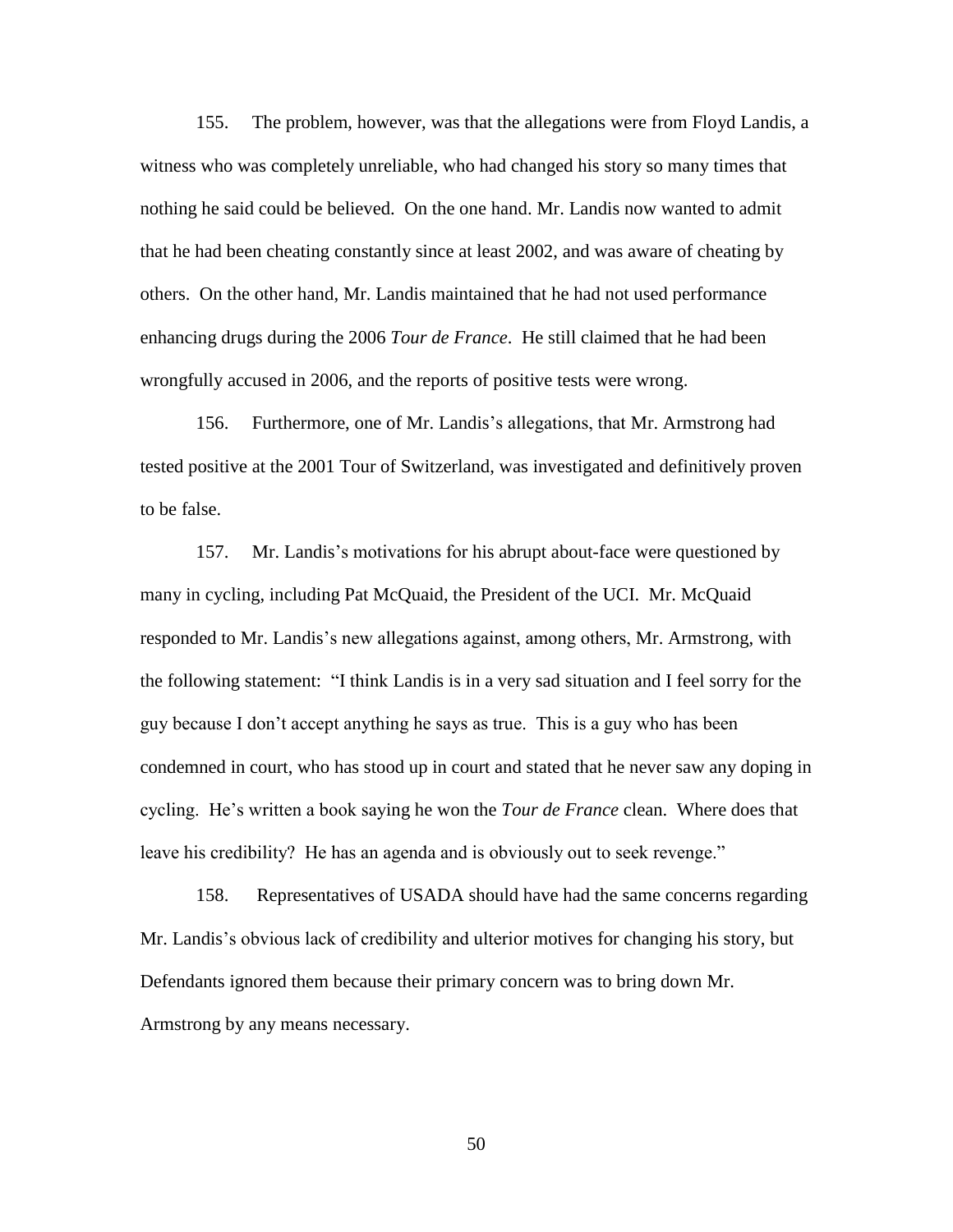155. The problem, however, was that the allegations were from Floyd Landis, a witness who was completely unreliable, who had changed his story so many times that nothing he said could be believed. On the one hand. Mr. Landis now wanted to admit that he had been cheating constantly since at least 2002, and was aware of cheating by others. On the other hand, Mr. Landis maintained that he had not used performance enhancing drugs during the 2006 *Tour de France*. He still claimed that he had been wrongfully accused in 2006, and the reports of positive tests were wrong.

156. Furthermore, one of Mr. Landis's allegations, that Mr. Armstrong had tested positive at the 2001 Tour of Switzerland, was investigated and definitively proven to be false.

157. Mr. Landis's motivations for his abrupt about-face were questioned by many in cycling, including Pat McQuaid, the President of the UCI. Mr. McQuaid responded to Mr. Landis's new allegations against, among others, Mr. Armstrong, with the following statement: "I think Landis is in a very sad situation and I feel sorry for the guy because I don't accept anything he says as true. This is a guy who has been condemned in court, who has stood up in court and stated that he never saw any doping in cycling. He's written a book saying he won the *Tour de France* clean. Where does that leave his credibility? He has an agenda and is obviously out to seek revenge."

158. Representatives of USADA should have had the same concerns regarding Mr. Landis's obvious lack of credibility and ulterior motives for changing his story, but Defendants ignored them because their primary concern was to bring down Mr. Armstrong by any means necessary.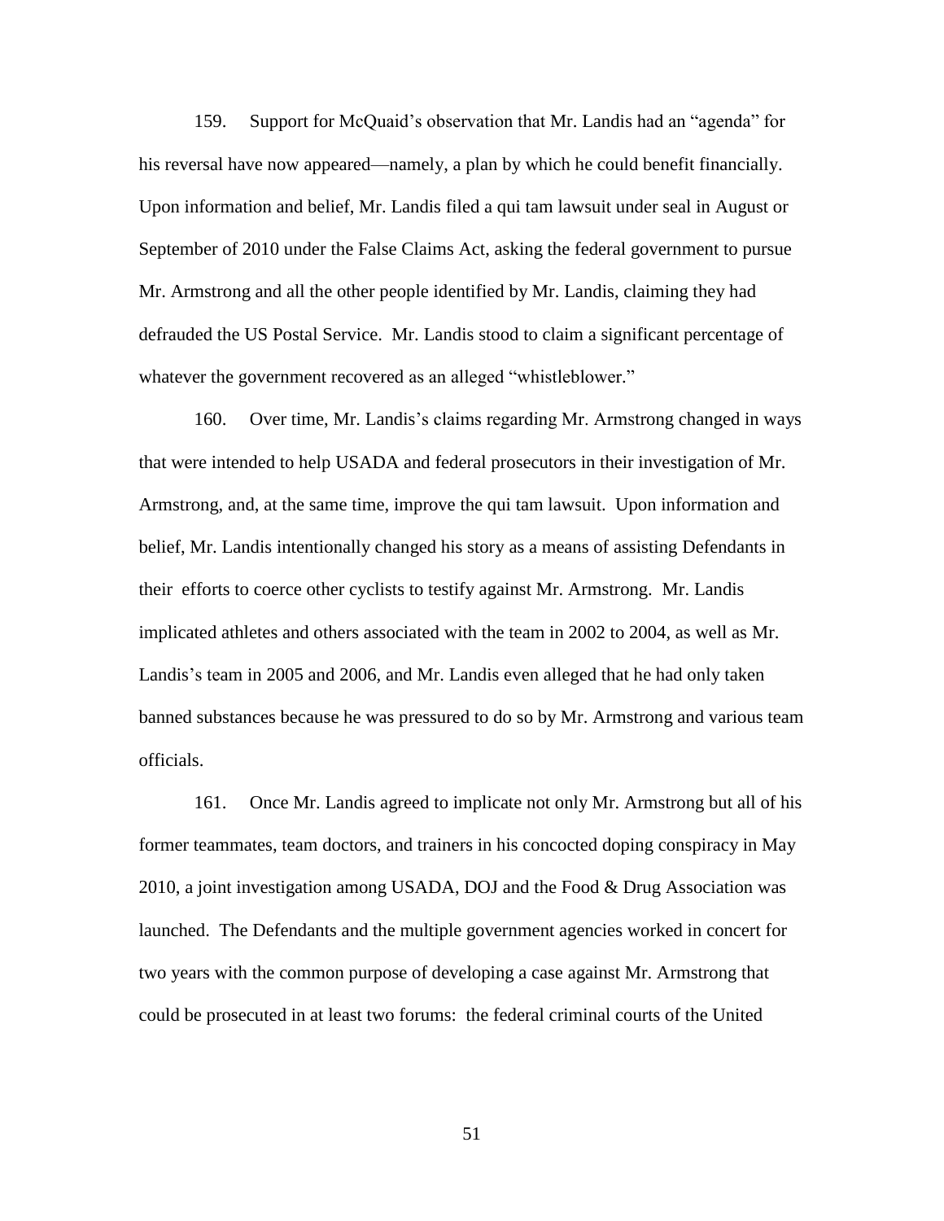159. Support for McQuaid's observation that Mr. Landis had an "agenda" for his reversal have now appeared—namely, a plan by which he could benefit financially. Upon information and belief, Mr. Landis filed a qui tam lawsuit under seal in August or September of 2010 under the False Claims Act, asking the federal government to pursue Mr. Armstrong and all the other people identified by Mr. Landis, claiming they had defrauded the US Postal Service. Mr. Landis stood to claim a significant percentage of whatever the government recovered as an alleged "whistleblower."

160. Over time, Mr. Landis's claims regarding Mr. Armstrong changed in ways that were intended to help USADA and federal prosecutors in their investigation of Mr. Armstrong, and, at the same time, improve the qui tam lawsuit. Upon information and belief, Mr. Landis intentionally changed his story as a means of assisting Defendants in their efforts to coerce other cyclists to testify against Mr. Armstrong. Mr. Landis implicated athletes and others associated with the team in 2002 to 2004, as well as Mr. Landis's team in 2005 and 2006, and Mr. Landis even alleged that he had only taken banned substances because he was pressured to do so by Mr. Armstrong and various team officials.

161. Once Mr. Landis agreed to implicate not only Mr. Armstrong but all of his former teammates, team doctors, and trainers in his concocted doping conspiracy in May 2010, a joint investigation among USADA, DOJ and the Food & Drug Association was launched. The Defendants and the multiple government agencies worked in concert for two years with the common purpose of developing a case against Mr. Armstrong that could be prosecuted in at least two forums: the federal criminal courts of the United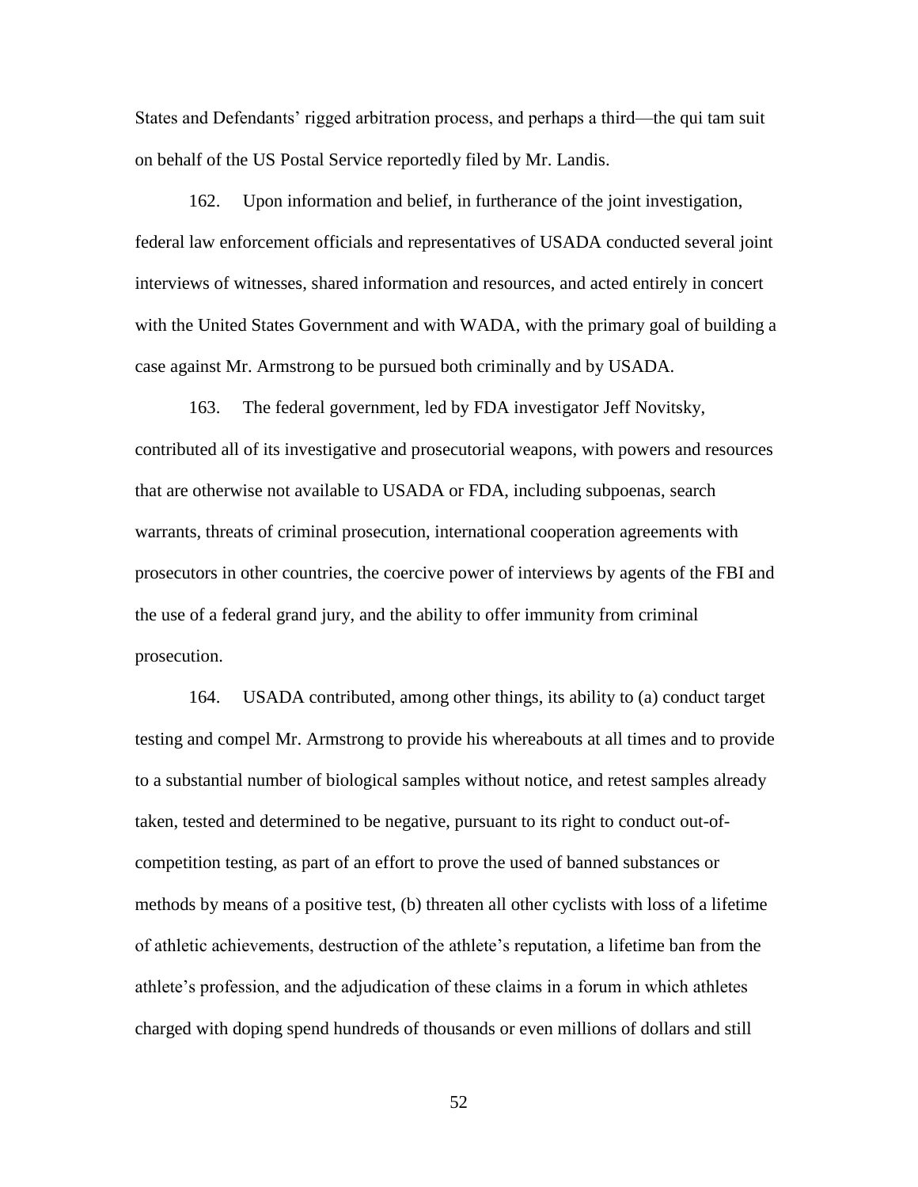States and Defendants' rigged arbitration process, and perhaps a third—the qui tam suit on behalf of the US Postal Service reportedly filed by Mr. Landis.

162. Upon information and belief, in furtherance of the joint investigation, federal law enforcement officials and representatives of USADA conducted several joint interviews of witnesses, shared information and resources, and acted entirely in concert with the United States Government and with WADA, with the primary goal of building a case against Mr. Armstrong to be pursued both criminally and by USADA.

163. The federal government, led by FDA investigator Jeff Novitsky, contributed all of its investigative and prosecutorial weapons, with powers and resources that are otherwise not available to USADA or FDA, including subpoenas, search warrants, threats of criminal prosecution, international cooperation agreements with prosecutors in other countries, the coercive power of interviews by agents of the FBI and the use of a federal grand jury, and the ability to offer immunity from criminal prosecution.

164. USADA contributed, among other things, its ability to (a) conduct target testing and compel Mr. Armstrong to provide his whereabouts at all times and to provide to a substantial number of biological samples without notice, and retest samples already taken, tested and determined to be negative, pursuant to its right to conduct out-of-competition testing, as part of an effort to prove the used of banned substances or methods by means of a positive test, (b) threaten all other cyclists with loss of a lifetime of athletic achievements, destruction of the athlete's reputation, a lifetime ban from the athlete's profession, and the adjudication of these claims in a forum in which athletes charged with doping spend hundreds of thousands or even millions of dollars and still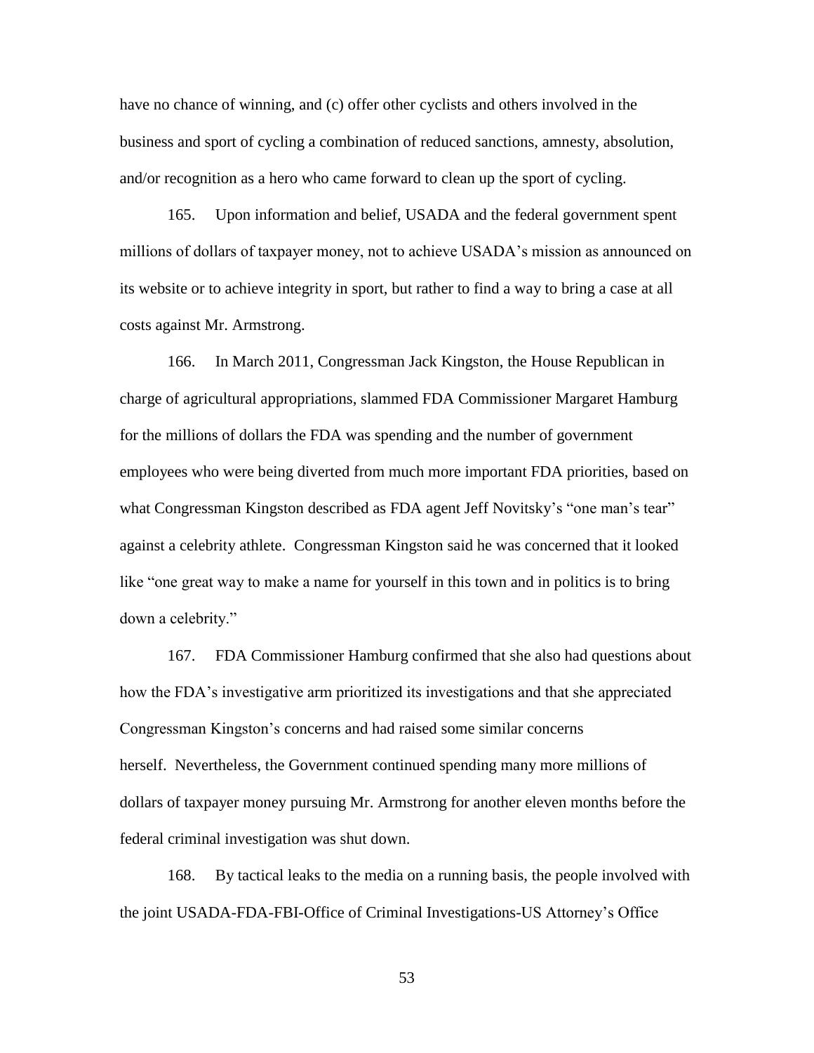have no chance of winning, and (c) offer other cyclists and others involved in the business and sport of cycling a combination of reduced sanctions, amnesty, absolution, and/or recognition as a hero who came forward to clean up the sport of cycling.

165. Upon information and belief, USADA and the federal government spent millions of dollars of taxpayer money, not to achieve USADA's mission as announced on its website or to achieve integrity in sport, but rather to find a way to bring a case at all costs against Mr. Armstrong.

166. In March 2011, Congressman Jack Kingston, the House Republican in charge of agricultural appropriations, slammed FDA Commissioner Margaret Hamburg for the millions of dollars the FDA was spending and the number of government employees who were being diverted from much more important FDA priorities, based on what Congressman Kingston described as FDA agent Jeff Novitsky's "one man's tear" against a celebrity athlete. Congressman Kingston said he was concerned that it looked like "one great way to make a name for yourself in this town and in politics is to bring down a celebrity."

167. FDA Commissioner Hamburg confirmed that she also had questions about how the FDA's investigative arm prioritized its investigations and that she appreciated Congressman Kingston's concerns and had raised some similar concerns herself. Nevertheless, the Government continued spending many more millions of dollars of taxpayer money pursuing Mr. Armstrong for another eleven months before the federal criminal investigation was shut down.

168. By tactical leaks to the media on a running basis, the people involved with the joint USADA-FDA-FBI-Office of Criminal Investigations-US Attorney's Office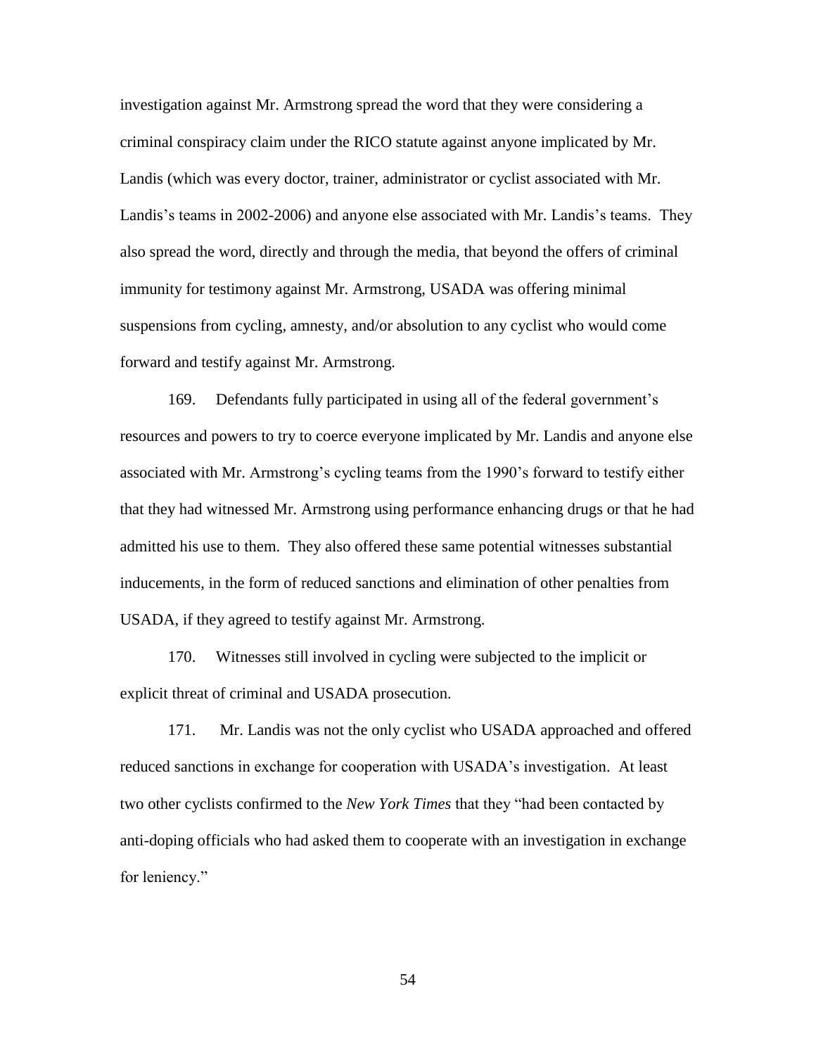investigation against Mr. Armstrong spread the word that they were considering a criminal conspiracy claim under the RICO statute against anyone implicated by Mr. Landis (which was every doctor, trainer, administrator or cyclist associated with Mr. Landis's teams in 2002-2006) and anyone else associated with Mr. Landis's teams. They also spread the word, directly and through the media, that beyond the offers of criminal immunity for testimony against Mr. Armstrong, USADA was offering minimal suspensions from cycling, amnesty, and/or absolution to any cyclist who would come forward and testify against Mr. Armstrong.

169. Defendants fully participated in using all of the federal government's resources and powers to try to coerce everyone implicated by Mr. Landis and anyone else associated with Mr. Armstrong's cycling teams from the 1990's forward to testify either that they had witnessed Mr. Armstrong using performance enhancing drugs or that he had admitted his use to them. They also offered these same potential witnesses substantial inducements, in the form of reduced sanctions and elimination of other penalties from USADA, if they agreed to testify against Mr. Armstrong.

170. Witnesses still involved in cycling were subjected to the implicit or explicit threat of criminal and USADA prosecution.

171. Mr. Landis was not the only cyclist who USADA approached and offered reduced sanctions in exchange for cooperation with USADA's investigation. At least two other cyclists confirmed to the *New York Times* that they "had been contacted by anti-doping officials who had asked them to cooperate with an investigation in exchange for leniency."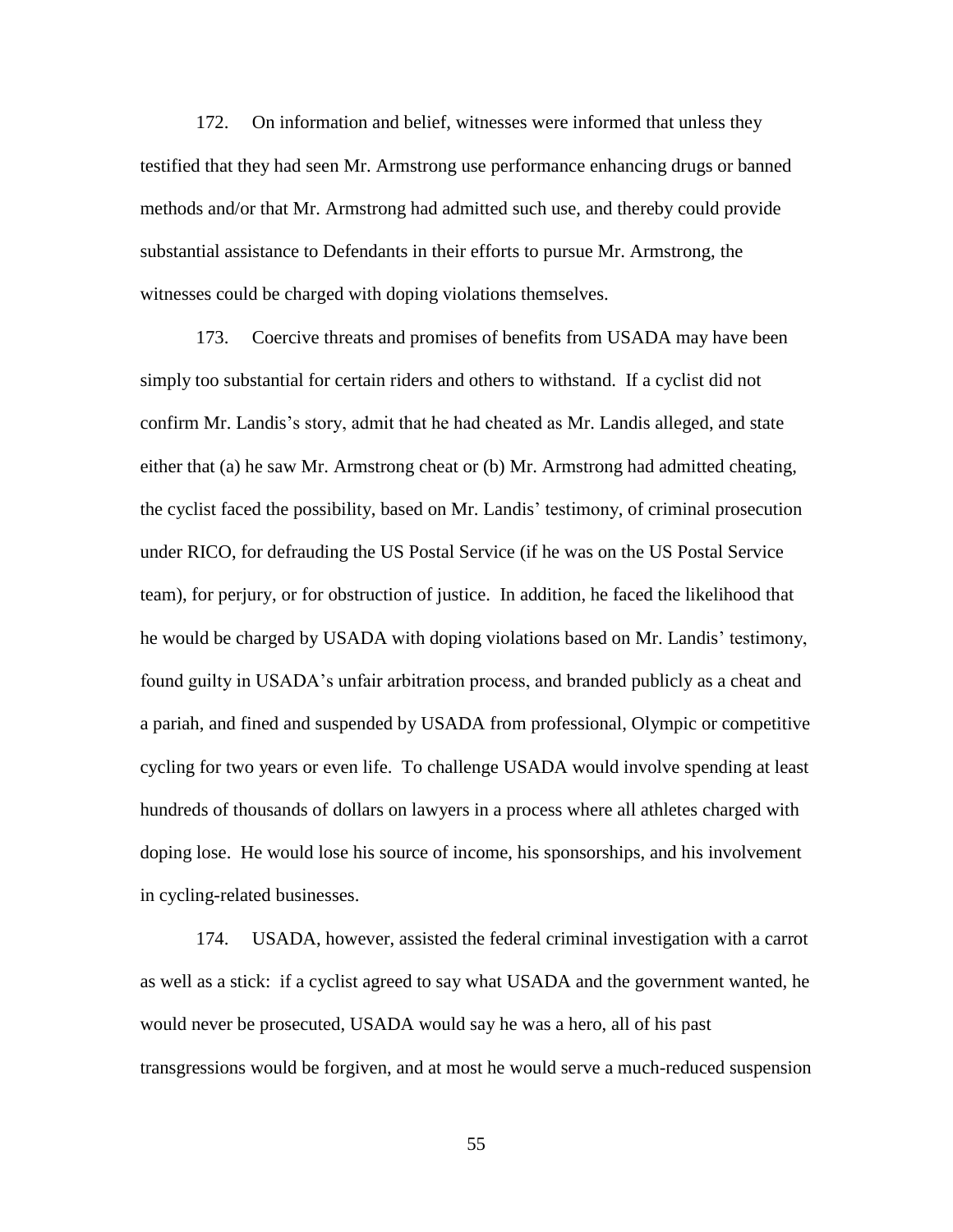172. On information and belief, witnesses were informed that unless they testified that they had seen Mr. Armstrong use performance enhancing drugs or banned methods and/or that Mr. Armstrong had admitted such use, and thereby could provide substantial assistance to Defendants in their efforts to pursue Mr. Armstrong, the witnesses could be charged with doping violations themselves.

173. Coercive threats and promises of benefits from USADA may have been simply too substantial for certain riders and others to withstand. If a cyclist did not confirm Mr. Landis's story, admit that he had cheated as Mr. Landis alleged, and state either that (a) he saw Mr. Armstrong cheat or (b) Mr. Armstrong had admitted cheating, the cyclist faced the possibility, based on Mr. Landis' testimony, of criminal prosecution under RICO, for defrauding the US Postal Service (if he was on the US Postal Service team), for perjury, or for obstruction of justice. In addition, he faced the likelihood that he would be charged by USADA with doping violations based on Mr. Landis' testimony, found guilty in USADA's unfair arbitration process, and branded publicly as a cheat and a pariah, and fined and suspended by USADA from professional, Olympic or competitive cycling for two years or even life. To challenge USADA would involve spending at least hundreds of thousands of dollars on lawyers in a process where all athletes charged with doping lose. He would lose his source of income, his sponsorships, and his involvement in cycling-related businesses.

174. USADA, however, assisted the federal criminal investigation with a carrot as well as a stick: if a cyclist agreed to say what USADA and the government wanted, he would never be prosecuted, USADA would say he was a hero, all of his past transgressions would be forgiven, and at most he would serve a much-reduced suspension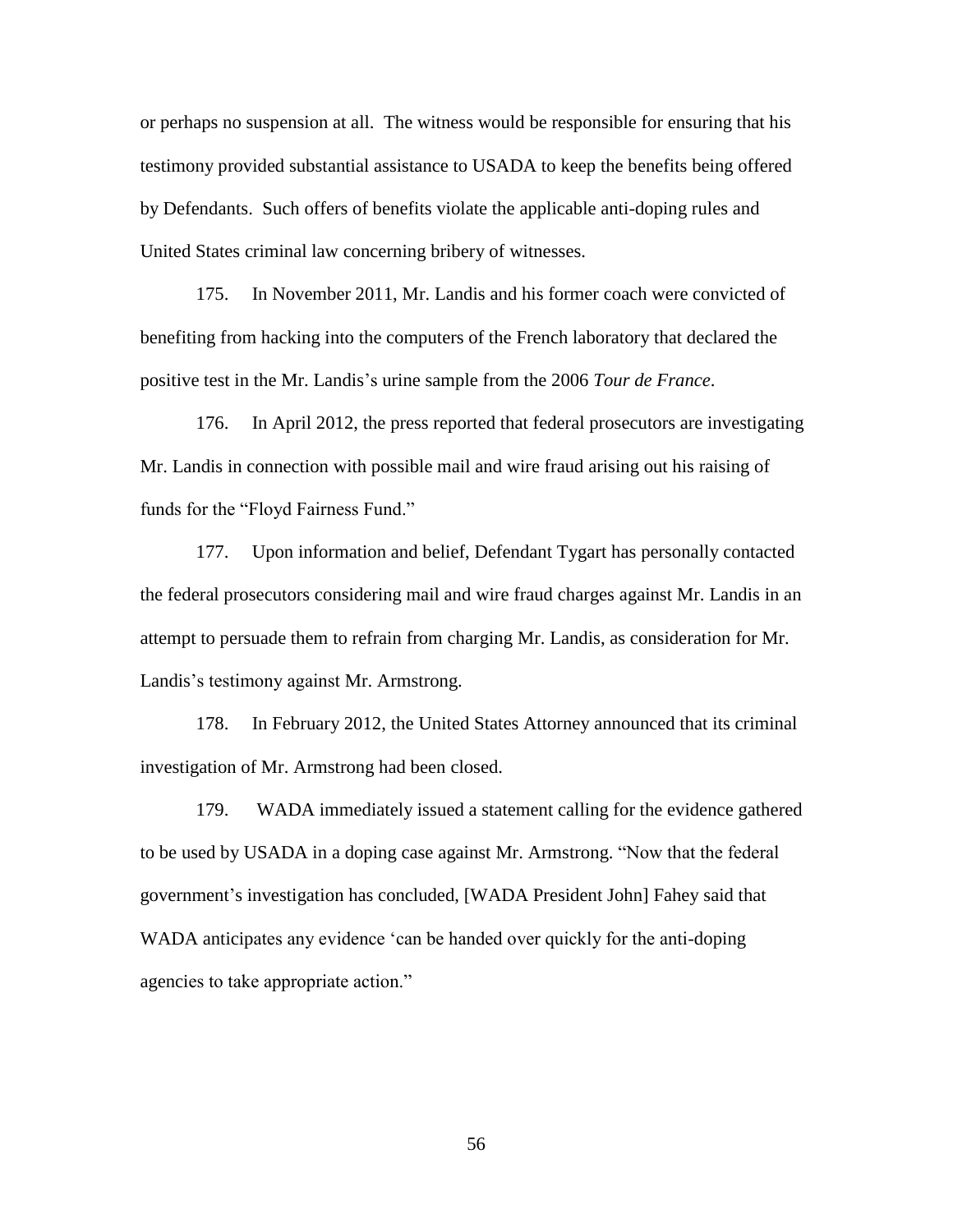or perhaps no suspension at all. The witness would be responsible for ensuring that his testimony provided substantial assistance to USADA to keep the benefits being offered by Defendants. Such offers of benefits violate the applicable anti-doping rules and United States criminal law concerning bribery of witnesses.

175. In November 2011, Mr. Landis and his former coach were convicted of benefiting from hacking into the computers of the French laboratory that declared the positive test in the Mr. Landis's urine sample from the 2006 *Tour de France*.

176. In April 2012, the press reported that federal prosecutors are investigating Mr. Landis in connection with possible mail and wire fraud arising out his raising of funds for the "Floyd Fairness Fund."

177. Upon information and belief, Defendant Tygart has personally contacted the federal prosecutors considering mail and wire fraud charges against Mr. Landis in an attempt to persuade them to refrain from charging Mr. Landis, as consideration for Mr. Landis's testimony against Mr. Armstrong.

178. In February 2012, the United States Attorney announced that its criminal investigation of Mr. Armstrong had been closed.

179. WADA immediately issued a statement calling for the evidence gathered to be used by USADA in a doping case against Mr. Armstrong. "Now that the federal government's investigation has concluded, [WADA President John] Fahey said that WADA anticipates any evidence 'can be handed over quickly for the anti-doping agencies to take appropriate action."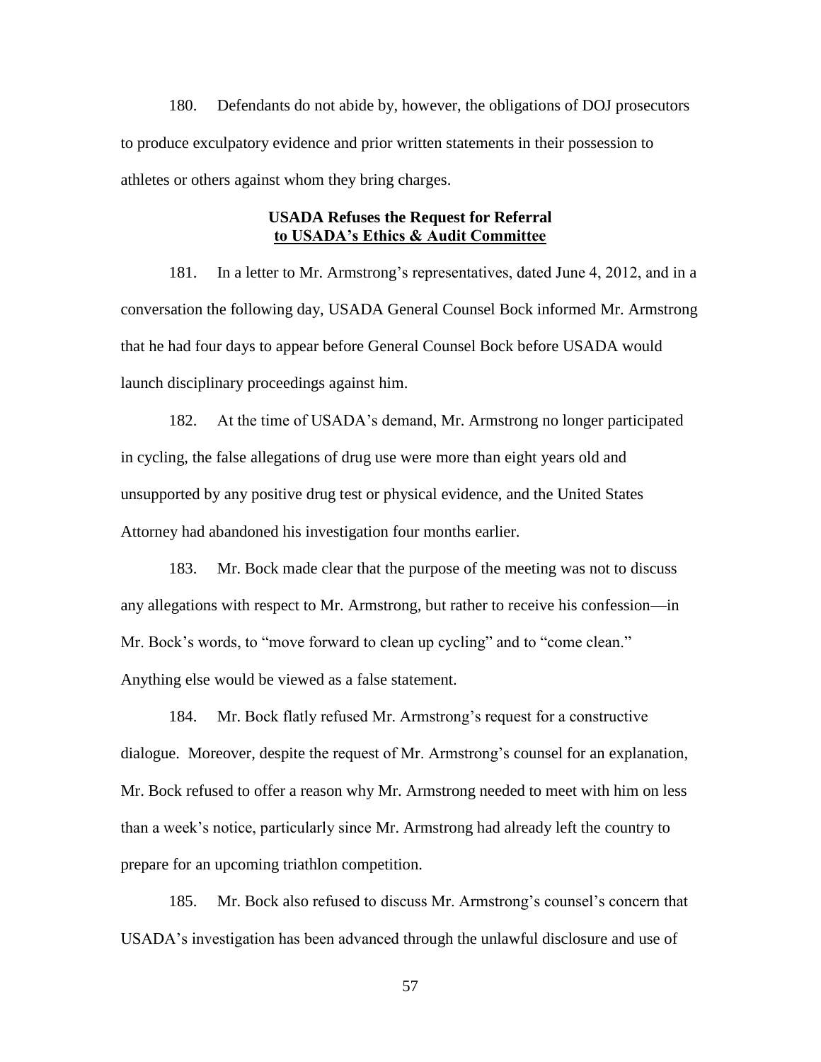180. Defendants do not abide by, however, the obligations of DOJ prosecutors to produce exculpatory evidence and prior written statements in their possession to athletes or others against whom they bring charges.

**USADA Refuses the Request for Referral**
**to USADA's Ethics & Audit Committee**

181. In a letter to Mr. Armstrong's representatives, dated June 4, 2012, and in a conversation the following day, USADA General Counsel Bock informed Mr. Armstrong that he had four days to appear before General Counsel Bock before USADA would launch disciplinary proceedings against him.

182. At the time of USADA's demand, Mr. Armstrong no longer participated in cycling, the false allegations of drug use were more than eight years old and unsupported by any positive drug test or physical evidence, and the United States Attorney had abandoned his investigation four months earlier.

183. Mr. Bock made clear that the purpose of the meeting was not to discuss any allegations with respect to Mr. Armstrong, but rather to receive his confession—in Mr. Bock's words, to "move forward to clean up cycling" and to "come clean." Anything else would be viewed as a false statement.

184. Mr. Bock flatly refused Mr. Armstrong's request for a constructive dialogue. Moreover, despite the request of Mr. Armstrong's counsel for an explanation, Mr. Bock refused to offer a reason why Mr. Armstrong needed to meet with him on less than a week's notice, particularly since Mr. Armstrong had already left the country to prepare for an upcoming triathlon competition.

185. Mr. Bock also refused to discuss Mr. Armstrong's counsel's concern that USADA's investigation has been advanced through the unlawful disclosure and use of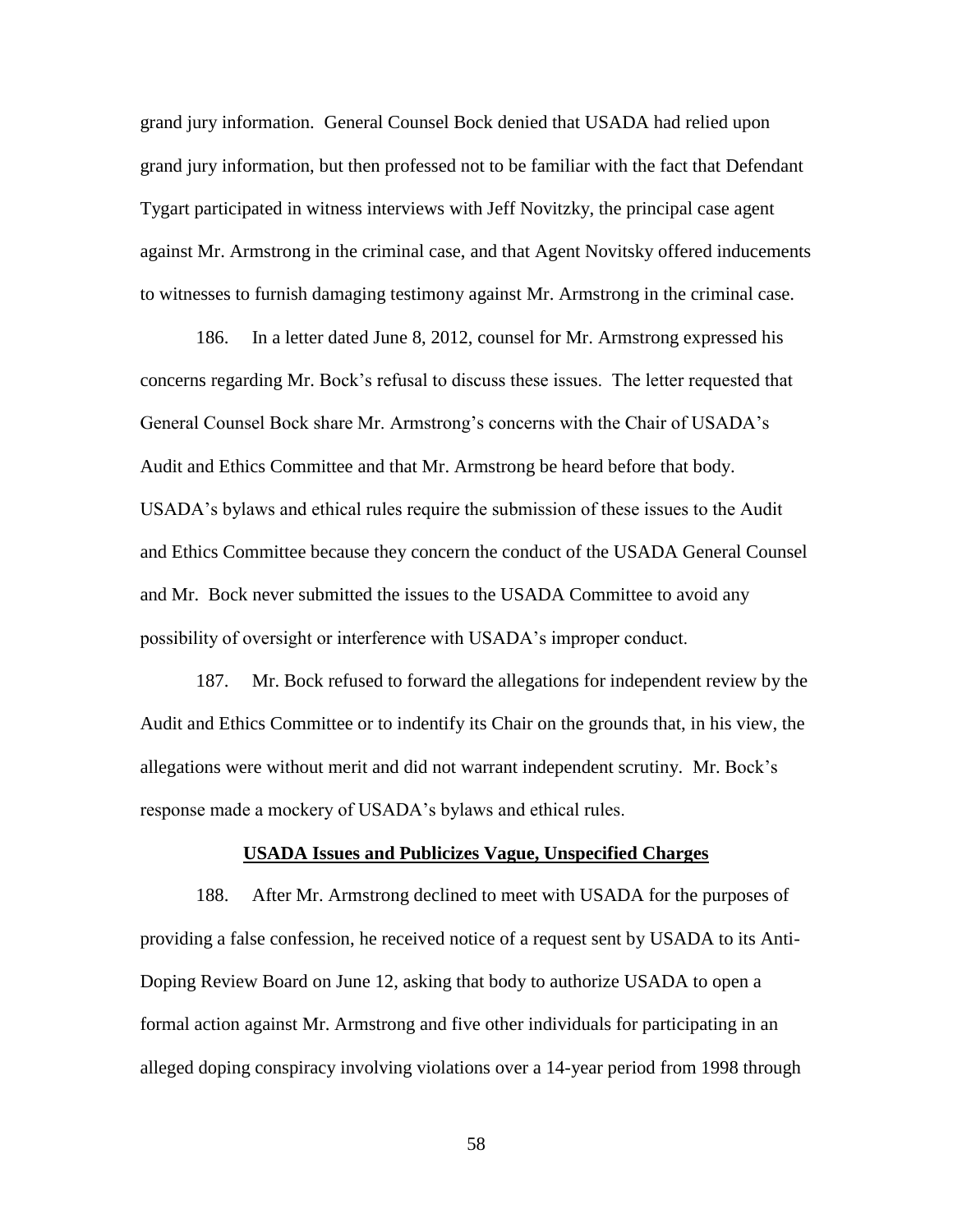grand jury information. General Counsel Bock denied that USADA had relied upon grand jury information, but then professed not to be familiar with the fact that Defendant Tygart participated in witness interviews with Jeff Novitzky, the principal case agent against Mr. Armstrong in the criminal case, and that Agent Novitsky offered inducements to witnesses to furnish damaging testimony against Mr. Armstrong in the criminal case.

186. In a letter dated June 8, 2012, counsel for Mr. Armstrong expressed his concerns regarding Mr. Bock's refusal to discuss these issues. The letter requested that General Counsel Bock share Mr. Armstrong's concerns with the Chair of USADA's Audit and Ethics Committee and that Mr. Armstrong be heard before that body. USADA's bylaws and ethical rules require the submission of these issues to the Audit and Ethics Committee because they concern the conduct of the USADA General Counsel and Mr. Bock never submitted the issues to the USADA Committee to avoid any possibility of oversight or interference with USADA's improper conduct.

187. Mr. Bock refused to forward the allegations for independent review by the Audit and Ethics Committee or to indentify its Chair on the grounds that, in his view, the allegations were without merit and did not warrant independent scrutiny. Mr. Bock's response made a mockery of USADA's bylaws and ethical rules.

**USADA Issues and Publicizes Vague, Unspecified Charges**

188. After Mr. Armstrong declined to meet with USADA for the purposes of providing a false confession, he received notice of a request sent by USADA to its Anti-Doping Review Board on June 12, asking that body to authorize USADA to open a formal action against Mr. Armstrong and five other individuals for participating in an alleged doping conspiracy involving violations over a 14-year period from 1998 through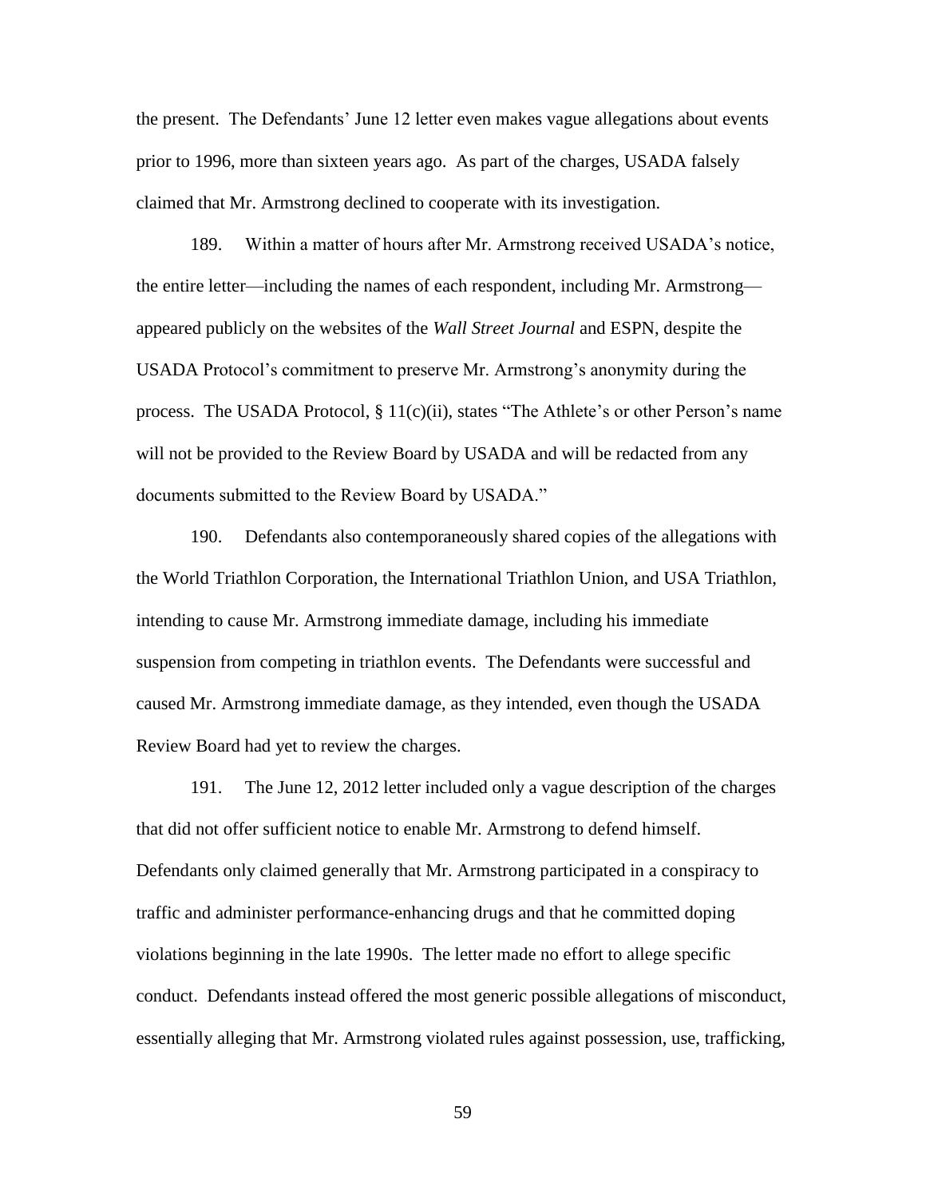the present. The Defendants' June 12 letter even makes vague allegations about events prior to 1996, more than sixteen years ago. As part of the charges, USADA falsely claimed that Mr. Armstrong declined to cooperate with its investigation.

189. Within a matter of hours after Mr. Armstrong received USADA's notice, the entire letter—including the names of each respondent, including Mr. Armstrong—appeared publicly on the websites of the *Wall Street Journal* and ESPN, despite the USADA Protocol's commitment to preserve Mr. Armstrong's anonymity during the process. The USADA Protocol, § 11(c)(ii), states "The Athlete's or other Person's name will not be provided to the Review Board by USADA and will be redacted from any documents submitted to the Review Board by USADA."

190. Defendants also contemporaneously shared copies of the allegations with the World Triathlon Corporation, the International Triathlon Union, and USA Triathlon, intending to cause Mr. Armstrong immediate damage, including his immediate suspension from competing in triathlon events. The Defendants were successful and caused Mr. Armstrong immediate damage, as they intended, even though the USADA Review Board had yet to review the charges.

191. The June 12, 2012 letter included only a vague description of the charges that did not offer sufficient notice to enable Mr. Armstrong to defend himself. Defendants only claimed generally that Mr. Armstrong participated in a conspiracy to traffic and administer performance-enhancing drugs and that he committed doping violations beginning in the late 1990s. The letter made no effort to allege specific conduct. Defendants instead offered the most generic possible allegations of misconduct, essentially alleging that Mr. Armstrong violated rules against possession, use, trafficking,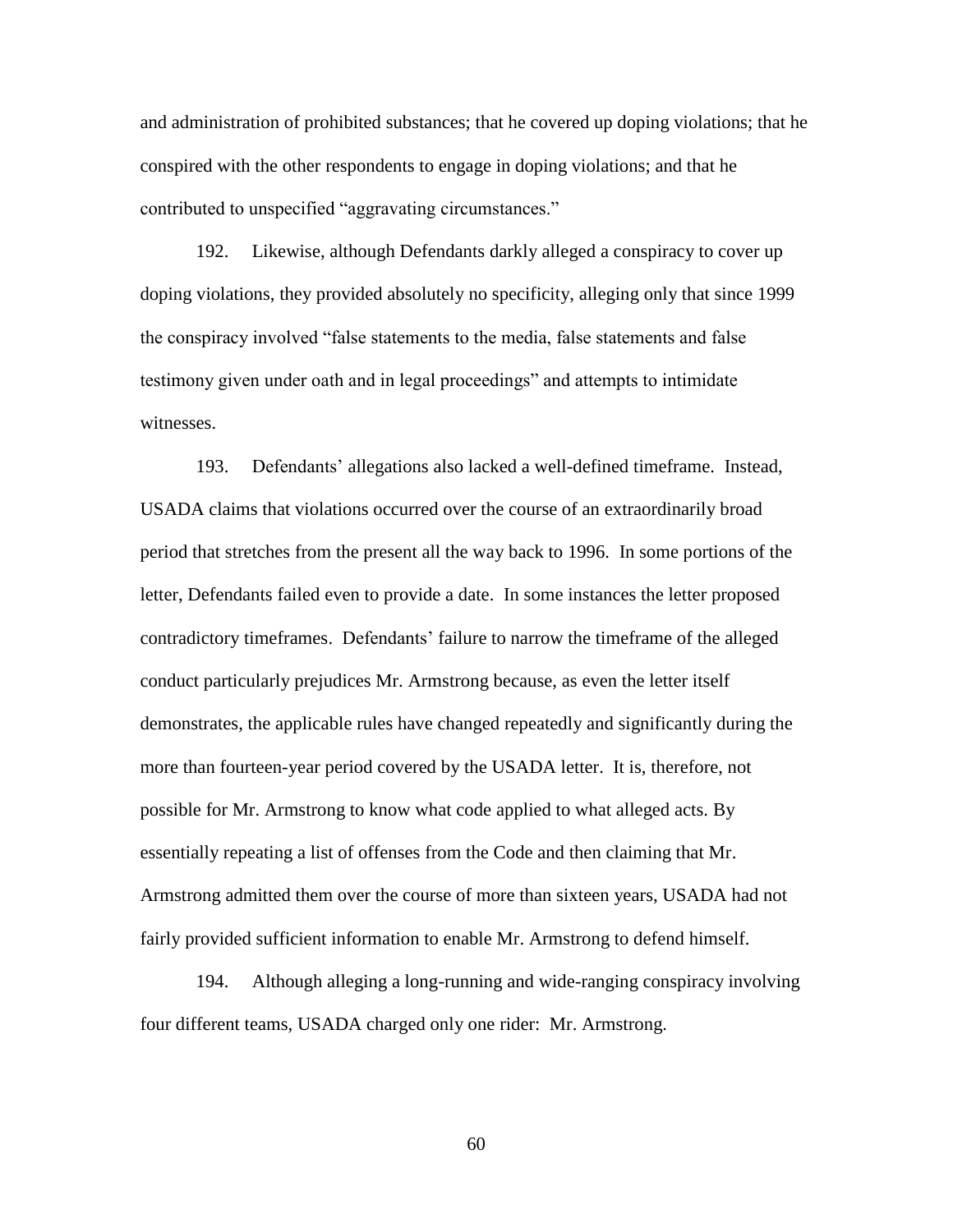and administration of prohibited substances; that he covered up doping violations; that he conspired with the other respondents to engage in doping violations; and that he contributed to unspecified "aggravating circumstances."

192. Likewise, although Defendants darkly alleged a conspiracy to cover up doping violations, they provided absolutely no specificity, alleging only that since 1999 the conspiracy involved "false statements to the media, false statements and false testimony given under oath and in legal proceedings" and attempts to intimidate witnesses.

193. Defendants' allegations also lacked a well-defined timeframe. Instead, USADA claims that violations occurred over the course of an extraordinarily broad period that stretches from the present all the way back to 1996. In some portions of the letter, Defendants failed even to provide a date. In some instances the letter proposed contradictory timeframes. Defendants' failure to narrow the timeframe of the alleged conduct particularly prejudices Mr. Armstrong because, as even the letter itself demonstrates, the applicable rules have changed repeatedly and significantly during the more than fourteen-year period covered by the USADA letter. It is, therefore, not possible for Mr. Armstrong to know what code applied to what alleged acts. By essentially repeating a list of offenses from the Code and then claiming that Mr. Armstrong admitted them over the course of more than sixteen years, USADA had not fairly provided sufficient information to enable Mr. Armstrong to defend himself.

194. Although alleging a long-running and wide-ranging conspiracy involving four different teams, USADA charged only one rider: Mr. Armstrong.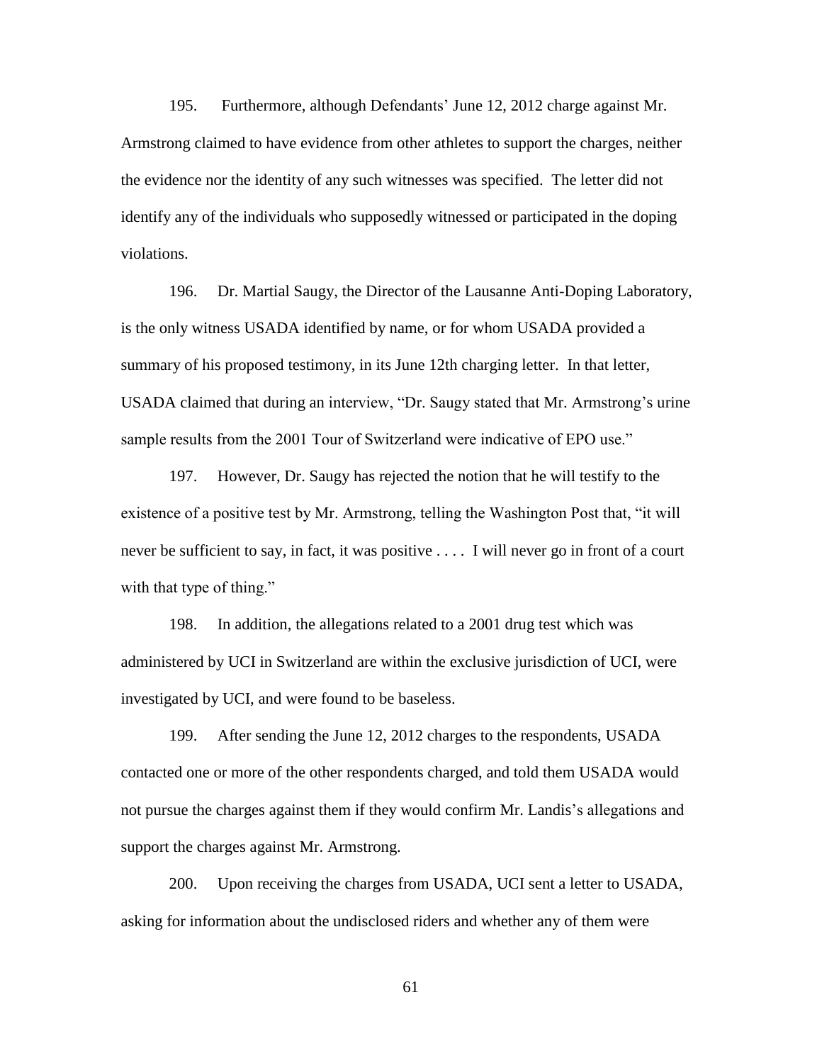195. Furthermore, although Defendants' June 12, 2012 charge against Mr. Armstrong claimed to have evidence from other athletes to support the charges, neither the evidence nor the identity of any such witnesses was specified. The letter did not identify any of the individuals who supposedly witnessed or participated in the doping violations.

196. Dr. Martial Saugy, the Director of the Lausanne Anti-Doping Laboratory, is the only witness USADA identified by name, or for whom USADA provided a summary of his proposed testimony, in its June 12th charging letter. In that letter, USADA claimed that during an interview, "Dr. Saugy stated that Mr. Armstrong's urine sample results from the 2001 Tour of Switzerland were indicative of EPO use."

197. However, Dr. Saugy has rejected the notion that he will testify to the existence of a positive test by Mr. Armstrong, telling the Washington Post that, "it will never be sufficient to say, in fact, it was positive . . . . I will never go in front of a court with that type of thing."

198. In addition, the allegations related to a 2001 drug test which was administered by UCI in Switzerland are within the exclusive jurisdiction of UCI, were investigated by UCI, and were found to be baseless.

199. After sending the June 12, 2012 charges to the respondents, USADA contacted one or more of the other respondents charged, and told them USADA would not pursue the charges against them if they would confirm Mr. Landis's allegations and support the charges against Mr. Armstrong.

200. Upon receiving the charges from USADA, UCI sent a letter to USADA, asking for information about the undisclosed riders and whether any of them were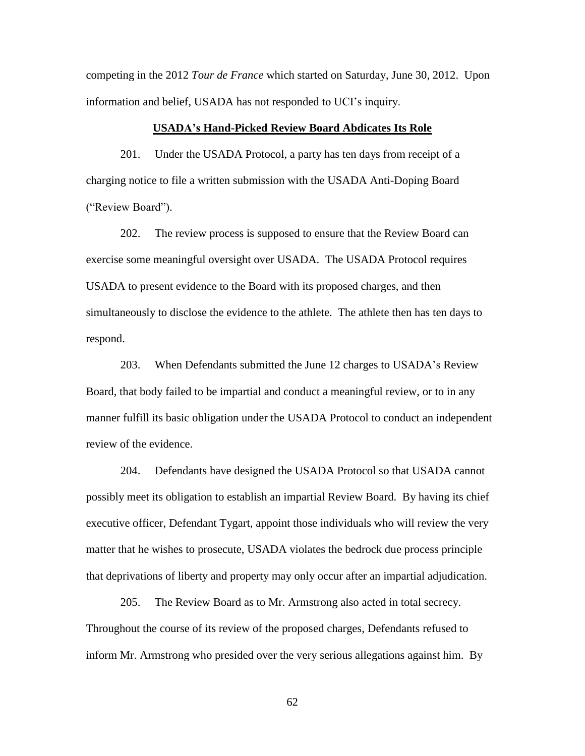competing in the 2012 *Tour de France* which started on Saturday, June 30, 2012. Upon information and belief, USADA has not responded to UCI's inquiry.

**USADA's Hand-Picked Review Board Abdicates Its Role**

201. Under the USADA Protocol, a party has ten days from receipt of a charging notice to file a written submission with the USADA Anti-Doping Board ("Review Board").

202. The review process is supposed to ensure that the Review Board can exercise some meaningful oversight over USADA. The USADA Protocol requires USADA to present evidence to the Board with its proposed charges, and then simultaneously to disclose the evidence to the athlete. The athlete then has ten days to respond.

203. When Defendants submitted the June 12 charges to USADA's Review Board, that body failed to be impartial and conduct a meaningful review, or to in any manner fulfill its basic obligation under the USADA Protocol to conduct an independent review of the evidence.

204. Defendants have designed the USADA Protocol so that USADA cannot possibly meet its obligation to establish an impartial Review Board. By having its chief executive officer, Defendant Tygart, appoint those individuals who will review the very matter that he wishes to prosecute, USADA violates the bedrock due process principle that deprivations of liberty and property may only occur after an impartial adjudication.

205. The Review Board as to Mr. Armstrong also acted in total secrecy. Throughout the course of its review of the proposed charges, Defendants refused to inform Mr. Armstrong who presided over the very serious allegations against him. By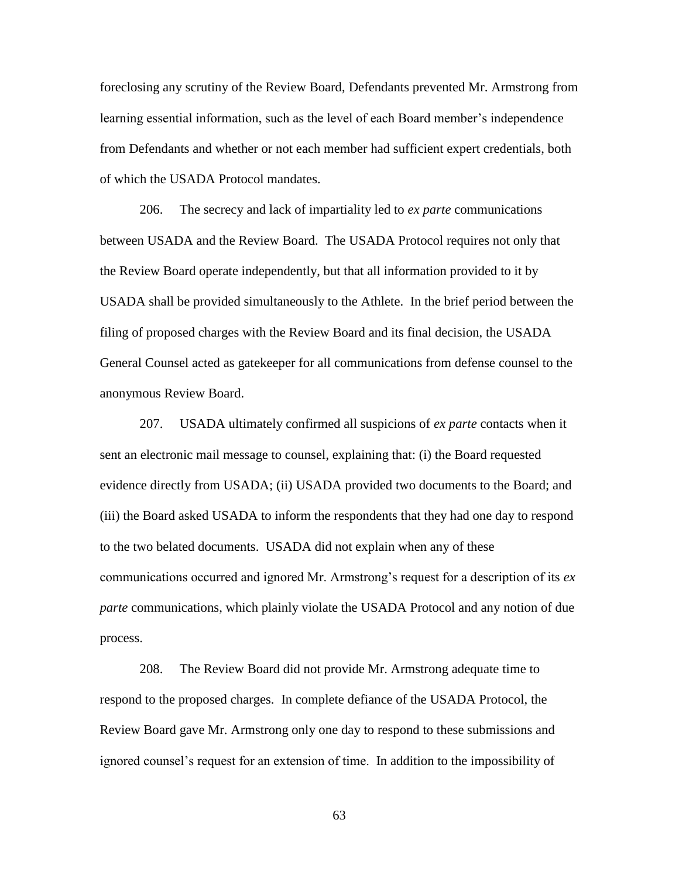foreclosing any scrutiny of the Review Board, Defendants prevented Mr. Armstrong from learning essential information, such as the level of each Board member's independence from Defendants and whether or not each member had sufficient expert credentials, both of which the USADA Protocol mandates.

206. The secrecy and lack of impartiality led to *ex parte* communications between USADA and the Review Board. The USADA Protocol requires not only that the Review Board operate independently, but that all information provided to it by USADA shall be provided simultaneously to the Athlete. In the brief period between the filing of proposed charges with the Review Board and its final decision, the USADA General Counsel acted as gatekeeper for all communications from defense counsel to the anonymous Review Board.

207. USADA ultimately confirmed all suspicions of *ex parte* contacts when it sent an electronic mail message to counsel, explaining that: (i) the Board requested evidence directly from USADA; (ii) USADA provided two documents to the Board; and (iii) the Board asked USADA to inform the respondents that they had one day to respond to the two belated documents. USADA did not explain when any of these communications occurred and ignored Mr. Armstrong's request for a description of its *ex parte* communications, which plainly violate the USADA Protocol and any notion of due process.

208. The Review Board did not provide Mr. Armstrong adequate time to respond to the proposed charges. In complete defiance of the USADA Protocol, the Review Board gave Mr. Armstrong only one day to respond to these submissions and ignored counsel's request for an extension of time. In addition to the impossibility of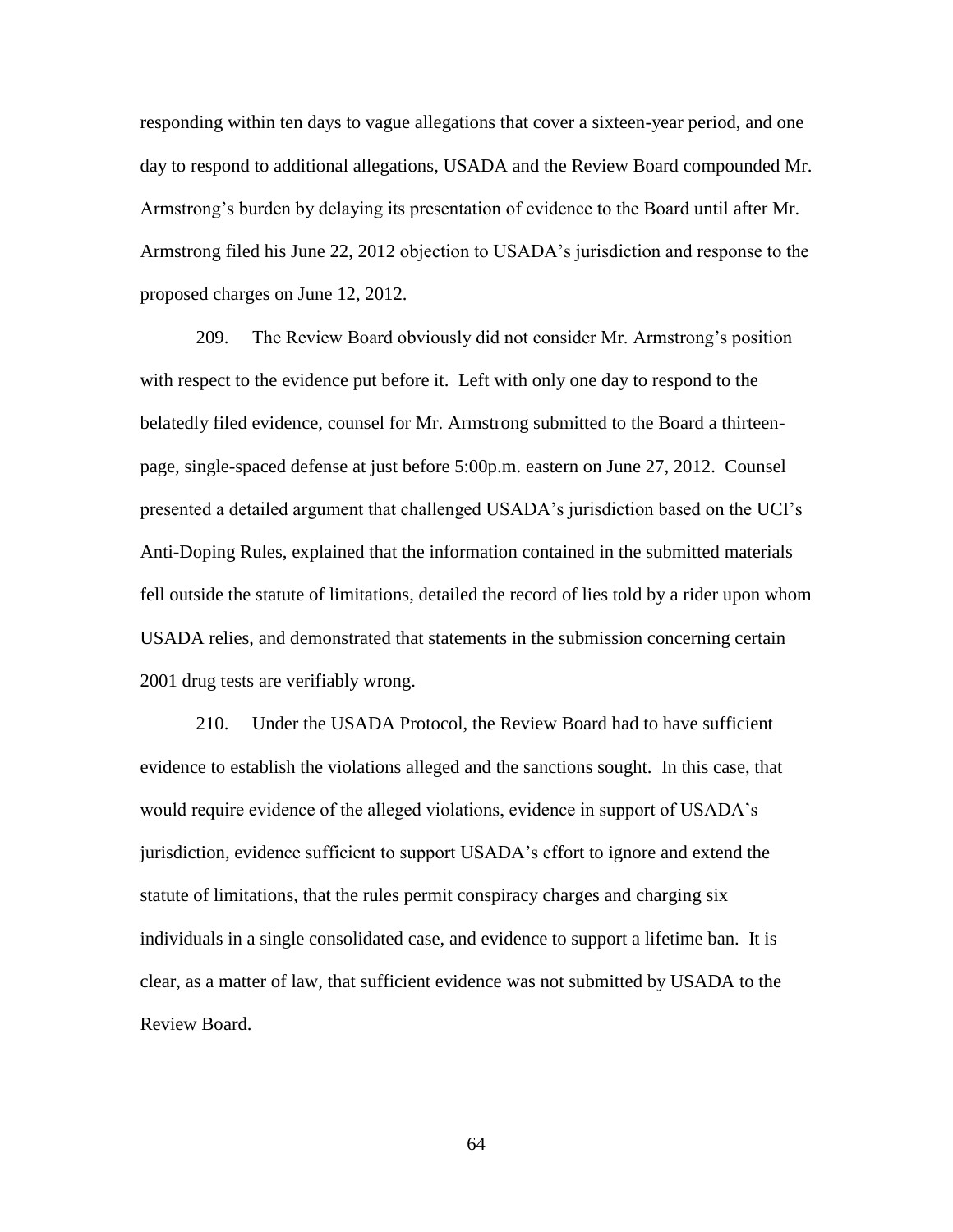responding within ten days to vague allegations that cover a sixteen-year period, and one day to respond to additional allegations, USADA and the Review Board compounded Mr. Armstrong's burden by delaying its presentation of evidence to the Board until after Mr. Armstrong filed his June 22, 2012 objection to USADA's jurisdiction and response to the proposed charges on June 12, 2012.

209. The Review Board obviously did not consider Mr. Armstrong's position with respect to the evidence put before it. Left with only one day to respond to the belatedly filed evidence, counsel for Mr. Armstrong submitted to the Board a thirteen-page, single-spaced defense at just before 5:00p.m. eastern on June 27, 2012. Counsel presented a detailed argument that challenged USADA's jurisdiction based on the UCI's Anti-Doping Rules, explained that the information contained in the submitted materials fell outside the statute of limitations, detailed the record of lies told by a rider upon whom USADA relies, and demonstrated that statements in the submission concerning certain 2001 drug tests are verifiably wrong.

210. Under the USADA Protocol, the Review Board had to have sufficient evidence to establish the violations alleged and the sanctions sought. In this case, that would require evidence of the alleged violations, evidence in support of USADA's jurisdiction, evidence sufficient to support USADA's effort to ignore and extend the statute of limitations, that the rules permit conspiracy charges and charging six individuals in a single consolidated case, and evidence to support a lifetime ban. It is clear, as a matter of law, that sufficient evidence was not submitted by USADA to the Review Board.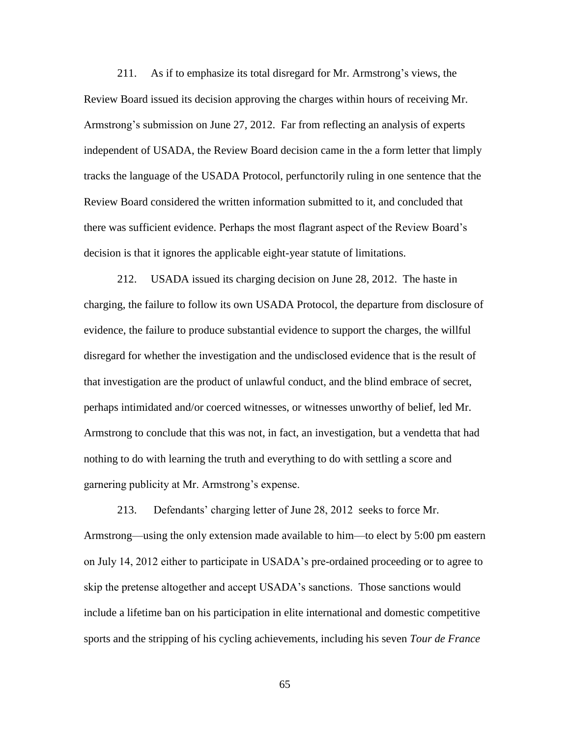211. As if to emphasize its total disregard for Mr. Armstrong's views, the Review Board issued its decision approving the charges within hours of receiving Mr. Armstrong's submission on June 27, 2012. Far from reflecting an analysis of experts independent of USADA, the Review Board decision came in the a form letter that limply tracks the language of the USADA Protocol, perfunctorily ruling in one sentence that the Review Board considered the written information submitted to it, and concluded that there was sufficient evidence. Perhaps the most flagrant aspect of the Review Board's decision is that it ignores the applicable eight-year statute of limitations.

212. USADA issued its charging decision on June 28, 2012. The haste in charging, the failure to follow its own USADA Protocol, the departure from disclosure of evidence, the failure to produce substantial evidence to support the charges, the willful disregard for whether the investigation and the undisclosed evidence that is the result of that investigation are the product of unlawful conduct, and the blind embrace of secret, perhaps intimidated and/or coerced witnesses, or witnesses unworthy of belief, led Mr. Armstrong to conclude that this was not, in fact, an investigation, but a vendetta that had nothing to do with learning the truth and everything to do with settling a score and garnering publicity at Mr. Armstrong's expense.

213. Defendants' charging letter of June 28, 2012 seeks to force Mr. Armstrong—using the only extension made available to him—to elect by 5:00 pm eastern on July 14, 2012 either to participate in USADA's pre-ordained proceeding or to agree to skip the pretense altogether and accept USADA's sanctions. Those sanctions would include a lifetime ban on his participation in elite international and domestic competitive sports and the stripping of his cycling achievements, including his seven *Tour de France*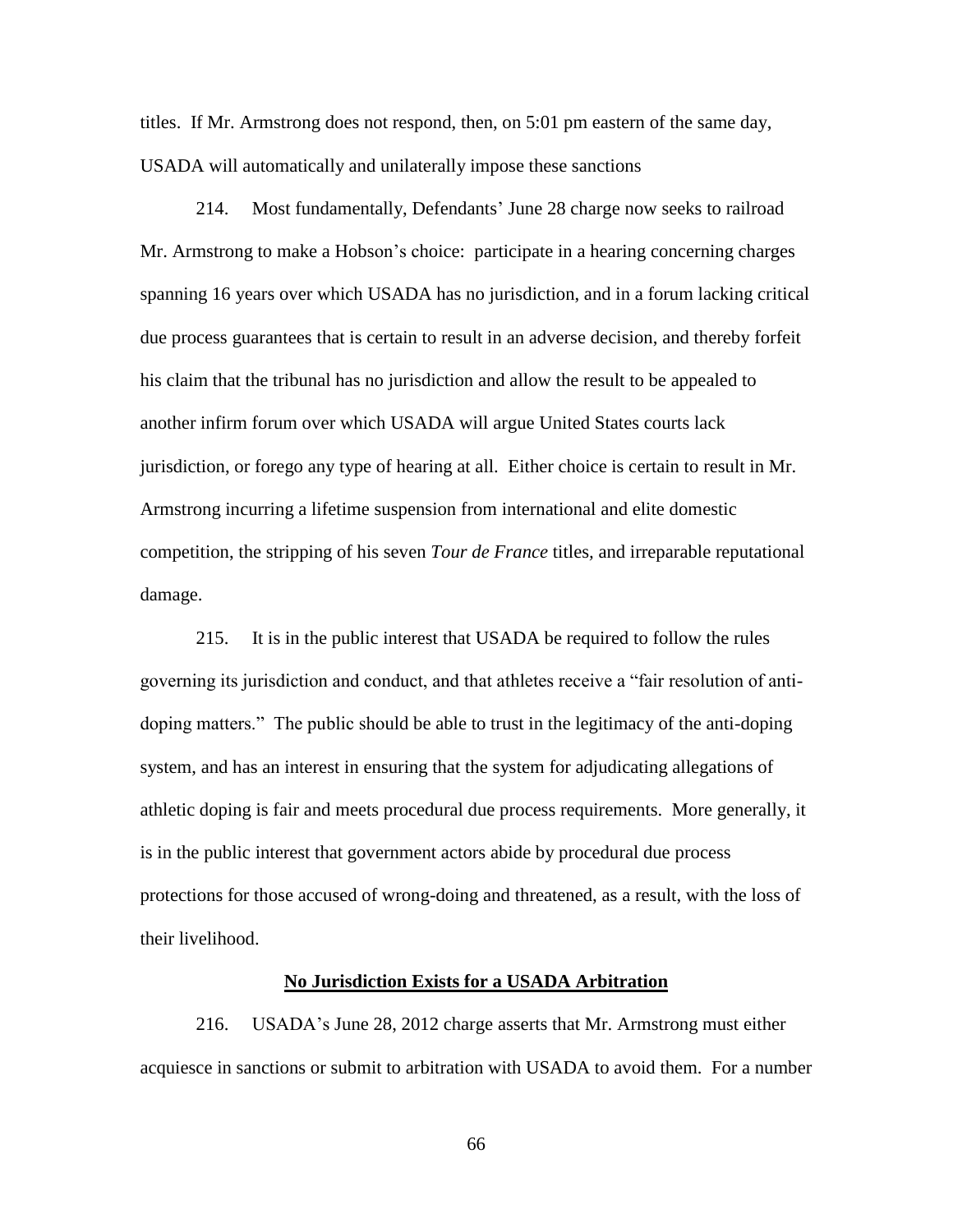titles. If Mr. Armstrong does not respond, then, on 5:01 pm eastern of the same day, USADA will automatically and unilaterally impose these sanctions

214. Most fundamentally, Defendants' June 28 charge now seeks to railroad Mr. Armstrong to make a Hobson's choice: participate in a hearing concerning charges spanning 16 years over which USADA has no jurisdiction, and in a forum lacking critical due process guarantees that is certain to result in an adverse decision, and thereby forfeit his claim that the tribunal has no jurisdiction and allow the result to be appealed to another infirm forum over which USADA will argue United States courts lack jurisdiction, or forego any type of hearing at all. Either choice is certain to result in Mr. Armstrong incurring a lifetime suspension from international and elite domestic competition, the stripping of his seven *Tour de France* titles, and irreparable reputational damage.

215. It is in the public interest that USADA be required to follow the rules governing its jurisdiction and conduct, and that athletes receive a "fair resolution of anti-doping matters." The public should be able to trust in the legitimacy of the anti-doping system, and has an interest in ensuring that the system for adjudicating allegations of athletic doping is fair and meets procedural due process requirements. More generally, it is in the public interest that government actors abide by procedural due process protections for those accused of wrong-doing and threatened, as a result, with the loss of their livelihood.

**No Jurisdiction Exists for a USADA Arbitration**

216. USADA's June 28, 2012 charge asserts that Mr. Armstrong must either acquiesce in sanctions or submit to arbitration with USADA to avoid them. For a number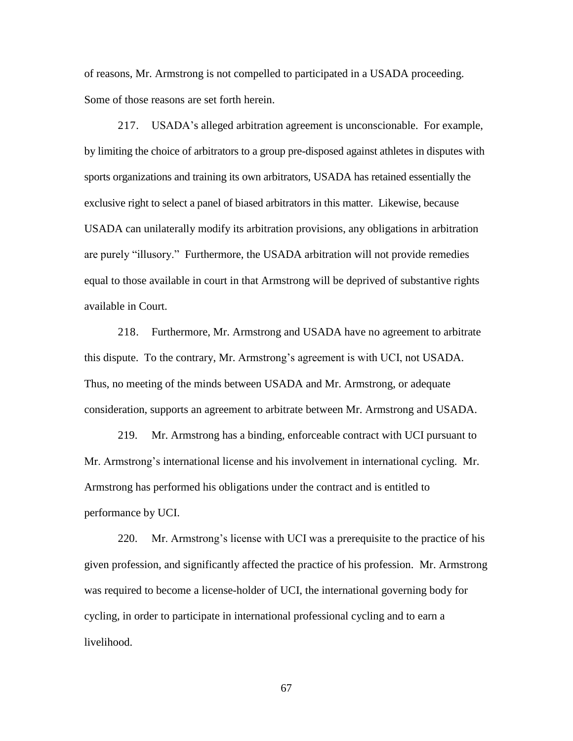of reasons, Mr. Armstrong is not compelled to participated in a USADA proceeding. Some of those reasons are set forth herein.

217. USADA's alleged arbitration agreement is unconscionable. For example, by limiting the choice of arbitrators to a group pre-disposed against athletes in disputes with sports organizations and training its own arbitrators, USADA has retained essentially the exclusive right to select a panel of biased arbitrators in this matter. Likewise, because USADA can unilaterally modify its arbitration provisions, any obligations in arbitration are purely "illusory." Furthermore, the USADA arbitration will not provide remedies equal to those available in court in that Armstrong will be deprived of substantive rights available in Court.

218. Furthermore, Mr. Armstrong and USADA have no agreement to arbitrate this dispute. To the contrary, Mr. Armstrong's agreement is with UCI, not USADA. Thus, no meeting of the minds between USADA and Mr. Armstrong, or adequate consideration, supports an agreement to arbitrate between Mr. Armstrong and USADA.

219. Mr. Armstrong has a binding, enforceable contract with UCI pursuant to Mr. Armstrong's international license and his involvement in international cycling. Mr. Armstrong has performed his obligations under the contract and is entitled to performance by UCI.

220. Mr. Armstrong's license with UCI was a prerequisite to the practice of his given profession, and significantly affected the practice of his profession. Mr. Armstrong was required to become a license-holder of UCI, the international governing body for cycling, in order to participate in international professional cycling and to earn a livelihood.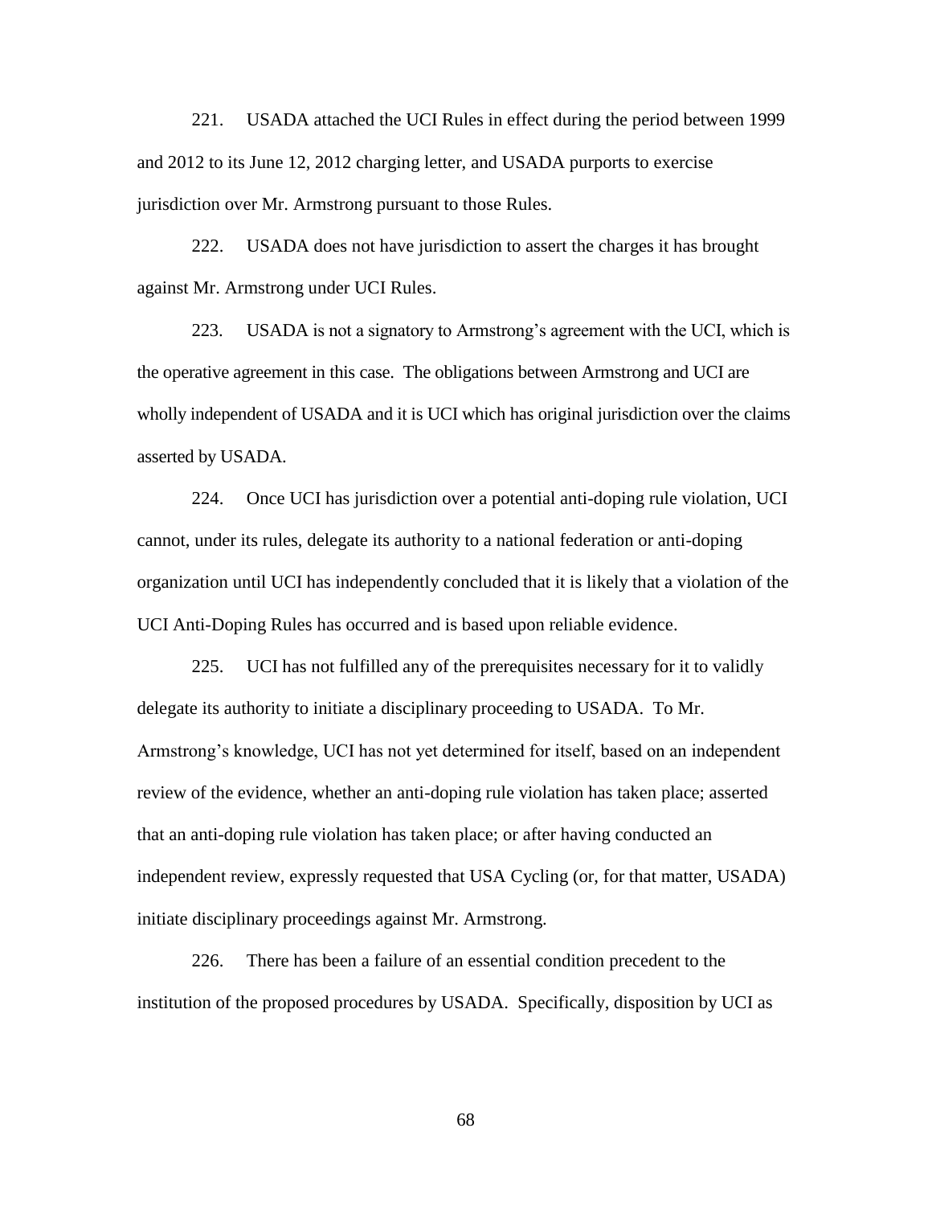221. USADA attached the UCI Rules in effect during the period between 1999 and 2012 to its June 12, 2012 charging letter, and USADA purports to exercise jurisdiction over Mr. Armstrong pursuant to those Rules.

222. USADA does not have jurisdiction to assert the charges it has brought against Mr. Armstrong under UCI Rules.

223. USADA is not a signatory to Armstrong's agreement with the UCI, which is the operative agreement in this case. The obligations between Armstrong and UCI are wholly independent of USADA and it is UCI which has original jurisdiction over the claims asserted by USADA.

224. Once UCI has jurisdiction over a potential anti-doping rule violation, UCI cannot, under its rules, delegate its authority to a national federation or anti-doping organization until UCI has independently concluded that it is likely that a violation of the UCI Anti-Doping Rules has occurred and is based upon reliable evidence.

225. UCI has not fulfilled any of the prerequisites necessary for it to validly delegate its authority to initiate a disciplinary proceeding to USADA. To Mr. Armstrong's knowledge, UCI has not yet determined for itself, based on an independent review of the evidence, whether an anti-doping rule violation has taken place; asserted that an anti-doping rule violation has taken place; or after having conducted an independent review, expressly requested that USA Cycling (or, for that matter, USADA) initiate disciplinary proceedings against Mr. Armstrong.

226. There has been a failure of an essential condition precedent to the institution of the proposed procedures by USADA. Specifically, disposition by UCI as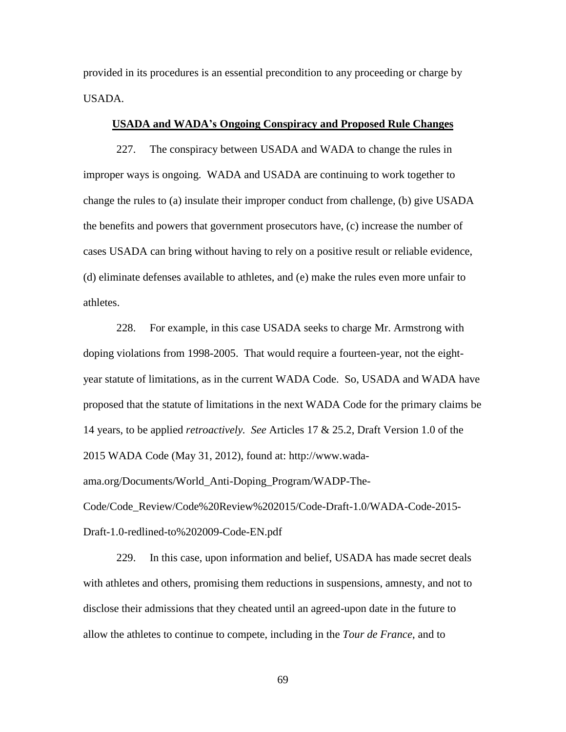provided in its procedures is an essential precondition to any proceeding or charge by USADA.

**<u>USADA and WADA's Ongoing Conspiracy and Proposed Rule Changes</u>**

227. The conspiracy between USADA and WADA to change the rules in improper ways is ongoing. WADA and USADA are continuing to work together to change the rules to (a) insulate their improper conduct from challenge, (b) give USADA the benefits and powers that government prosecutors have, (c) increase the number of cases USADA can bring without having to rely on a positive result or reliable evidence, (d) eliminate defenses available to athletes, and (e) make the rules even more unfair to athletes.

228. For example, in this case USADA seeks to charge Mr. Armstrong with doping violations from 1998-2005. That would require a fourteen-year, not the eight-year statute of limitations, as in the current WADA Code. So, USADA and WADA have proposed that the statute of limitations in the next WADA Code for the primary claims be 14 years, to be applied *retroactively*. *See* Articles 17 & 25.2, Draft Version 1.0 of the 2015 WADA Code (May 31, 2012), found at: http://www.wada-ama.org/Documents/World_Anti-Doping_Program/WADP-The-Code/Code_Review/Code%20Review%202015/Code-Draft-1.0/WADA-Code-2015-Draft-1.0-redlined-to%202009-Code-EN.pdf

229. In this case, upon information and belief, USADA has made secret deals with athletes and others, promising them reductions in suspensions, amnesty, and not to disclose their admissions that they cheated until an agreed-upon date in the future to allow the athletes to continue to compete, including in the *Tour de France*, and to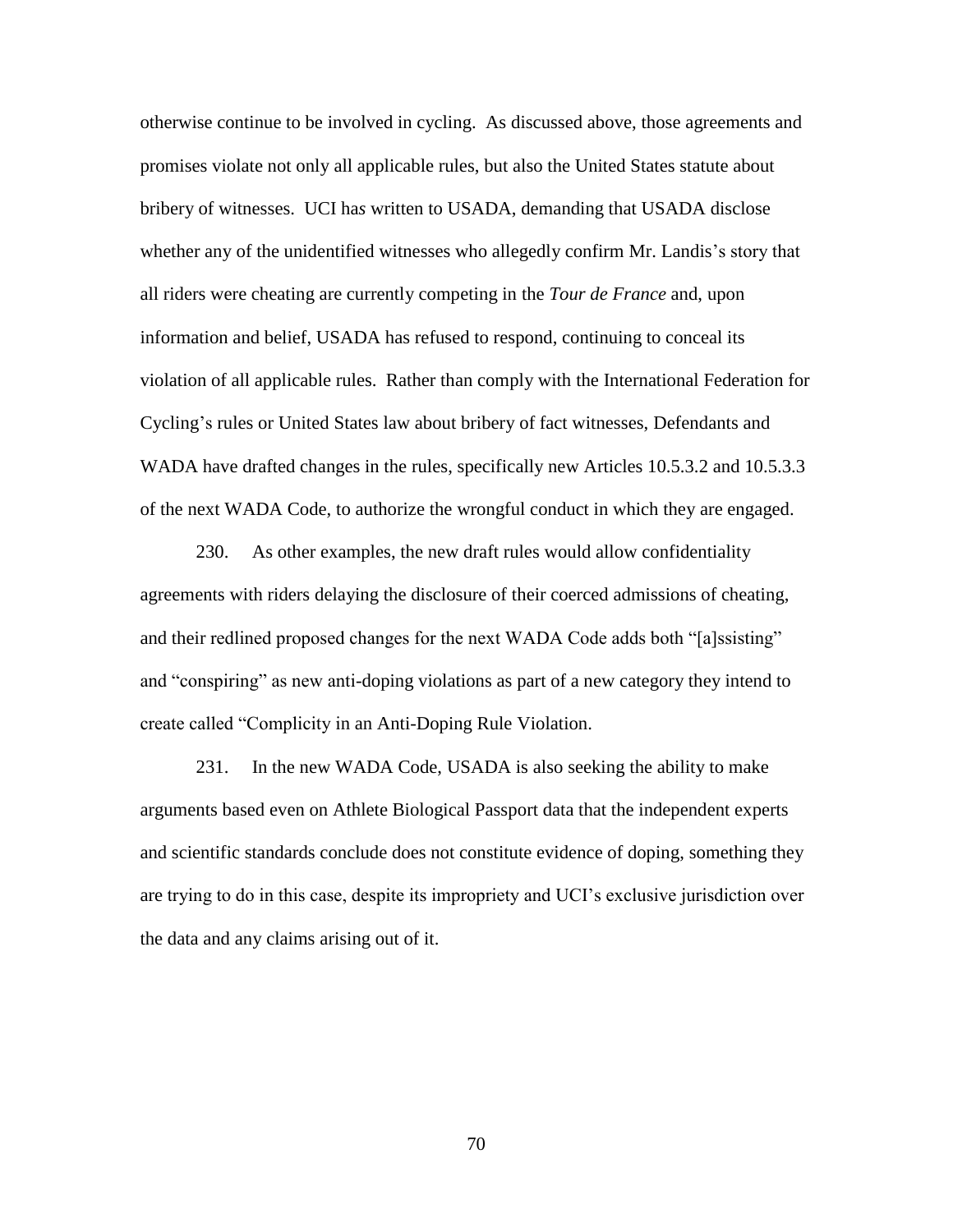otherwise continue to be involved in cycling. As discussed above, those agreements and promises violate not only all applicable rules, but also the United States statute about bribery of witnesses. UCI has written to USADA, demanding that USADA disclose whether any of the unidentified witnesses who allegedly confirm Mr. Landis's story that all riders were cheating are currently competing in the *Tour de France* and, upon information and belief, USADA has refused to respond, continuing to conceal its violation of all applicable rules. Rather than comply with the International Federation for Cycling's rules or United States law about bribery of fact witnesses, Defendants and WADA have drafted changes in the rules, specifically new Articles 10.5.3.2 and 10.5.3.3 of the next WADA Code, to authorize the wrongful conduct in which they are engaged.

230. As other examples, the new draft rules would allow confidentiality agreements with riders delaying the disclosure of their coerced admissions of cheating, and their redlined proposed changes for the next WADA Code adds both "[a]ssisting" and "conspiring" as new anti-doping violations as part of a new category they intend to create called "Complicity in an Anti-Doping Rule Violation.

231. In the new WADA Code, USADA is also seeking the ability to make arguments based even on Athlete Biological Passport data that the independent experts and scientific standards conclude does not constitute evidence of doping, something they are trying to do in this case, despite its impropriety and UCI's exclusive jurisdiction over the data and any claims arising out of it.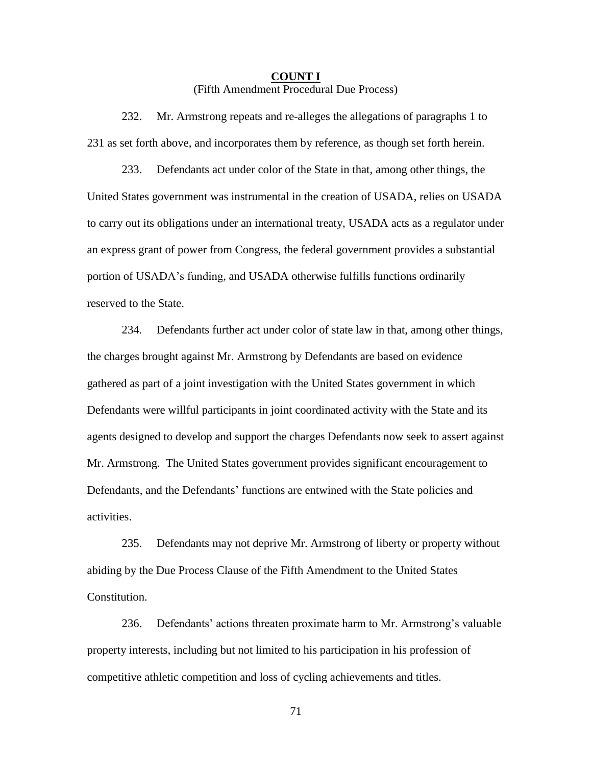**COUNT I**

(Fifth Amendment Procedural Due Process)

232. Mr. Armstrong repeats and re-alleges the allegations of paragraphs 1 to 231 as set forth above, and incorporates them by reference, as though set forth herein.

233. Defendants act under color of the State in that, among other things, the United States government was instrumental in the creation of USADA, relies on USADA to carry out its obligations under an international treaty, USADA acts as a regulator under an express grant of power from Congress, the federal government provides a substantial portion of USADA's funding, and USADA otherwise fulfills functions ordinarily reserved to the State.

234. Defendants further act under color of state law in that, among other things, the charges brought against Mr. Armstrong by Defendants are based on evidence gathered as part of a joint investigation with the United States government in which Defendants were willful participants in joint coordinated activity with the State and its agents designed to develop and support the charges Defendants now seek to assert against Mr. Armstrong. The United States government provides significant encouragement to Defendants, and the Defendants' functions are entwined with the State policies and activities.

235. Defendants may not deprive Mr. Armstrong of liberty or property without abiding by the Due Process Clause of the Fifth Amendment to the United States Constitution.

236. Defendants' actions threaten proximate harm to Mr. Armstrong's valuable property interests, including but not limited to his participation in his profession of competitive athletic competition and loss of cycling achievements and titles.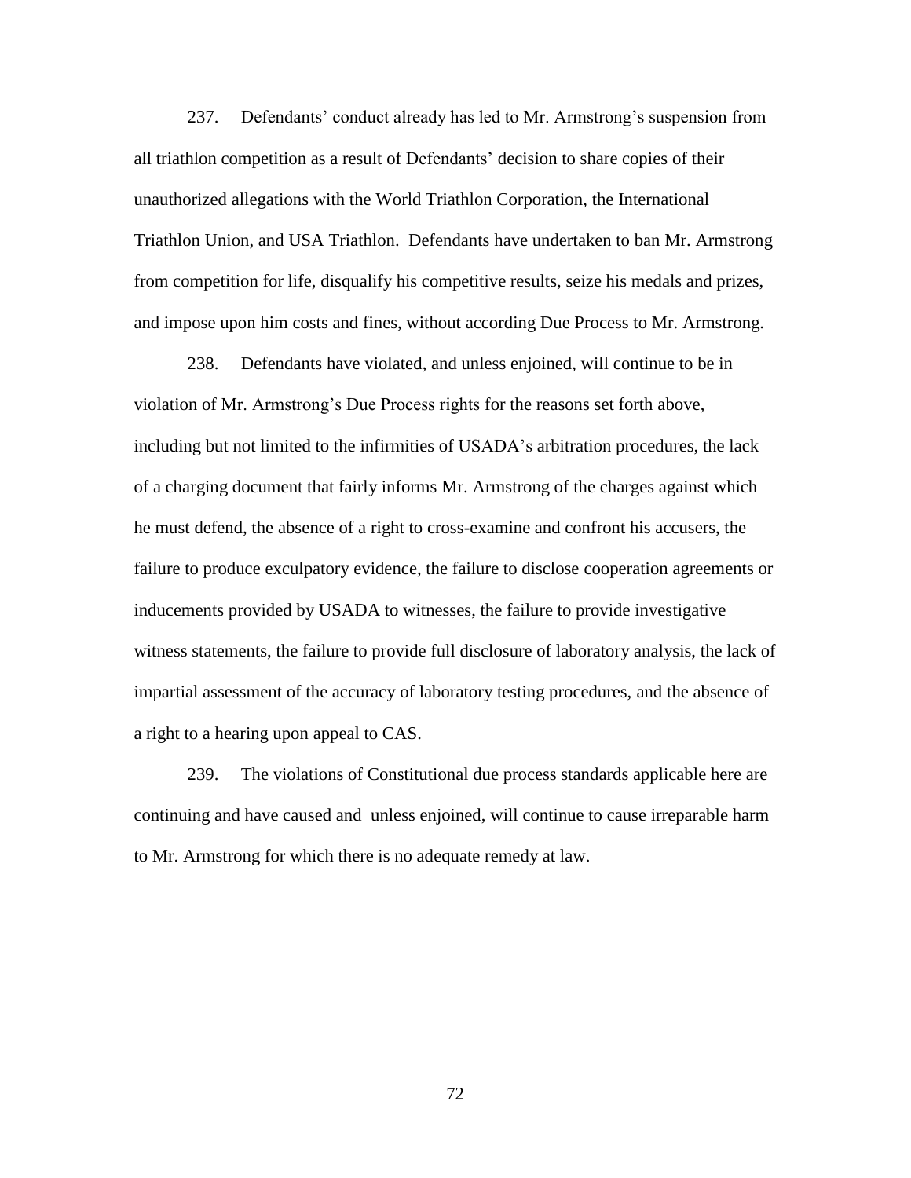237. Defendants' conduct already has led to Mr. Armstrong's suspension from all triathlon competition as a result of Defendants' decision to share copies of their unauthorized allegations with the World Triathlon Corporation, the International Triathlon Union, and USA Triathlon. Defendants have undertaken to ban Mr. Armstrong from competition for life, disqualify his competitive results, seize his medals and prizes, and impose upon him costs and fines, without according Due Process to Mr. Armstrong.

238. Defendants have violated, and unless enjoined, will continue to be in violation of Mr. Armstrong's Due Process rights for the reasons set forth above, including but not limited to the infirmities of USADA's arbitration procedures, the lack of a charging document that fairly informs Mr. Armstrong of the charges against which he must defend, the absence of a right to cross-examine and confront his accusers, the failure to produce exculpatory evidence, the failure to disclose cooperation agreements or inducements provided by USADA to witnesses, the failure to provide investigative witness statements, the failure to provide full disclosure of laboratory analysis, the lack of impartial assessment of the accuracy of laboratory testing procedures, and the absence of a right to a hearing upon appeal to CAS.

239. The violations of Constitutional due process standards applicable here are continuing and have caused and unless enjoined, will continue to cause irreparable harm to Mr. Armstrong for which there is no adequate remedy at law.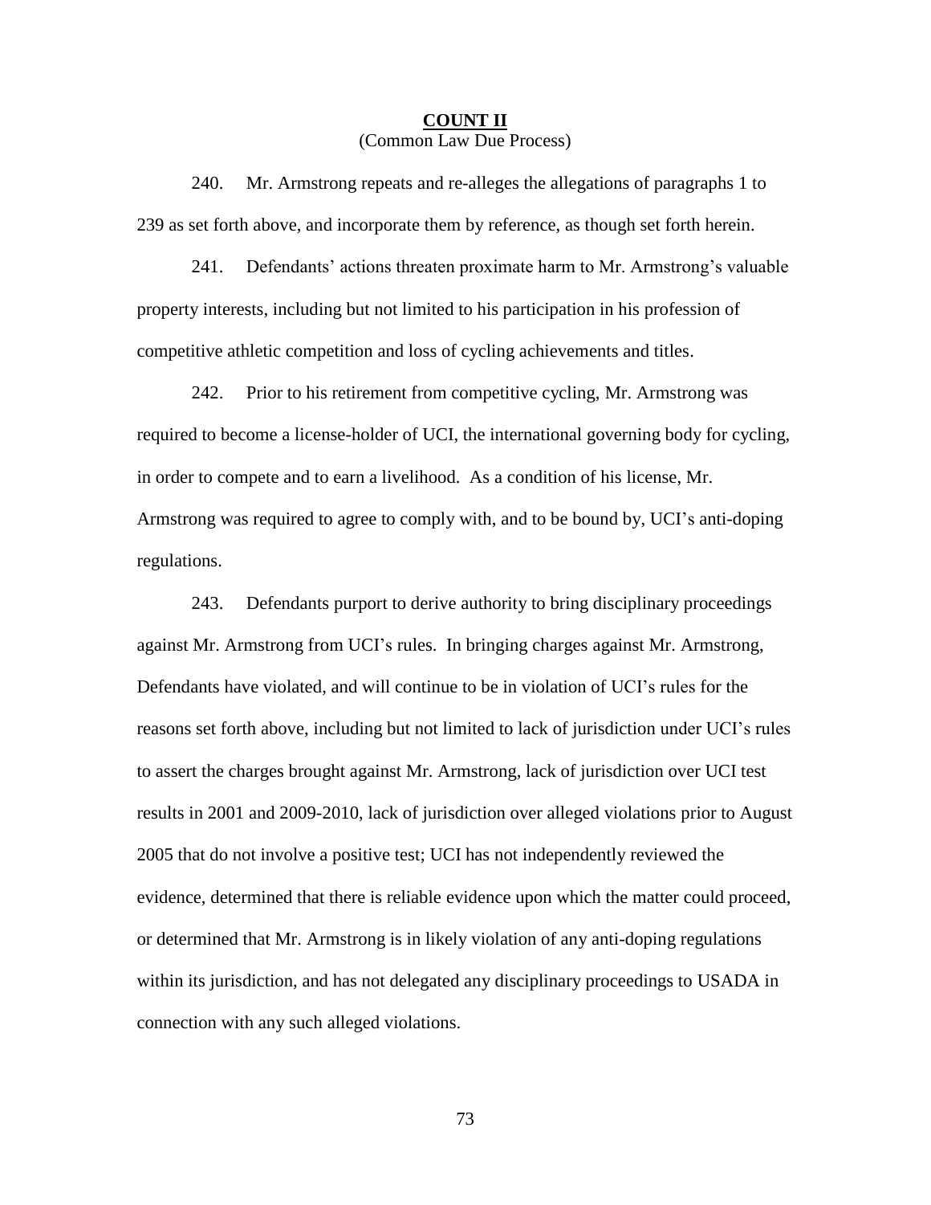## COUNT II

(Common Law Due Process)

240. Mr. Armstrong repeats and re-alleges the allegations of paragraphs 1 to 239 as set forth above, and incorporate them by reference, as though set forth herein.

241. Defendants' actions threaten proximate harm to Mr. Armstrong's valuable property interests, including but not limited to his participation in his profession of competitive athletic competition and loss of cycling achievements and titles.

242. Prior to his retirement from competitive cycling, Mr. Armstrong was required to become a license-holder of UCI, the international governing body for cycling, in order to compete and to earn a livelihood. As a condition of his license, Mr. Armstrong was required to agree to comply with, and to be bound by, UCI's anti-doping regulations.

243. Defendants purport to derive authority to bring disciplinary proceedings against Mr. Armstrong from UCI's rules. In bringing charges against Mr. Armstrong, Defendants have violated, and will continue to be in violation of UCI's rules for the reasons set forth above, including but not limited to lack of jurisdiction under UCI's rules to assert the charges brought against Mr. Armstrong, lack of jurisdiction over UCI test results in 2001 and 2009-2010, lack of jurisdiction over alleged violations prior to August 2005 that do not involve a positive test; UCI has not independently reviewed the evidence, determined that there is reliable evidence upon which the matter could proceed, or determined that Mr. Armstrong is in likely violation of any anti-doping regulations within its jurisdiction, and has not delegated any disciplinary proceedings to USADA in connection with any such alleged violations.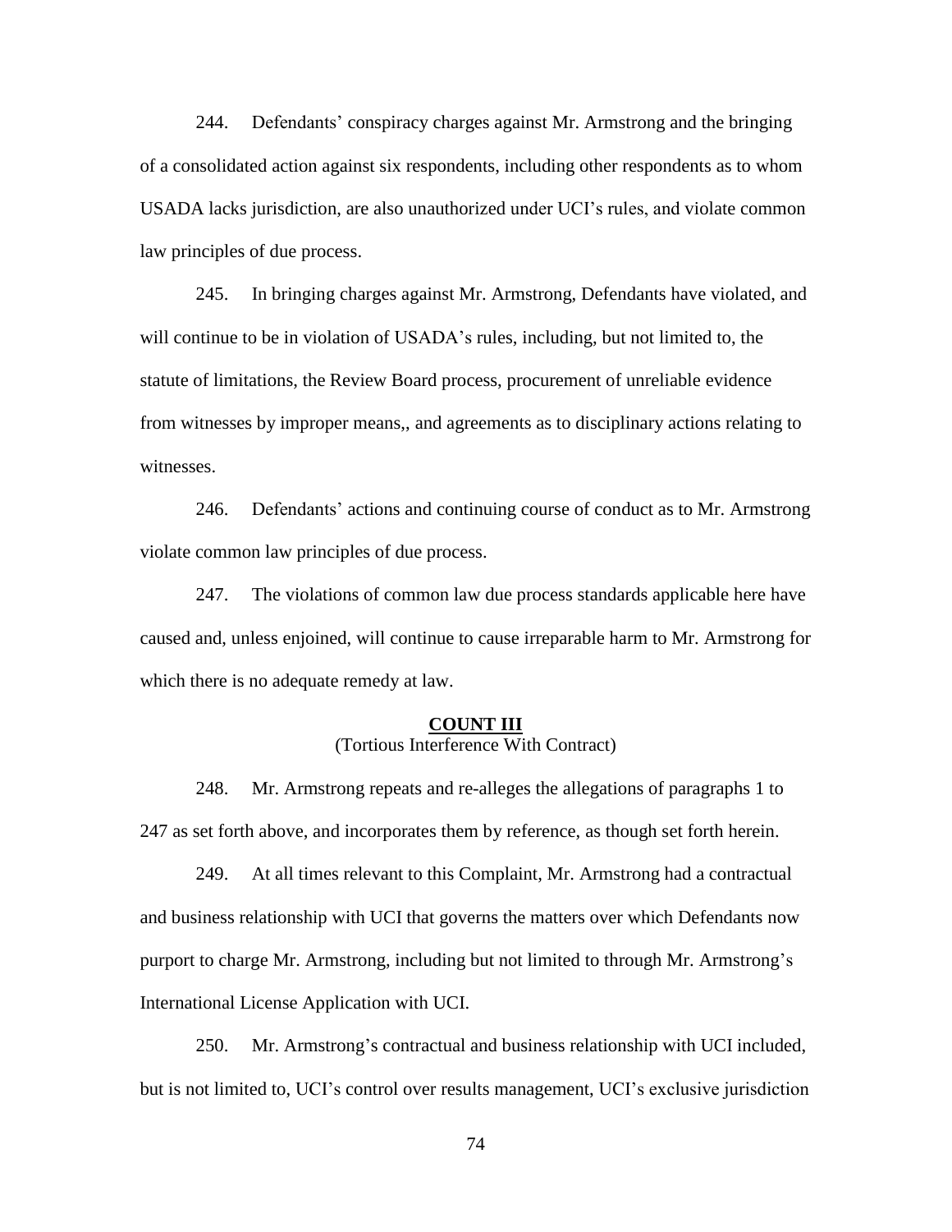244. Defendants' conspiracy charges against Mr. Armstrong and the bringing of a consolidated action against six respondents, including other respondents as to whom USADA lacks jurisdiction, are also unauthorized under UCI's rules, and violate common law principles of due process.

245. In bringing charges against Mr. Armstrong, Defendants have violated, and will continue to be in violation of USADA's rules, including, but not limited to, the statute of limitations, the Review Board process, procurement of unreliable evidence from witnesses by improper means,, and agreements as to disciplinary actions relating to witnesses.

246. Defendants' actions and continuing course of conduct as to Mr. Armstrong violate common law principles of due process.

247. The violations of common law due process standards applicable here have caused and, unless enjoined, will continue to cause irreparable harm to Mr. Armstrong for which there is no adequate remedy at law.

## COUNT III

(Tortious Interference With Contract)

248. Mr. Armstrong repeats and re-alleges the allegations of paragraphs 1 to 247 as set forth above, and incorporates them by reference, as though set forth herein.

249. At all times relevant to this Complaint, Mr. Armstrong had a contractual and business relationship with UCI that governs the matters over which Defendants now purport to charge Mr. Armstrong, including but not limited to through Mr. Armstrong's International License Application with UCI.

250. Mr. Armstrong's contractual and business relationship with UCI included, but is not limited to, UCI's control over results management, UCI's exclusive jurisdiction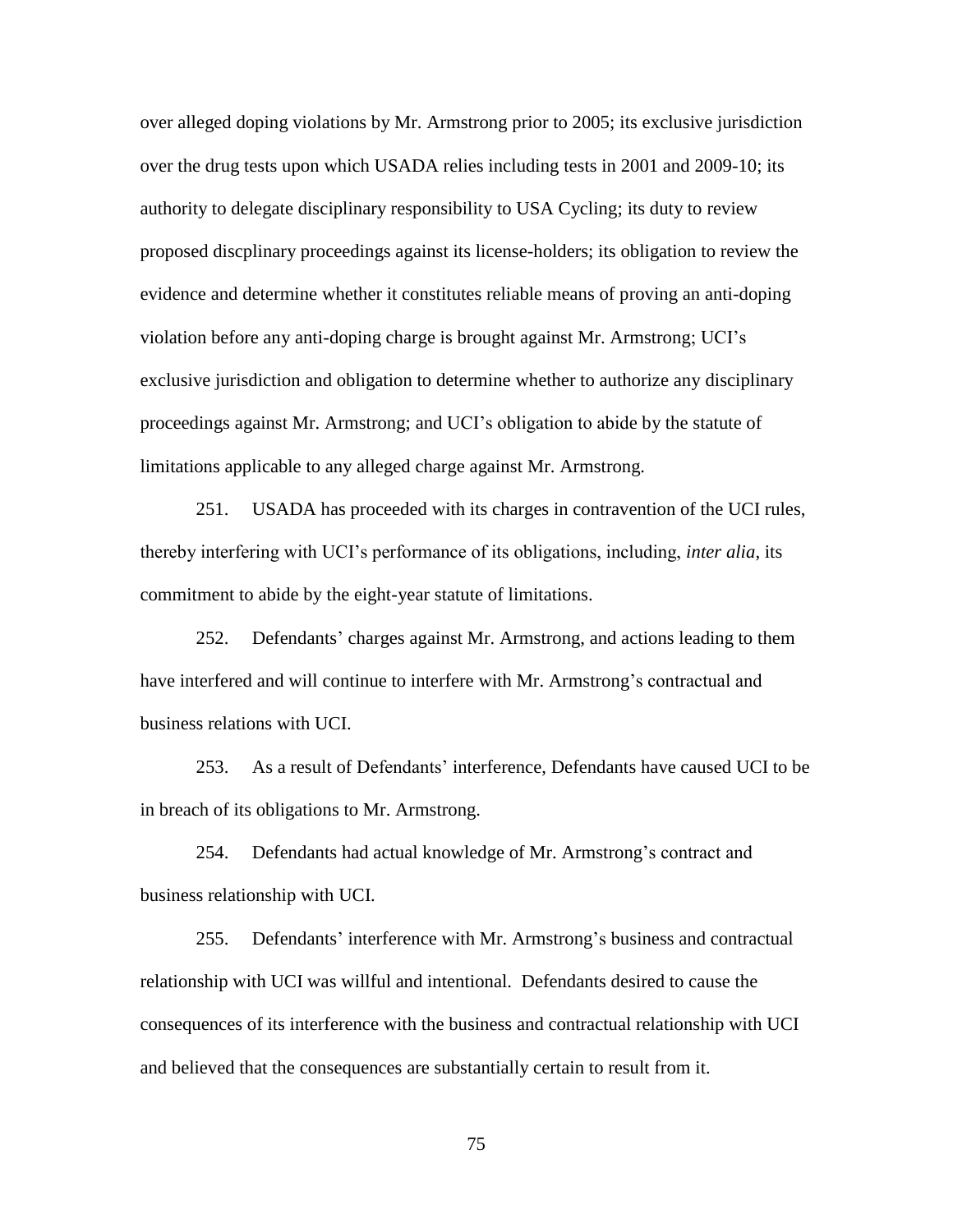over alleged doping violations by Mr. Armstrong prior to 2005; its exclusive jurisdiction over the drug tests upon which USADA relies including tests in 2001 and 2009-10; its authority to delegate disciplinary responsibility to USA Cycling; its duty to review proposed discplinary proceedings against its license-holders; its obligation to review the evidence and determine whether it constitutes reliable means of proving an anti-doping violation before any anti-doping charge is brought against Mr. Armstrong; UCI's exclusive jurisdiction and obligation to determine whether to authorize any disciplinary proceedings against Mr. Armstrong; and UCI's obligation to abide by the statute of limitations applicable to any alleged charge against Mr. Armstrong.

251. USADA has proceeded with its charges in contravention of the UCI rules, thereby interfering with UCI's performance of its obligations, including, *inter alia*, its commitment to abide by the eight-year statute of limitations.

252. Defendants' charges against Mr. Armstrong, and actions leading to them have interfered and will continue to interfere with Mr. Armstrong's contractual and business relations with UCI.

253. As a result of Defendants' interference, Defendants have caused UCI to be in breach of its obligations to Mr. Armstrong.

254. Defendants had actual knowledge of Mr. Armstrong's contract and business relationship with UCI.

255. Defendants' interference with Mr. Armstrong's business and contractual relationship with UCI was willful and intentional. Defendants desired to cause the consequences of its interference with the business and contractual relationship with UCI and believed that the consequences are substantially certain to result from it.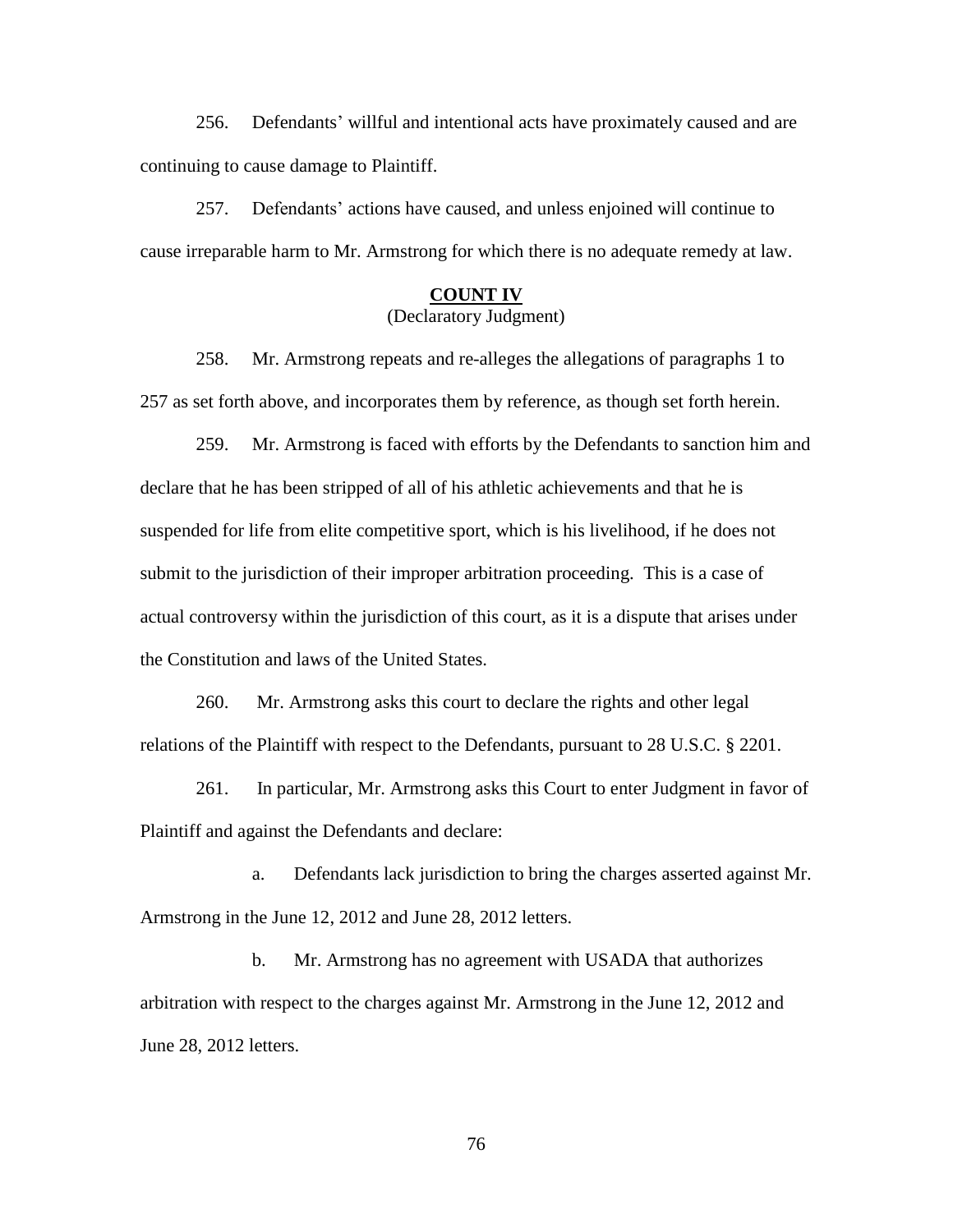256. Defendants' willful and intentional acts have proximately caused and are continuing to cause damage to Plaintiff.

257. Defendants' actions have caused, and unless enjoined will continue to cause irreparable harm to Mr. Armstrong for which there is no adequate remedy at law.

**COUNT IV**
(Declaratory Judgment)

258. Mr. Armstrong repeats and re-alleges the allegations of paragraphs 1 to 257 as set forth above, and incorporates them by reference, as though set forth herein.

259. Mr. Armstrong is faced with efforts by the Defendants to sanction him and declare that he has been stripped of all of his athletic achievements and that he is suspended for life from elite competitive sport, which is his livelihood, if he does not submit to the jurisdiction of their improper arbitration proceeding. This is a case of actual controversy within the jurisdiction of this court, as it is a dispute that arises under the Constitution and laws of the United States.

260. Mr. Armstrong asks this court to declare the rights and other legal relations of the Plaintiff with respect to the Defendants, pursuant to 28 U.S.C. § 2201.

261. In particular, Mr. Armstrong asks this Court to enter Judgment in favor of Plaintiff and against the Defendants and declare:

a. Defendants lack jurisdiction to bring the charges asserted against Mr. Armstrong in the June 12, 2012 and June 28, 2012 letters.

b. Mr. Armstrong has no agreement with USADA that authorizes arbitration with respect to the charges against Mr. Armstrong in the June 12, 2012 and June 28, 2012 letters.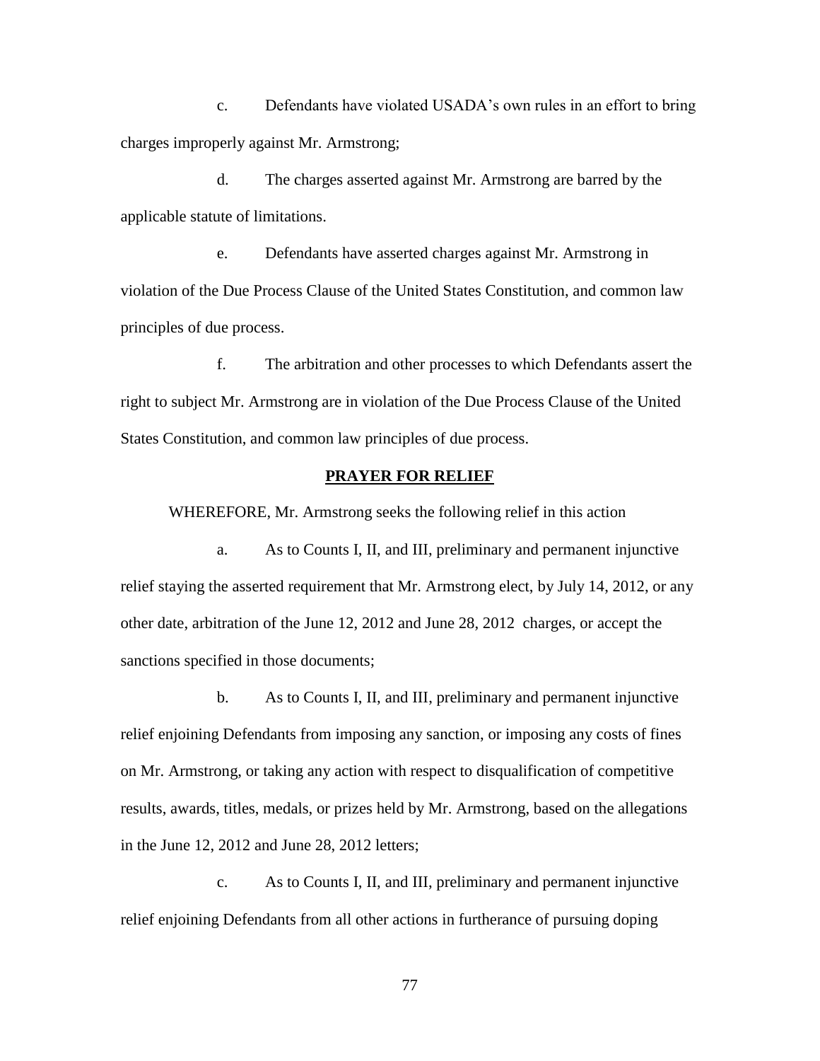c. Defendants have violated USADA's own rules in an effort to bring charges improperly against Mr. Armstrong;

d. The charges asserted against Mr. Armstrong are barred by the applicable statute of limitations.

e. Defendants have asserted charges against Mr. Armstrong in violation of the Due Process Clause of the United States Constitution, and common law principles of due process.

f. The arbitration and other processes to which Defendants assert the right to subject Mr. Armstrong are in violation of the Due Process Clause of the United States Constitution, and common law principles of due process.

## **PRAYER FOR RELIEF**

WHEREFORE, Mr. Armstrong seeks the following relief in this action

a. As to Counts I, II, and III, preliminary and permanent injunctive relief staying the asserted requirement that Mr. Armstrong elect, by July 14, 2012, or any other date, arbitration of the June 12, 2012 and June 28, 2012 charges, or accept the sanctions specified in those documents;

b. As to Counts I, II, and III, preliminary and permanent injunctive relief enjoining Defendants from imposing any sanction, or imposing any costs of fines on Mr. Armstrong, or taking any action with respect to disqualification of competitive results, awards, titles, medals, or prizes held by Mr. Armstrong, based on the allegations in the June 12, 2012 and June 28, 2012 letters;

c. As to Counts I, II, and III, preliminary and permanent injunctive relief enjoining Defendants from all other actions in furtherance of pursuing doping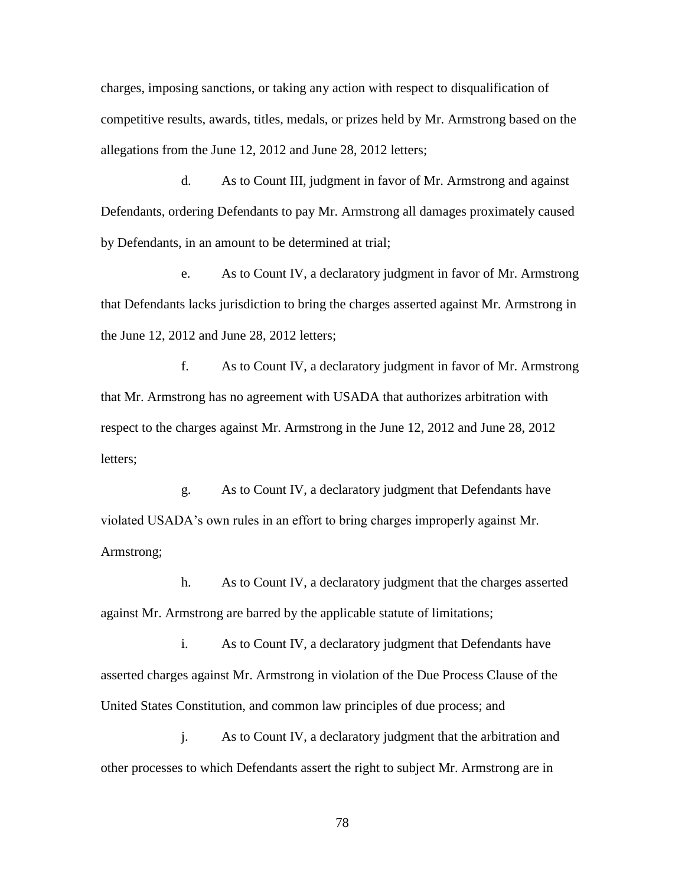charges, imposing sanctions, or taking any action with respect to disqualification of competitive results, awards, titles, medals, or prizes held by Mr. Armstrong based on the allegations from the June 12, 2012 and June 28, 2012 letters;

d. As to Count III, judgment in favor of Mr. Armstrong and against Defendants, ordering Defendants to pay Mr. Armstrong all damages proximately caused by Defendants, in an amount to be determined at trial;

e. As to Count IV, a declaratory judgment in favor of Mr. Armstrong that Defendants lacks jurisdiction to bring the charges asserted against Mr. Armstrong in the June 12, 2012 and June 28, 2012 letters;

f. As to Count IV, a declaratory judgment in favor of Mr. Armstrong that Mr. Armstrong has no agreement with USADA that authorizes arbitration with respect to the charges against Mr. Armstrong in the June 12, 2012 and June 28, 2012 letters;

g. As to Count IV, a declaratory judgment that Defendants have violated USADA's own rules in an effort to bring charges improperly against Mr. Armstrong;

h. As to Count IV, a declaratory judgment that the charges asserted against Mr. Armstrong are barred by the applicable statute of limitations;

i. As to Count IV, a declaratory judgment that Defendants have asserted charges against Mr. Armstrong in violation of the Due Process Clause of the United States Constitution, and common law principles of due process; and

j. As to Count IV, a declaratory judgment that the arbitration and other processes to which Defendants assert the right to subject Mr. Armstrong are in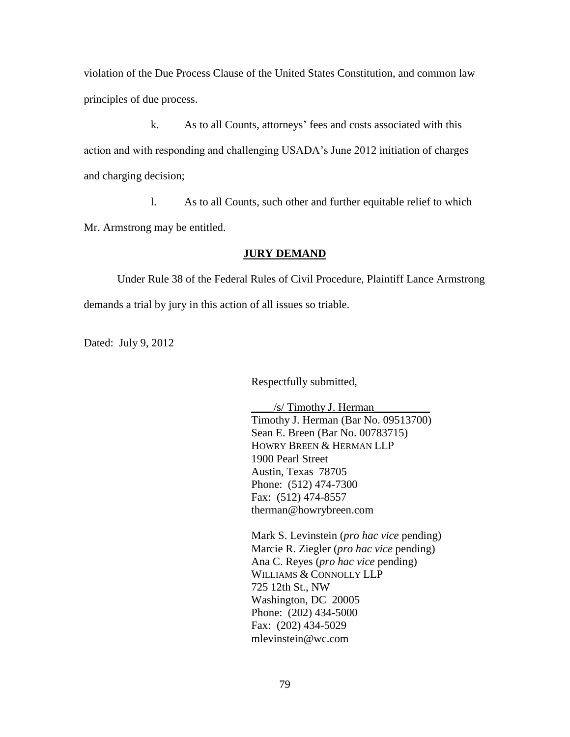violation of the Due Process Clause of the United States Constitution, and common law principles of due process.

k. As to all Counts, attorneys' fees and costs associated with this action and with responding and challenging USADA's June 2012 initiation of charges and charging decision;

l. As to all Counts, such other and further equitable relief to which Mr. Armstrong may be entitled.

**JURY DEMAND**

Under Rule 38 of the Federal Rules of Civil Procedure, Plaintiff Lance Armstrong demands a trial by jury in this action of all issues so triable.

Dated: July 9, 2012

Respectfully submitted,

____/s/ Timothy J. Herman__________
Timothy J. Herman (Bar No. 09513700)
Sean E. Breen (Bar No. 00783715)
HOWRY BREEN & HERMAN LLP
1900 Pearl Street
Austin, Texas 78705
Phone: (512) 474-7300
Fax: (512) 474-8557
therman@howrybreen.com

Mark S. Levinstein (*pro hac vice* pending)
Marcie R. Ziegler (*pro hac vice* pending)
Ana C. Reyes (*pro hac vice* pending)
WILLIAMS & CONNOLLY LLP
725 12th St., NW
Washington, DC 20005
Phone: (202) 434-5000
Fax: (202) 434-5029
mlevinstein@wc.com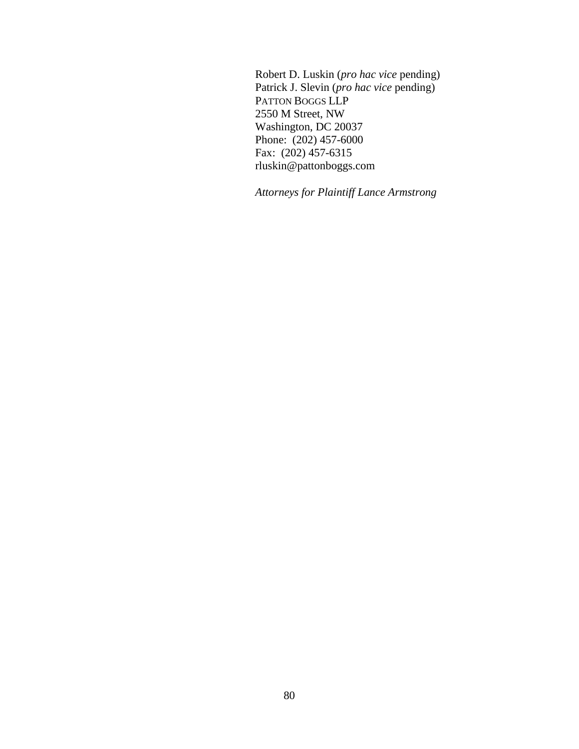Robert D. Luskin (*pro hac vice* pending)
Patrick J. Slevin (*pro hac vice* pending)
PATTON BOGGS LLP
2550 M Street, NW
Washington, DC 20037
Phone: (202) 457-6000
Fax: (202) 457-6315
rluskin@pattonboggs.com

*Attorneys for Plaintiff Lance Armstrong*